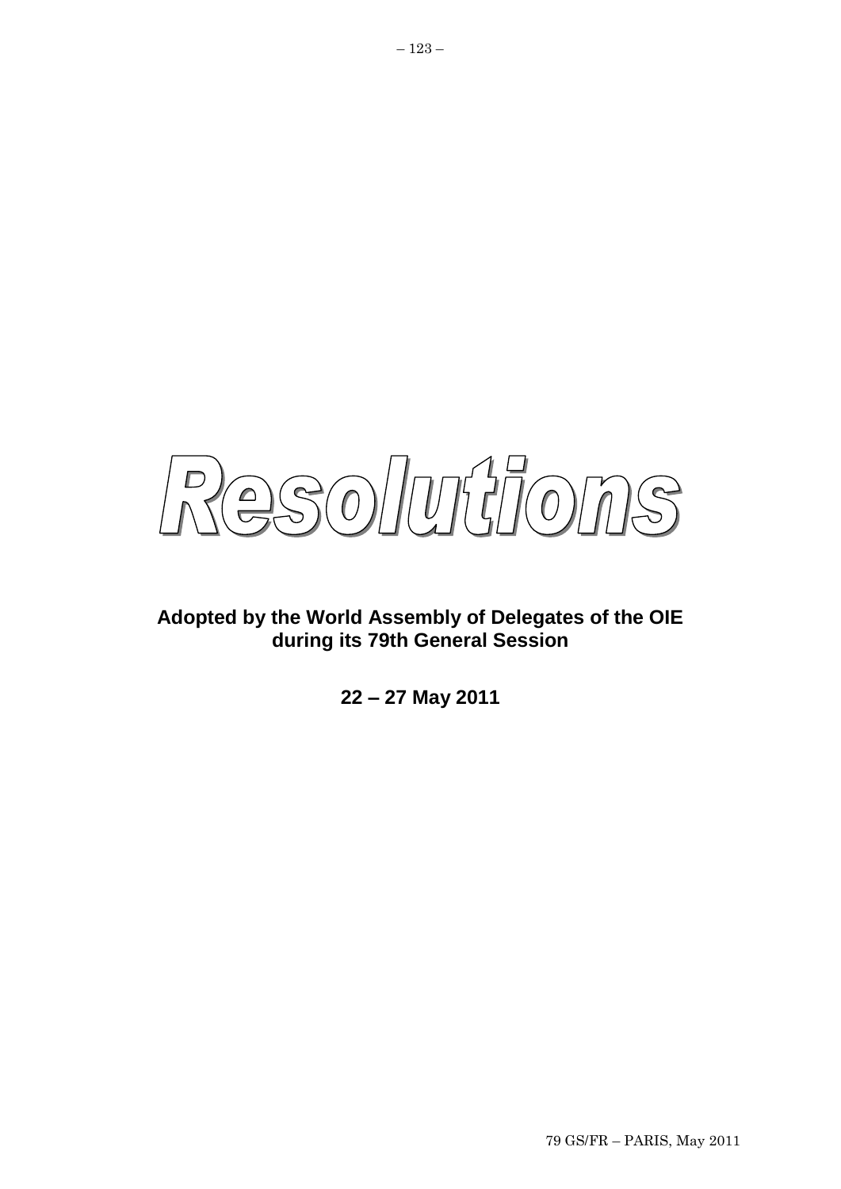# Resolutions

**Adopted by the World Assembly of Delegates of the OIE during its 79th General Session**

**22 – 27 May 2011**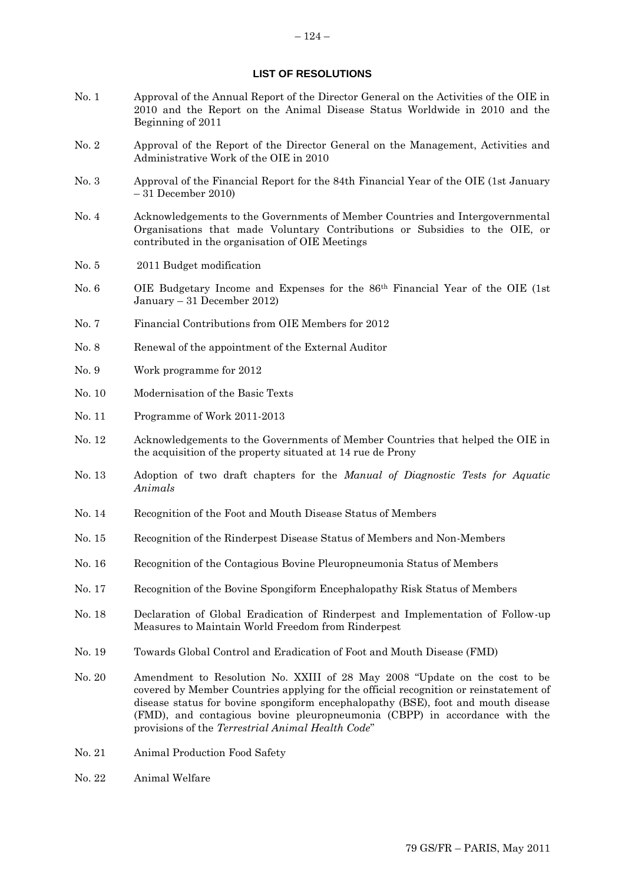## LIST OF RESOLUTIONS

| | |
|---|---|
| No. 1 | Approval of the Annual Report of the Director General on the Activities of the OIE in 2010 and the Report on the Animal Disease Status Worldwide in 2010 and the Beginning of 2011 |
| No. 2 | Approval of the Report of the Director General on the Management, Activities and Administrative Work of the OIE in 2010 |
| No. 3 | Approval of the Financial Report for the 84th Financial Year of the OIE (1st January – 31 December 2010) |
| No. 4 | Acknowledgements to the Governments of Member Countries and Intergovernmental Organisations that made Voluntary Contributions or Subsidies to the OIE, or contributed in the organisation of OIE Meetings |
| No. 5 | 2011 Budget modification |
| No. 6 | OIE Budgetary Income and Expenses for the 86th Financial Year of the OIE (1st January – 31 December 2012) |
| No. 7 | Financial Contributions from OIE Members for 2012 |
| No. 8 | Renewal of the appointment of the External Auditor |
| No. 9 | Work programme for 2012 |
| No. 10 | Modernisation of the Basic Texts |
| No. 11 | Programme of Work 2011-2013 |
| No. 12 | Acknowledgements to the Governments of Member Countries that helped the OIE in the acquisition of the property situated at 14 rue de Prony |
| No. 13 | Adoption of two draft chapters for the *Manual of Diagnostic Tests for Aquatic Animals* |
| No. 14 | Recognition of the Foot and Mouth Disease Status of Members |
| No. 15 | Recognition of the Rinderpest Disease Status of Members and Non-Members |
| No. 16 | Recognition of the Contagious Bovine Pleuropneumonia Status of Members |
| No. 17 | Recognition of the Bovine Spongiform Encephalopathy Risk Status of Members |
| No. 18 | Declaration of Global Eradication of Rinderpest and Implementation of Follow-up Measures to Maintain World Freedom from Rinderpest |
| No. 19 | Towards Global Control and Eradication of Foot and Mouth Disease (FMD) |
| No. 20 | Amendment to Resolution No. XXIII of 28 May 2008 "Update on the cost to be covered by Member Countries applying for the official recognition or reinstatement of disease status for bovine spongiform encephalopathy (BSE), foot and mouth disease (FMD), and contagious bovine pleuropneumonia (CBPP) in accordance with the provisions of the *Terrestrial Animal Health Code*" |
| No. 21 | Animal Production Food Safety |
| No. 22 | Animal Welfare |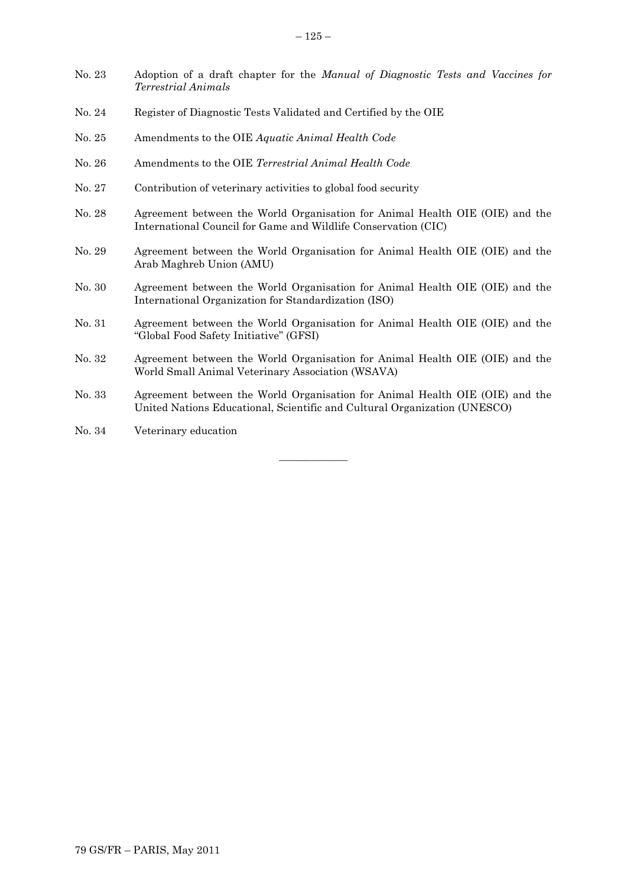No. 23 Adoption of a draft chapter for the *Manual of Diagnostic Tests and Vaccines for Terrestrial Animals*

No. 24 Register of Diagnostic Tests Validated and Certified by the OIE

No. 25 Amendments to the OIE *Aquatic Animal Health Code*

No. 26 Amendments to the OIE *Terrestrial Animal Health Code*

No. 27 Contribution of veterinary activities to global food security

No. 28 Agreement between the World Organisation for Animal Health OIE (OIE) and the International Council for Game and Wildlife Conservation (CIC)

No. 29 Agreement between the World Organisation for Animal Health OIE (OIE) and the Arab Maghreb Union (AMU)

No. 30 Agreement between the World Organisation for Animal Health OIE (OIE) and the International Organization for Standardization (ISO)

No. 31 Agreement between the World Organisation for Animal Health OIE (OIE) and the "Global Food Safety Initiative" (GFSI)

No. 32 Agreement between the World Organisation for Animal Health OIE (OIE) and the World Small Animal Veterinary Association (WSAVA)

No. 33 Agreement between the World Organisation for Animal Health OIE (OIE) and the United Nations Educational, Scientific and Cultural Organization (UNESCO)

No. 34 Veterinary education

---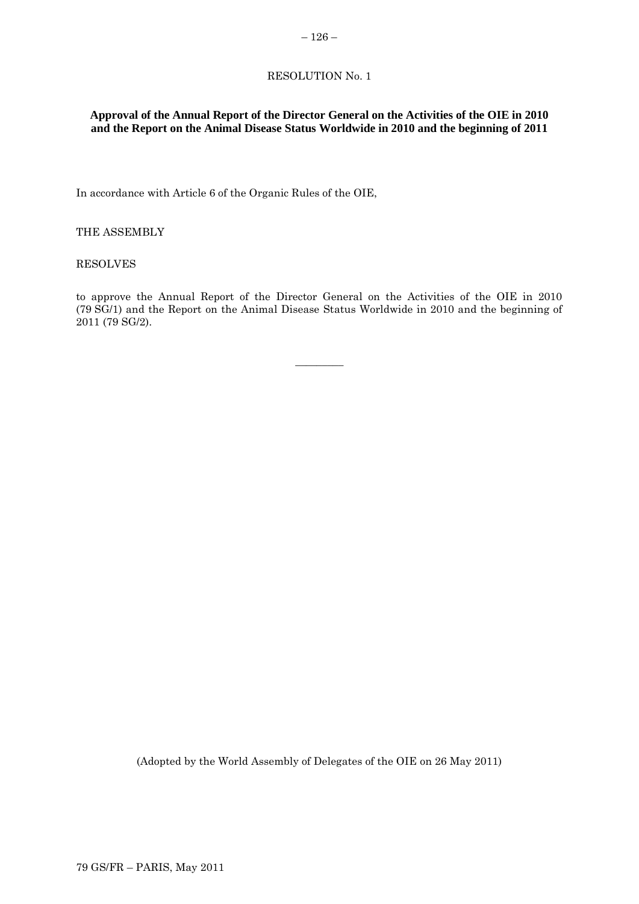RESOLUTION No. 1

**Approval of the Annual Report of the Director General on the Activities of the OIE in 2010 and the Report on the Animal Disease Status Worldwide in 2010 and the beginning of 2011**

In accordance with Article 6 of the Organic Rules of the OIE,

THE ASSEMBLY

RESOLVES

to approve the Annual Report of the Director General on the Activities of the OIE in 2010 (79 SG/1) and the Report on the Animal Disease Status Worldwide in 2010 and the beginning of 2011 (79 SG/2).

(Adopted by the World Assembly of Delegates of the OIE on 26 May 2011)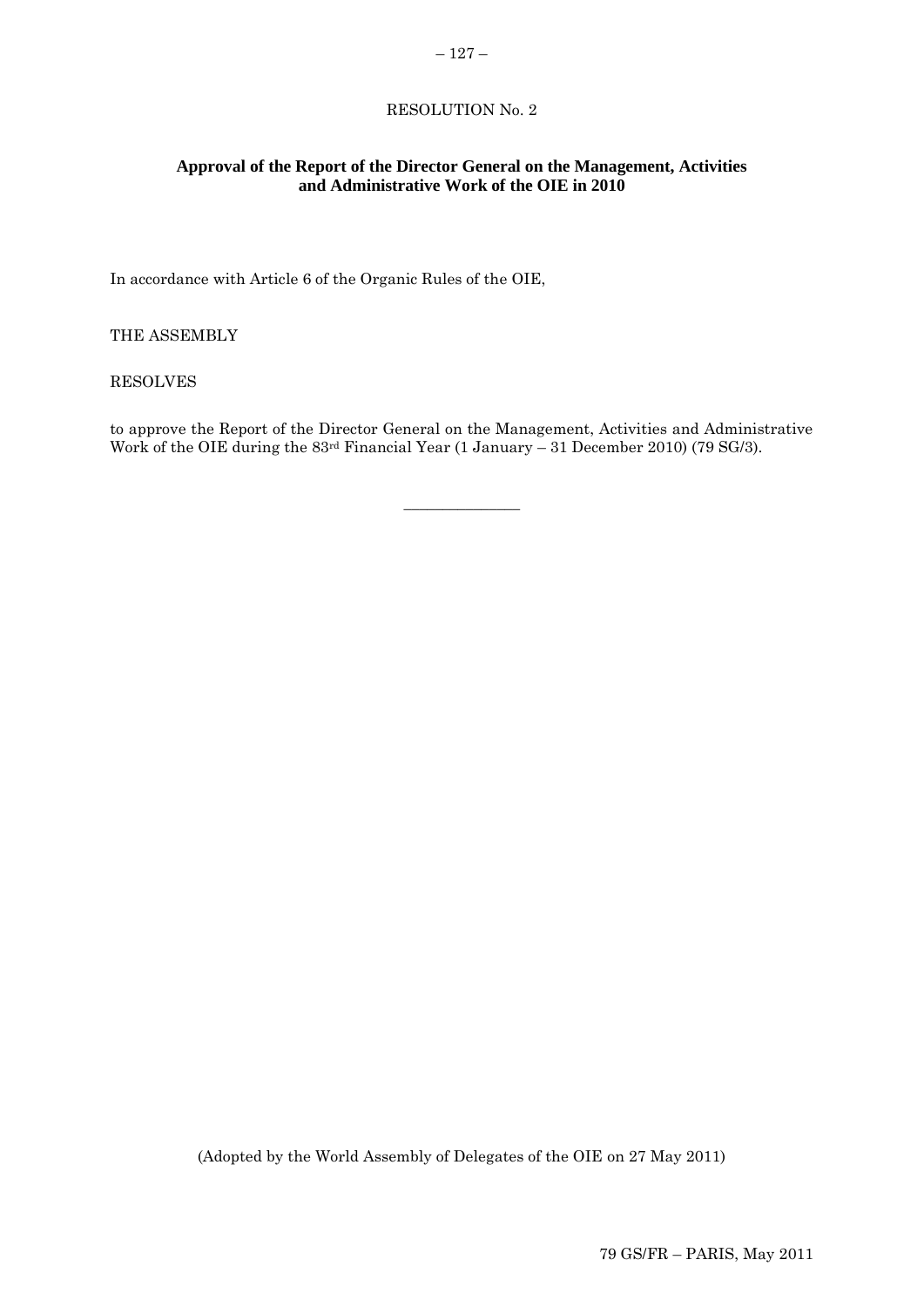RESOLUTION No. 2

**Approval of the Report of the Director General on the Management, Activities and Administrative Work of the OIE in 2010**

In accordance with Article 6 of the Organic Rules of the OIE,

THE ASSEMBLY

RESOLVES

to approve the Report of the Director General on the Management, Activities and Administrative Work of the OIE during the 83rd Financial Year (1 January – 31 December 2010) (79 SG/3).

_______________

(Adopted by the World Assembly of Delegates of the OIE on 27 May 2011)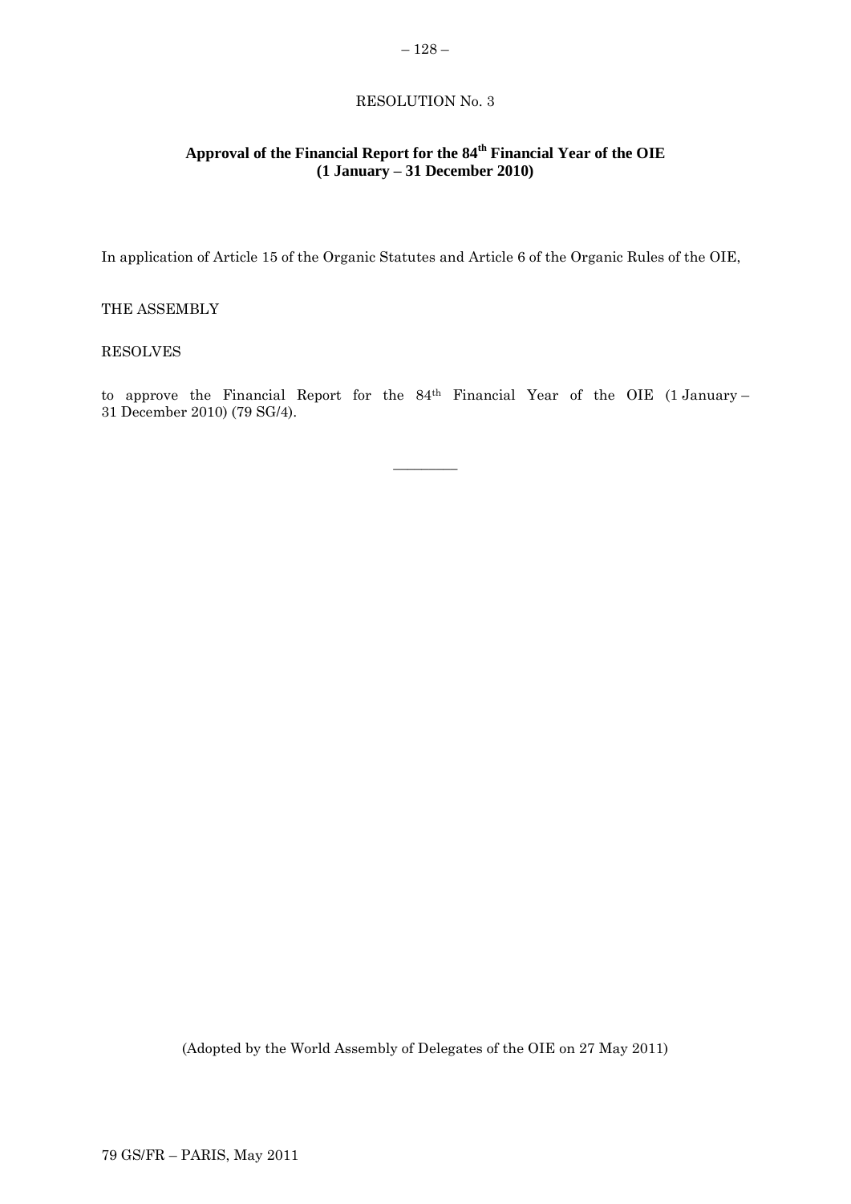RESOLUTION No. 3

**Approval of the Financial Report for the 84th Financial Year of the OIE (1 January – 31 December 2010)**

In application of Article 15 of the Organic Statutes and Article 6 of the Organic Rules of the OIE,

THE ASSEMBLY

RESOLVES

to approve the Financial Report for the 84th Financial Year of the OIE (1 January – 31 December 2010) (79 SG/4).

\_\_\_\_\_\_\_\_\_\_\_\_\_\_\_

(Adopted by the World Assembly of Delegates of the OIE on 27 May 2011)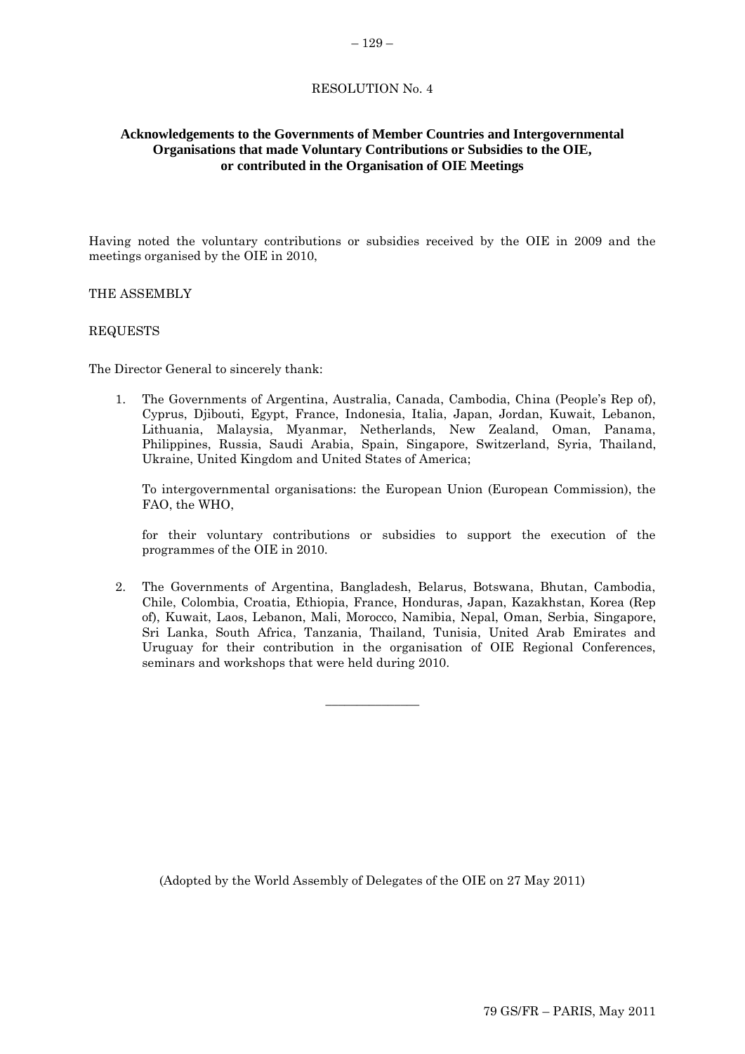RESOLUTION No. 4

**Acknowledgements to the Governments of Member Countries and Intergovernmental Organisations that made Voluntary Contributions or Subsidies to the OIE, or contributed in the Organisation of OIE Meetings**

Having noted the voluntary contributions or subsidies received by the OIE in 2009 and the meetings organised by the OIE in 2010,

THE ASSEMBLY

REQUESTS

The Director General to sincerely thank:

1. The Governments of Argentina, Australia, Canada, Cambodia, China (People's Rep of), Cyprus, Djibouti, Egypt, France, Indonesia, Italia, Japan, Jordan, Kuwait, Lebanon, Lithuania, Malaysia, Myanmar, Netherlands, New Zealand, Oman, Panama, Philippines, Russia, Saudi Arabia, Spain, Singapore, Switzerland, Syria, Thailand, Ukraine, United Kingdom and United States of America;

   To intergovernmental organisations: the European Union (European Commission), the FAO, the WHO,

   for their voluntary contributions or subsidies to support the execution of the programmes of the OIE in 2010.

2. The Governments of Argentina, Bangladesh, Belarus, Botswana, Bhutan, Cambodia, Chile, Colombia, Croatia, Ethiopia, France, Honduras, Japan, Kazakhstan, Korea (Rep of), Kuwait, Laos, Lebanon, Mali, Morocco, Namibia, Nepal, Oman, Serbia, Singapore, Sri Lanka, South Africa, Tanzania, Thailand, Tunisia, United Arab Emirates and Uruguay for their contribution in the organisation of OIE Regional Conferences, seminars and workshops that were held during 2010.

---

(Adopted by the World Assembly of Delegates of the OIE on 27 May 2011)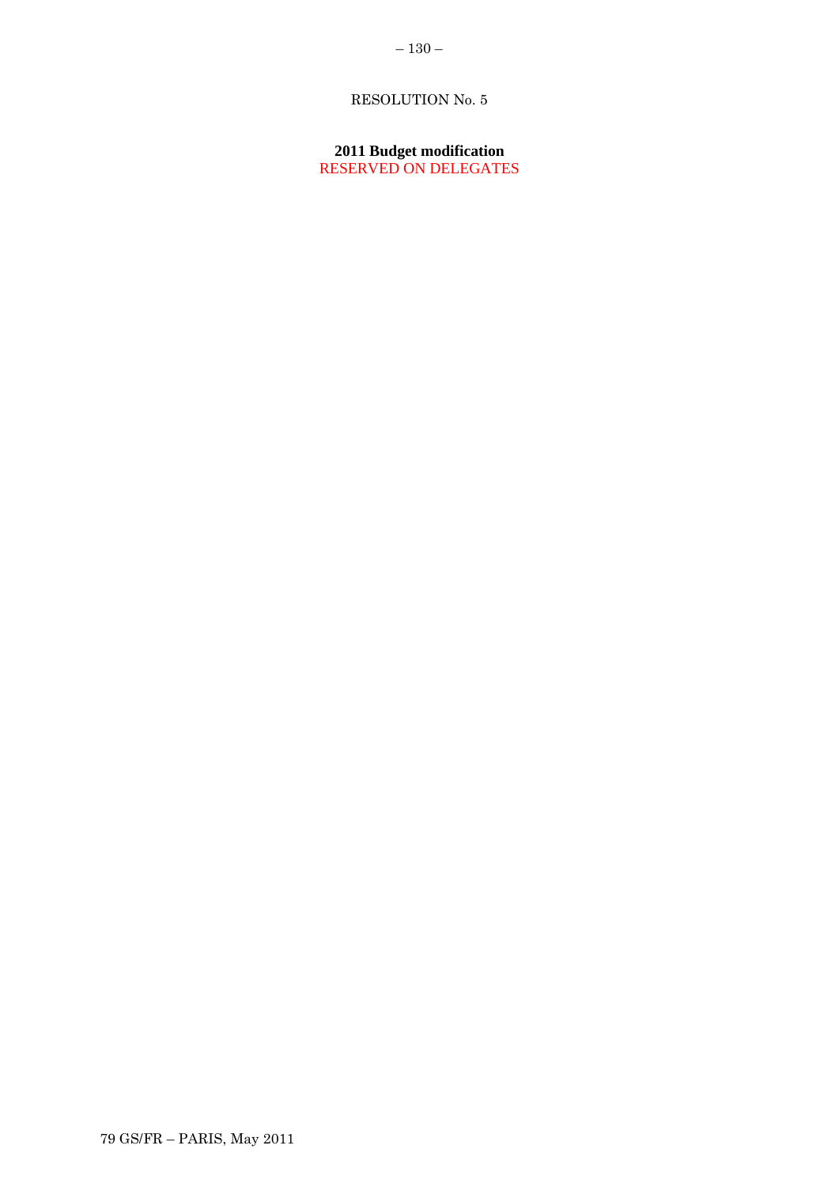RESOLUTION No. 5

**2011 Budget modification**

RESERVED ON DELEGATES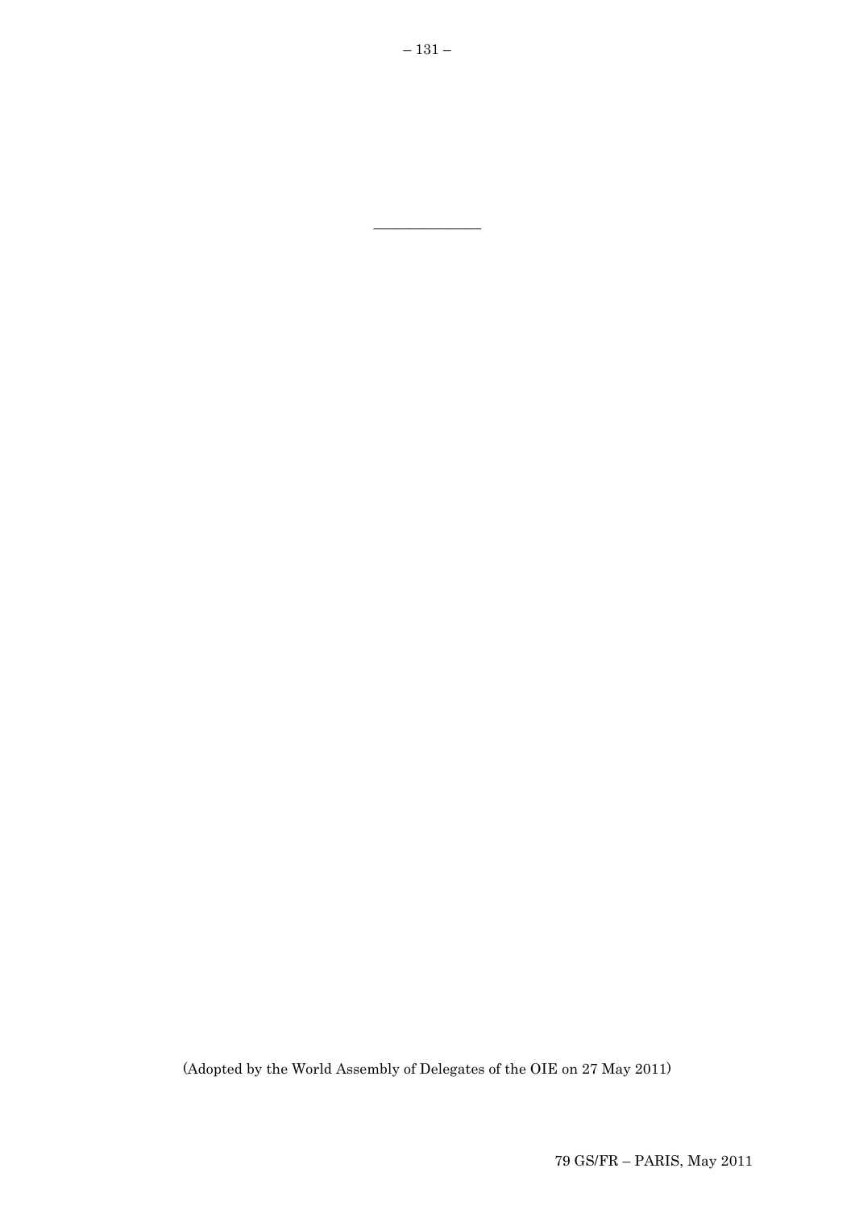_______________

(Adopted by the World Assembly of Delegates of the OIE on 27 May 2011)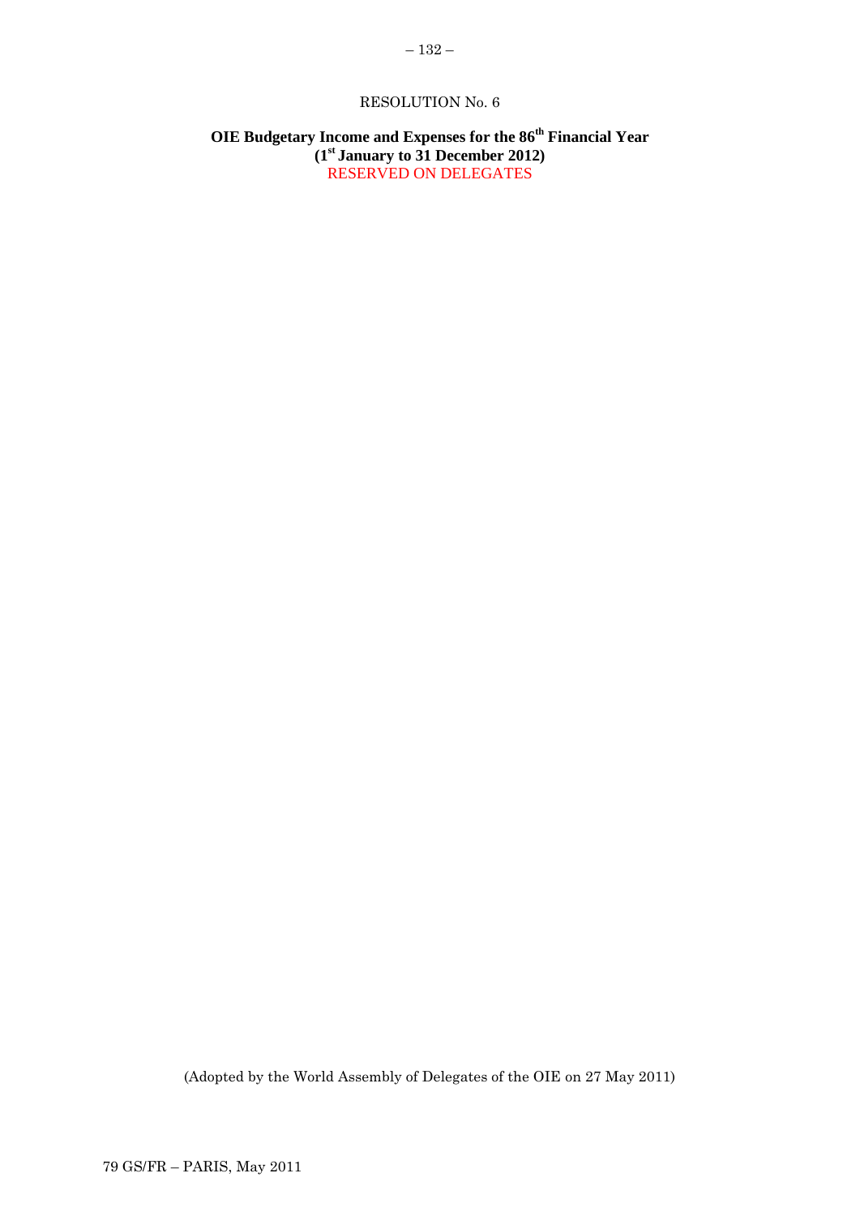RESOLUTION No. 6

**OIE Budgetary Income and Expenses for the 86th Financial Year**
**(1st January to 31 December 2012)**
RESERVED ON DELEGATES

(Adopted by the World Assembly of Delegates of the OIE on 27 May 2011)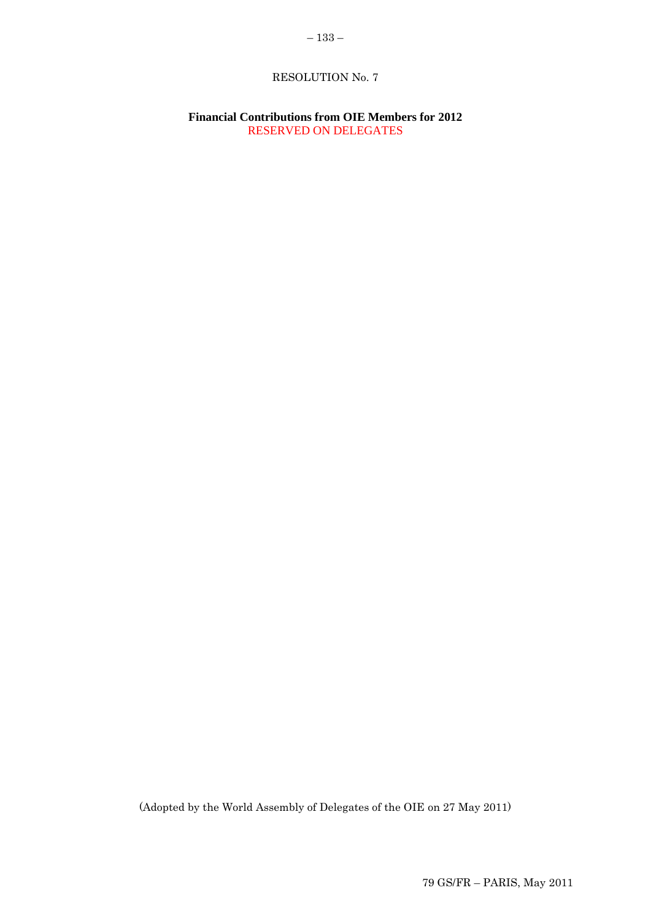RESOLUTION No. 7

**Financial Contributions from OIE Members for 2012**

RESERVED ON DELEGATES

(Adopted by the World Assembly of Delegates of the OIE on 27 May 2011)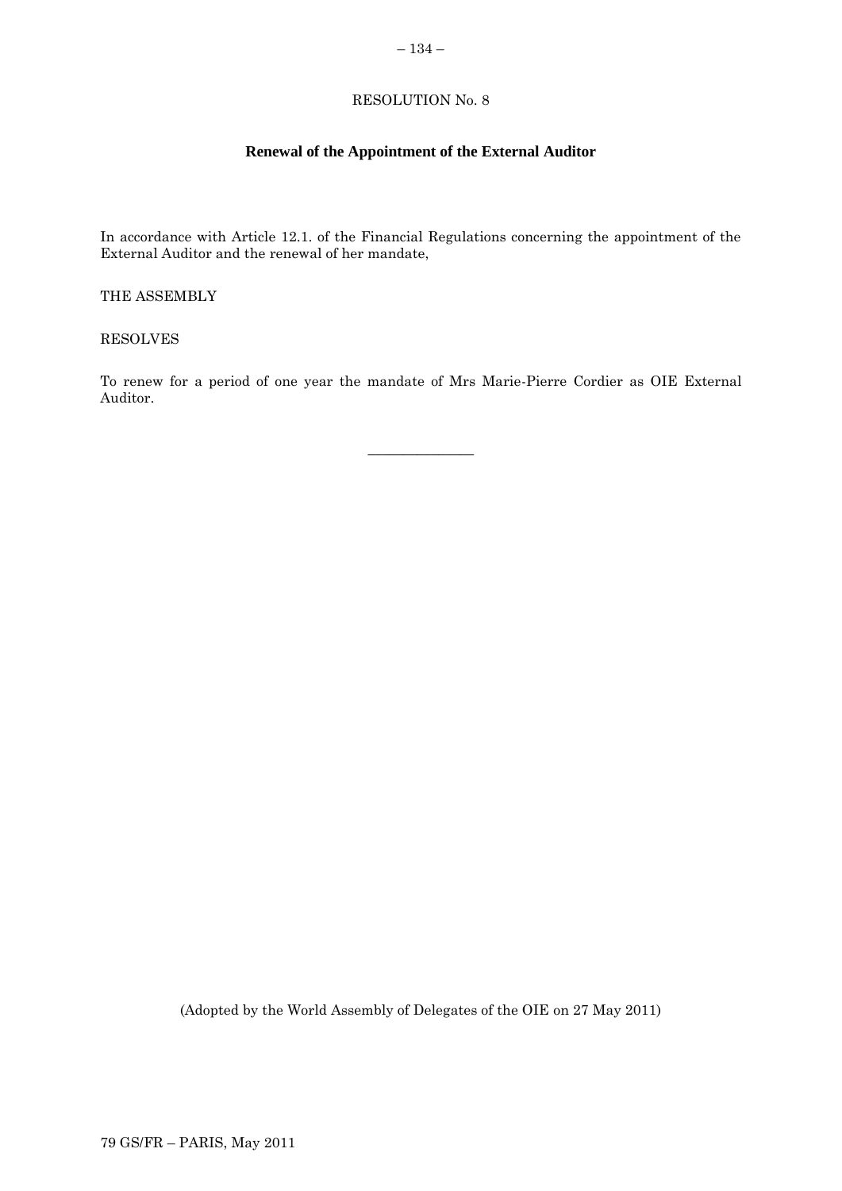RESOLUTION No. 8

## Renewal of the Appointment of the External Auditor

In accordance with Article 12.1. of the Financial Regulations concerning the appointment of the External Auditor and the renewal of her mandate,

THE ASSEMBLY

RESOLVES

To renew for a period of one year the mandate of Mrs Marie-Pierre Cordier as OIE External Auditor.

---

(Adopted by the World Assembly of Delegates of the OIE on 27 May 2011)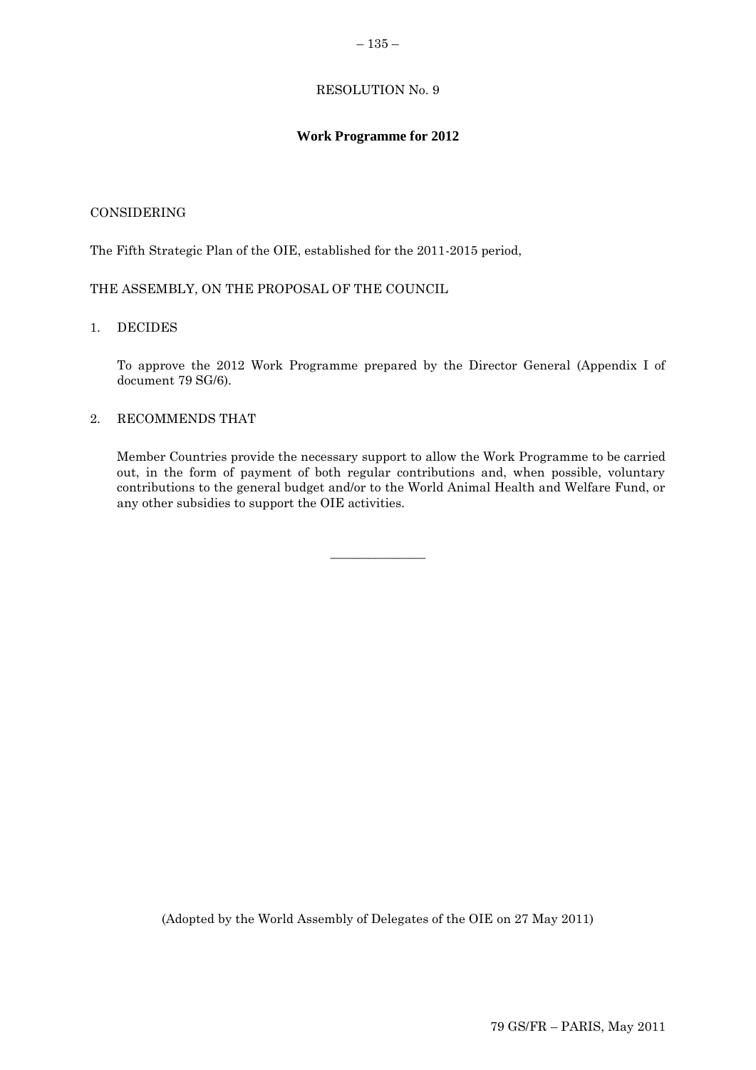RESOLUTION No. 9

## Work Programme for 2012

CONSIDERING

The Fifth Strategic Plan of the OIE, established for the 2011-2015 period,

THE ASSEMBLY, ON THE PROPOSAL OF THE COUNCIL

1. DECIDES

   To approve the 2012 Work Programme prepared by the Director General (Appendix I of document 79 SG/6).

2. RECOMMENDS THAT

   Member Countries provide the necessary support to allow the Work Programme to be carried out, in the form of payment of both regular contributions and, when possible, voluntary contributions to the general budget and/or to the World Animal Health and Welfare Fund, or any other subsidies to support the OIE activities.

---

(Adopted by the World Assembly of Delegates of the OIE on 27 May 2011)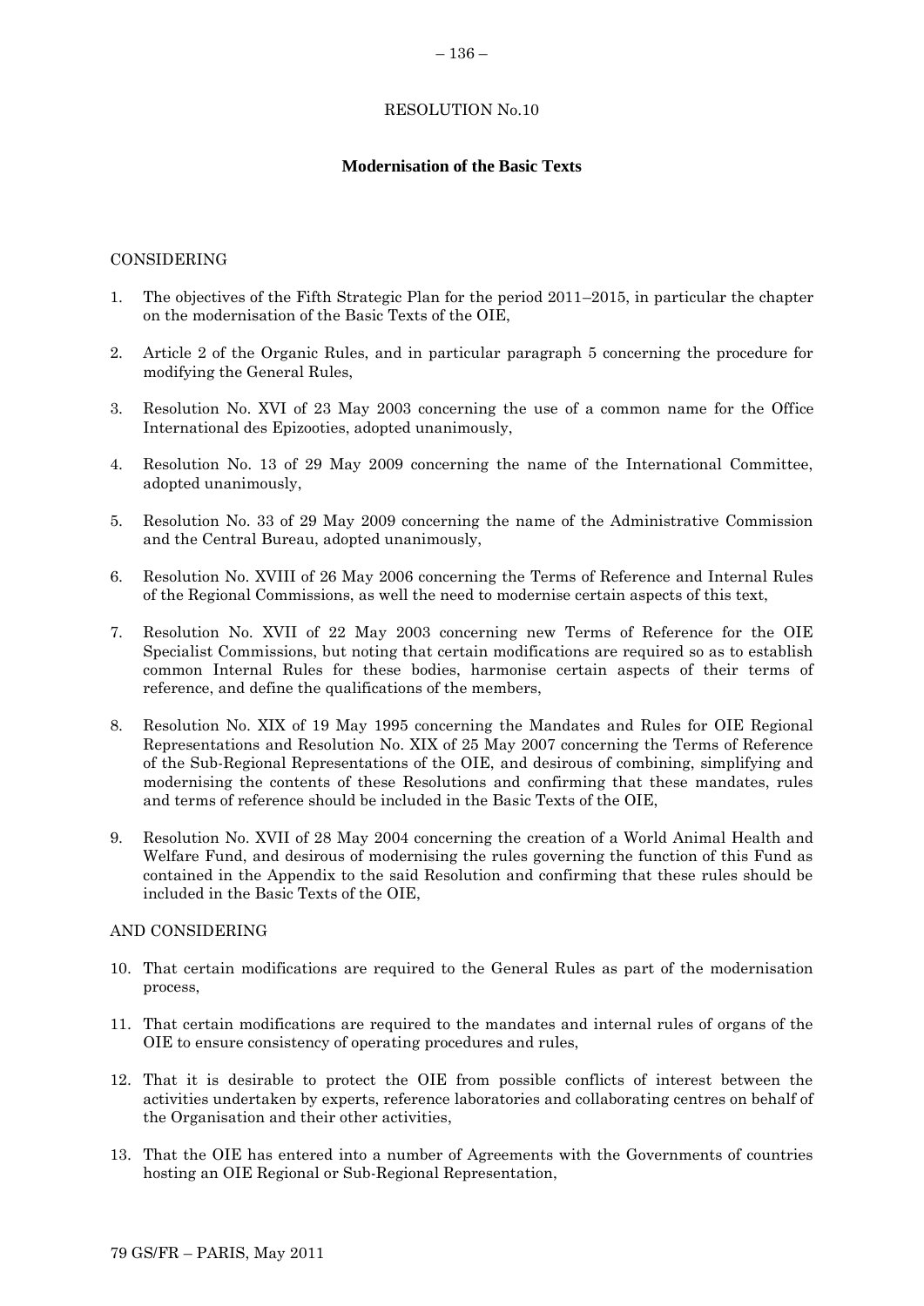RESOLUTION No.10

## Modernisation of the Basic Texts

CONSIDERING

1. The objectives of the Fifth Strategic Plan for the period 2011–2015, in particular the chapter on the modernisation of the Basic Texts of the OIE,

2. Article 2 of the Organic Rules, and in particular paragraph 5 concerning the procedure for modifying the General Rules,

3. Resolution No. XVI of 23 May 2003 concerning the use of a common name for the Office International des Epizooties, adopted unanimously,

4. Resolution No. 13 of 29 May 2009 concerning the name of the International Committee, adopted unanimously,

5. Resolution No. 33 of 29 May 2009 concerning the name of the Administrative Commission and the Central Bureau, adopted unanimously,

6. Resolution No. XVIII of 26 May 2006 concerning the Terms of Reference and Internal Rules of the Regional Commissions, as well the need to modernise certain aspects of this text,

7. Resolution No. XVII of 22 May 2003 concerning new Terms of Reference for the OIE Specialist Commissions, but noting that certain modifications are required so as to establish common Internal Rules for these bodies, harmonise certain aspects of their terms of reference, and define the qualifications of the members,

8. Resolution No. XIX of 19 May 1995 concerning the Mandates and Rules for OIE Regional Representations and Resolution No. XIX of 25 May 2007 concerning the Terms of Reference of the Sub-Regional Representations of the OIE, and desirous of combining, simplifying and modernising the contents of these Resolutions and confirming that these mandates, rules and terms of reference should be included in the Basic Texts of the OIE,

9. Resolution No. XVII of 28 May 2004 concerning the creation of a World Animal Health and Welfare Fund, and desirous of modernising the rules governing the function of this Fund as contained in the Appendix to the said Resolution and confirming that these rules should be included in the Basic Texts of the OIE,

AND CONSIDERING

10. That certain modifications are required to the General Rules as part of the modernisation process,

11. That certain modifications are required to the mandates and internal rules of organs of the OIE to ensure consistency of operating procedures and rules,

12. That it is desirable to protect the OIE from possible conflicts of interest between the activities undertaken by experts, reference laboratories and collaborating centres on behalf of the Organisation and their other activities,

13. That the OIE has entered into a number of Agreements with the Governments of countries hosting an OIE Regional or Sub-Regional Representation,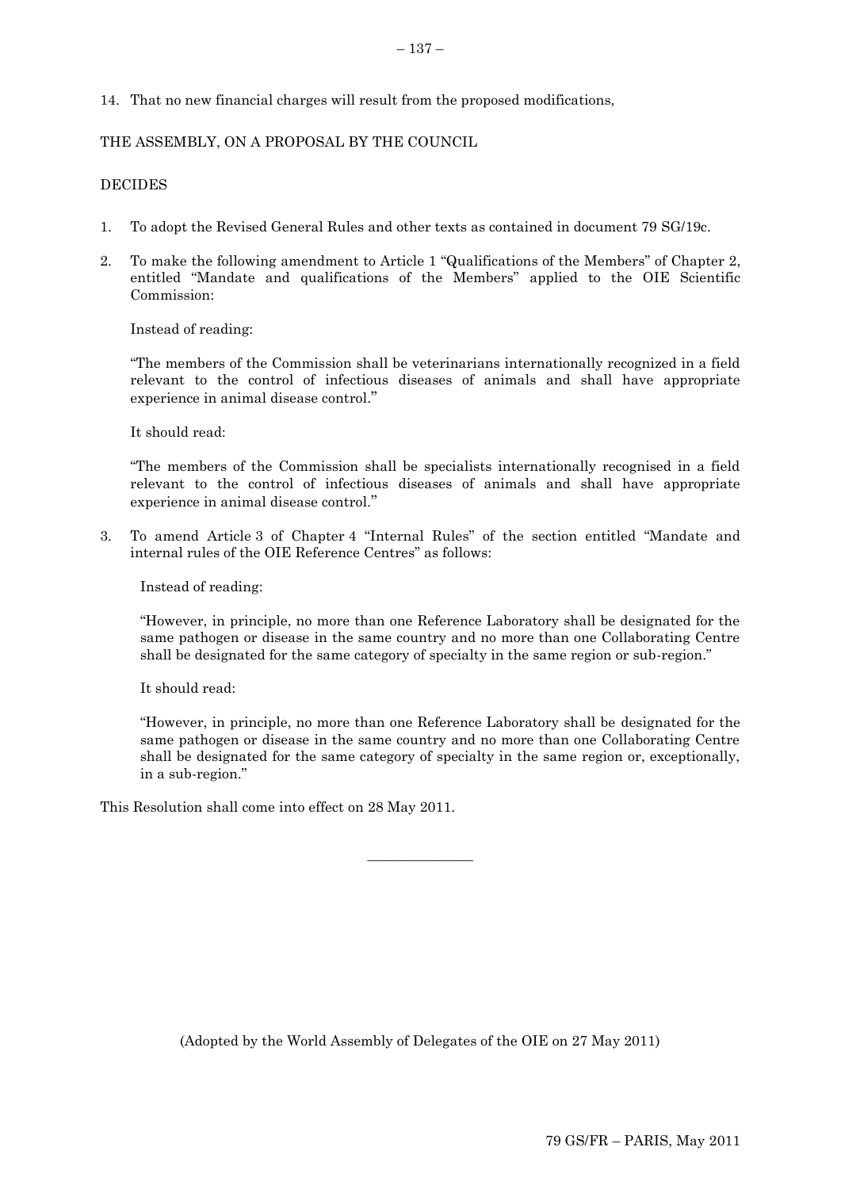14. That no new financial charges will result from the proposed modifications,

THE ASSEMBLY, ON A PROPOSAL BY THE COUNCIL

DECIDES

1. To adopt the Revised General Rules and other texts as contained in document 79 SG/19c.

2. To make the following amendment to Article 1 "Qualifications of the Members" of Chapter 2, entitled "Mandate and qualifications of the Members" applied to the OIE Scientific Commission:

   Instead of reading:

   "The members of the Commission shall be veterinarians internationally recognized in a field relevant to the control of infectious diseases of animals and shall have appropriate experience in animal disease control."

   It should read:

   "The members of the Commission shall be specialists internationally recognised in a field relevant to the control of infectious diseases of animals and shall have appropriate experience in animal disease control."

3. To amend Article 3 of Chapter 4 "Internal Rules" of the section entitled "Mandate and internal rules of the OIE Reference Centres" as follows:

   Instead of reading:

   "However, in principle, no more than one Reference Laboratory shall be designated for the same pathogen or disease in the same country and no more than one Collaborating Centre shall be designated for the same category of specialty in the same region or sub-region."

   It should read:

   "However, in principle, no more than one Reference Laboratory shall be designated for the same pathogen or disease in the same country and no more than one Collaborating Centre shall be designated for the same category of specialty in the same region or, exceptionally, in a sub-region."

This Resolution shall come into effect on 28 May 2011.

_______________

(Adopted by the World Assembly of Delegates of the OIE on 27 May 2011)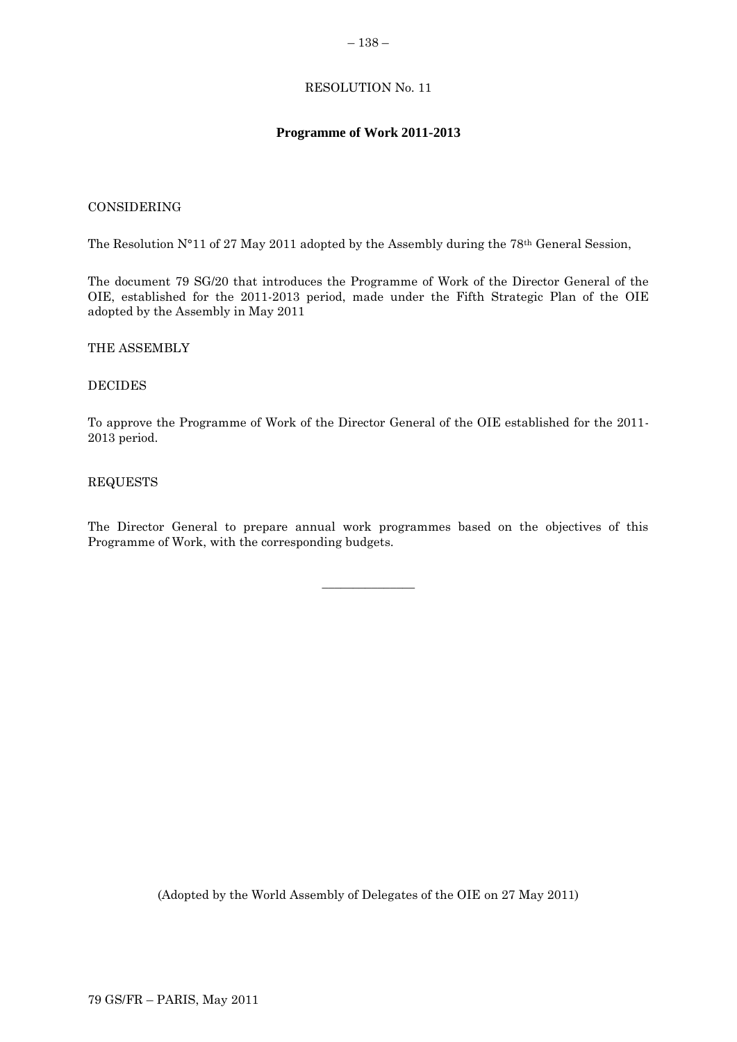RESOLUTION No. 11

## Programme of Work 2011-2013

CONSIDERING

The Resolution N°11 of 27 May 2011 adopted by the Assembly during the 78th General Session,

The document 79 SG/20 that introduces the Programme of Work of the Director General of the OIE, established for the 2011-2013 period, made under the Fifth Strategic Plan of the OIE adopted by the Assembly in May 2011

THE ASSEMBLY

DECIDES

To approve the Programme of Work of the Director General of the OIE established for the 2011-2013 period.

REQUESTS

The Director General to prepare annual work programmes based on the objectives of this Programme of Work, with the corresponding budgets.

_______________

(Adopted by the World Assembly of Delegates of the OIE on 27 May 2011)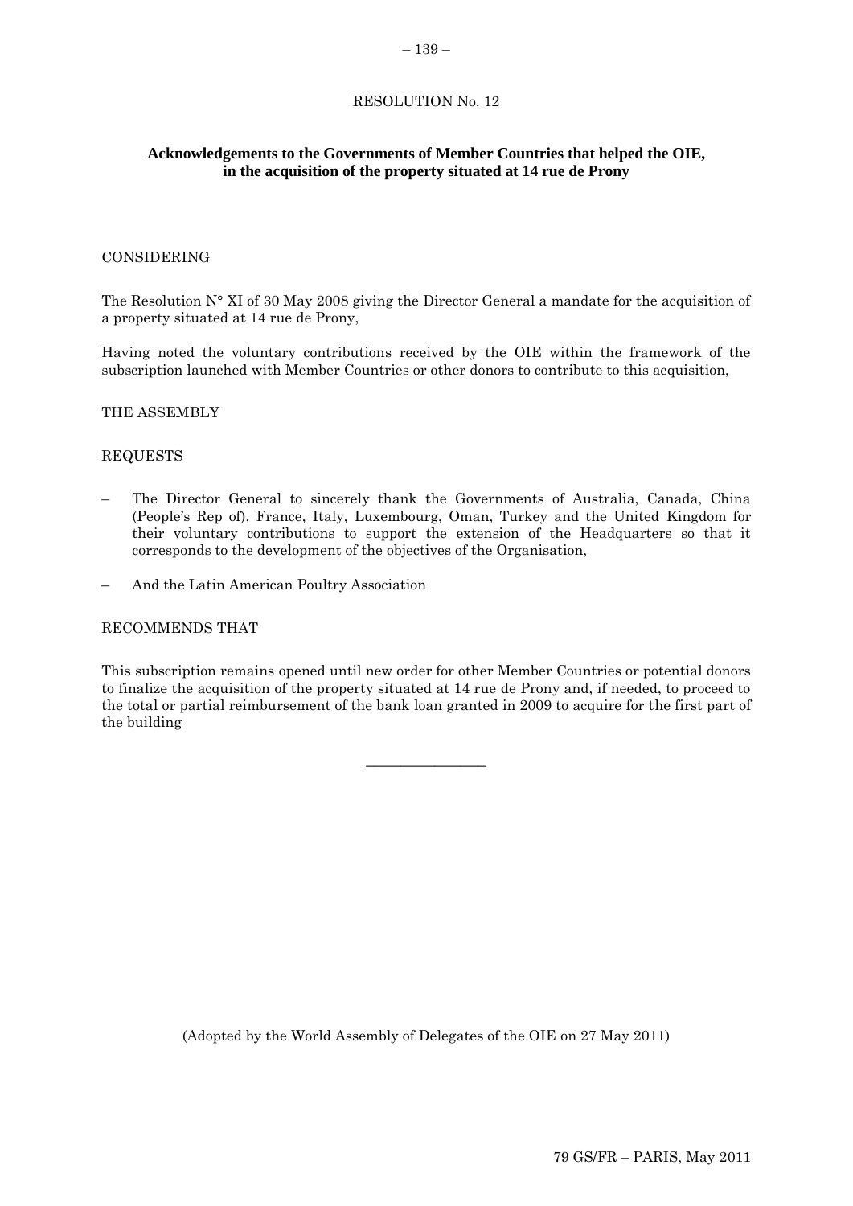# RESOLUTION No. 12

## Acknowledgements to the Governments of Member Countries that helped the OIE, in the acquisition of the property situated at 14 rue de Prony

CONSIDERING

The Resolution N° XI of 30 May 2008 giving the Director General a mandate for the acquisition of a property situated at 14 rue de Prony,

Having noted the voluntary contributions received by the OIE within the framework of the subscription launched with Member Countries or other donors to contribute to this acquisition,

THE ASSEMBLY

REQUESTS

– The Director General to sincerely thank the Governments of Australia, Canada, China (People's Rep of), France, Italy, Luxembourg, Oman, Turkey and the United Kingdom for their voluntary contributions to support the extension of the Headquarters so that it corresponds to the development of the objectives of the Organisation,

– And the Latin American Poultry Association

RECOMMENDS THAT

This subscription remains opened until new order for other Member Countries or potential donors to finalize the acquisition of the property situated at 14 rue de Prony and, if needed, to proceed to the total or partial reimbursement of the bank loan granted in 2009 to acquire for the first part of the building

\_\_\_\_\_\_\_\_\_\_\_\_\_\_\_

(Adopted by the World Assembly of Delegates of the OIE on 27 May 2011)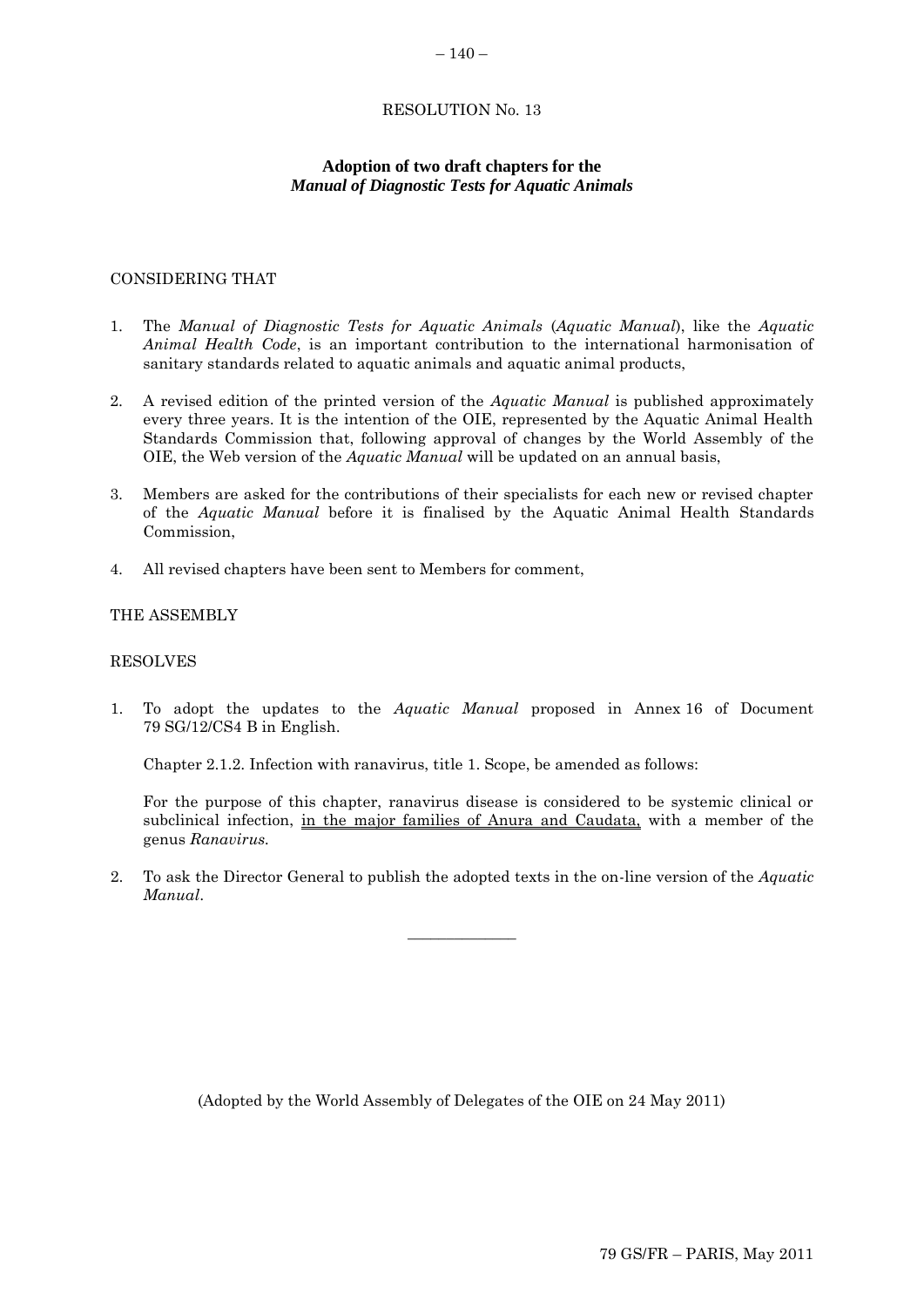# RESOLUTION No. 13

## Adoption of two draft chapters for the *Manual of Diagnostic Tests for Aquatic Animals*

CONSIDERING THAT

1. The *Manual of Diagnostic Tests for Aquatic Animals* (*Aquatic Manual*), like the *Aquatic Animal Health Code*, is an important contribution to the international harmonisation of sanitary standards related to aquatic animals and aquatic animal products,

2. A revised edition of the printed version of the *Aquatic Manual* is published approximately every three years. It is the intention of the OIE, represented by the Aquatic Animal Health Standards Commission that, following approval of changes by the World Assembly of the OIE, the Web version of the *Aquatic Manual* will be updated on an annual basis,

3. Members are asked for the contributions of their specialists for each new or revised chapter of the *Aquatic Manual* before it is finalised by the Aquatic Animal Health Standards Commission,

4. All revised chapters have been sent to Members for comment,

THE ASSEMBLY

RESOLVES

1. To adopt the updates to the *Aquatic Manual* proposed in Annex 16 of Document 79 SG/12/CS4 B in English.

   Chapter 2.1.2. Infection with ranavirus, title 1. Scope, be amended as follows:

   For the purpose of this chapter, ranavirus disease is considered to be systemic clinical or subclinical infection, <u>in the major families of Anura and Caudata,</u> with a member of the genus *Ranavirus*.

2. To ask the Director General to publish the adopted texts in the on-line version of the *Aquatic Manual*.

---

(Adopted by the World Assembly of Delegates of the OIE on 24 May 2011)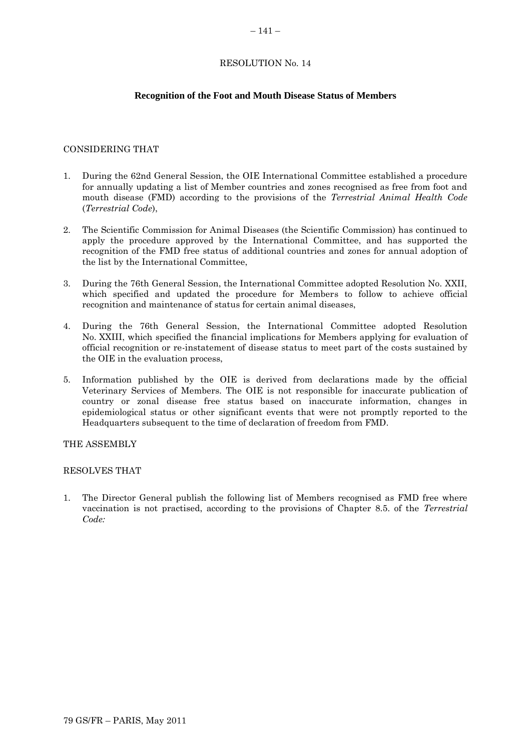RESOLUTION No. 14

## Recognition of the Foot and Mouth Disease Status of Members

CONSIDERING THAT

1. During the 62nd General Session, the OIE International Committee established a procedure for annually updating a list of Member countries and zones recognised as free from foot and mouth disease (FMD) according to the provisions of the *Terrestrial Animal Health Code* (*Terrestrial Code*),

2. The Scientific Commission for Animal Diseases (the Scientific Commission) has continued to apply the procedure approved by the International Committee, and has supported the recognition of the FMD free status of additional countries and zones for annual adoption of the list by the International Committee,

3. During the 76th General Session, the International Committee adopted Resolution No. XXII, which specified and updated the procedure for Members to follow to achieve official recognition and maintenance of status for certain animal diseases,

4. During the 76th General Session, the International Committee adopted Resolution No. XXIII, which specified the financial implications for Members applying for evaluation of official recognition or re-instatement of disease status to meet part of the costs sustained by the OIE in the evaluation process,

5. Information published by the OIE is derived from declarations made by the official Veterinary Services of Members. The OIE is not responsible for inaccurate publication of country or zonal disease free status based on inaccurate information, changes in epidemiological status or other significant events that were not promptly reported to the Headquarters subsequent to the time of declaration of freedom from FMD.

THE ASSEMBLY

RESOLVES THAT

1. The Director General publish the following list of Members recognised as FMD free where vaccination is not practised, according to the provisions of Chapter 8.5. of the *Terrestrial Code:*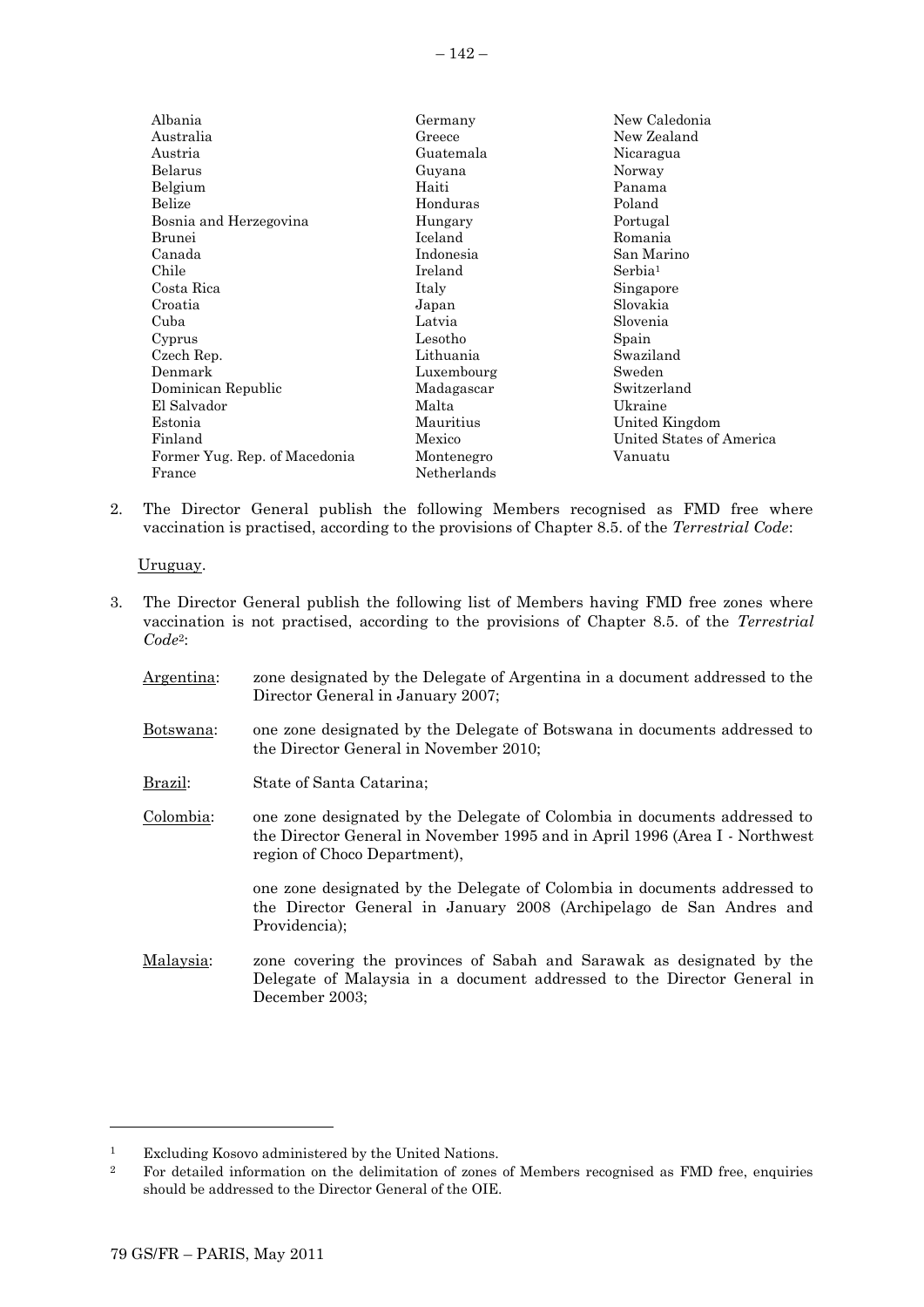Albania
Australia
Austria
Belarus
Belgium
Belize
Bosnia and Herzegovina
Brunei
Canada
Chile
Costa Rica
Croatia
Cuba
Cyprus
Czech Rep.
Denmark
Dominican Republic
El Salvador
Estonia
Finland
Former Yug. Rep. of Macedonia
France
Germany
Greece
Guatemala
Guyana
Haiti
Honduras
Hungary
Iceland
Indonesia
Ireland
Italy
Japan
Latvia
Lesotho
Lithuania
Luxembourg
Madagascar
Malta
Mauritius
Mexico
Montenegro
Netherlands
New Caledonia
New Zealand
Nicaragua
Norway
Panama
Poland
Portugal
Romania
San Marino
Serbia[1]
Singapore
Slovakia
Slovenia
Spain
Swaziland
Sweden
Switzerland
Ukraine
United Kingdom
United States of America
Vanuatu

2. The Director General publish the following Members recognised as FMD free where vaccination is practised, according to the provisions of Chapter 8.5. of the *Terrestrial Code*:

   Uruguay.

3. The Director General publish the following list of Members having FMD free zones where vaccination is not practised, according to the provisions of Chapter 8.5. of the *Terrestrial Code*[2]:

   Argentina: zone designated by the Delegate of Argentina in a document addressed to the Director General in January 2007;

   Botswana: one zone designated by the Delegate of Botswana in documents addressed to the Director General in November 2010;

   Brazil: State of Santa Catarina;

   Colombia: one zone designated by the Delegate of Colombia in documents addressed to the Director General in November 1995 and in April 1996 (Area I - Northwest region of Choco Department),

   one zone designated by the Delegate of Colombia in documents addressed to the Director General in January 2008 (Archipelago de San Andres and Providencia);

   Malaysia: zone covering the provinces of Sabah and Sarawak as designated by the Delegate of Malaysia in a document addressed to the Director General in December 2003;

---

[1] Excluding Kosovo administered by the United Nations.

[2] For detailed information on the delimitation of zones of Members recognised as FMD free, enquiries should be addressed to the Director General of the OIE.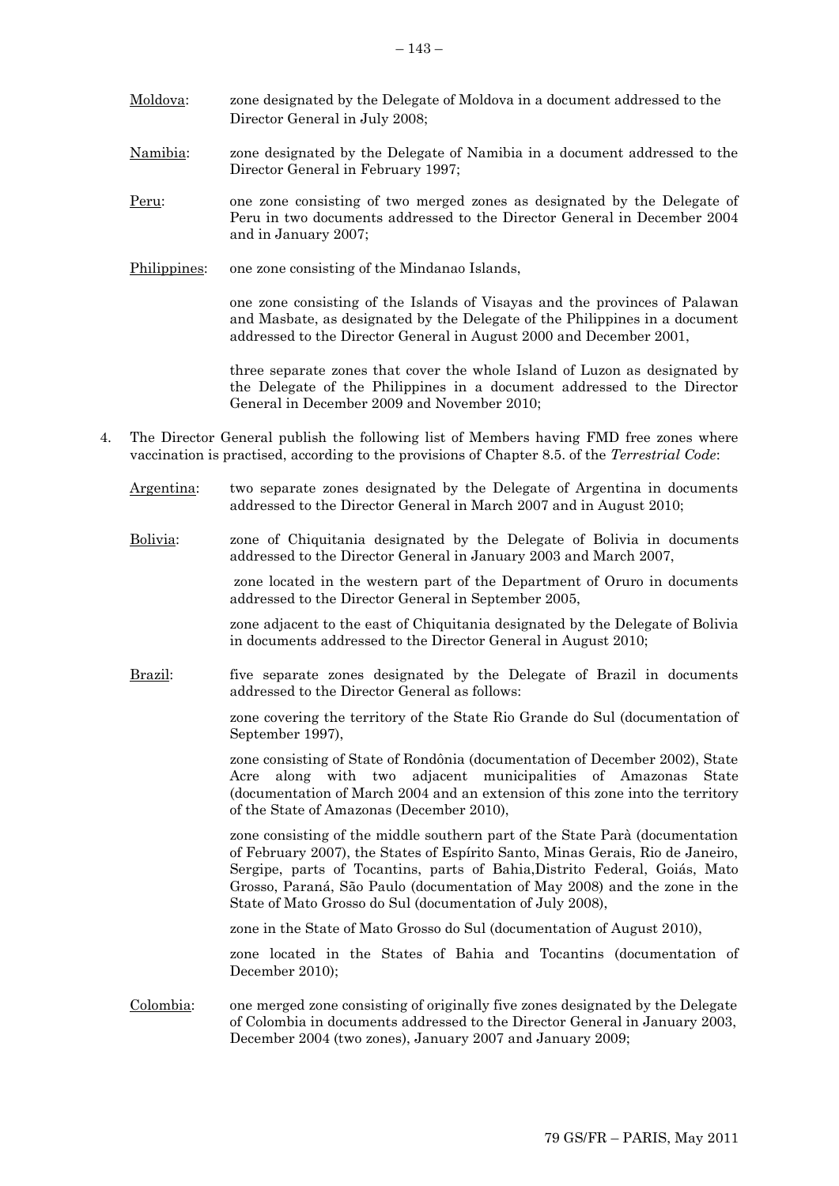Moldova: zone designated by the Delegate of Moldova in a document addressed to the Director General in July 2008;

Namibia: zone designated by the Delegate of Namibia in a document addressed to the Director General in February 1997;

Peru: one zone consisting of two merged zones as designated by the Delegate of Peru in two documents addressed to the Director General in December 2004 and in January 2007;

Philippines: one zone consisting of the Mindanao Islands,

one zone consisting of the Islands of Visayas and the provinces of Palawan and Masbate, as designated by the Delegate of the Philippines in a document addressed to the Director General in August 2000 and December 2001,

three separate zones that cover the whole Island of Luzon as designated by the Delegate of the Philippines in a document addressed to the Director General in December 2009 and November 2010;

4. The Director General publish the following list of Members having FMD free zones where vaccination is practised, according to the provisions of Chapter 8.5. of the *Terrestrial Code*:

Argentina: two separate zones designated by the Delegate of Argentina in documents addressed to the Director General in March 2007 and in August 2010;

Bolivia: zone of Chiquitania designated by the Delegate of Bolivia in documents addressed to the Director General in January 2003 and March 2007,

zone located in the western part of the Department of Oruro in documents addressed to the Director General in September 2005,

zone adjacent to the east of Chiquitania designated by the Delegate of Bolivia in documents addressed to the Director General in August 2010;

Brazil: five separate zones designated by the Delegate of Brazil in documents addressed to the Director General as follows:

zone covering the territory of the State Rio Grande do Sul (documentation of September 1997),

zone consisting of State of Rondônia (documentation of December 2002), State Acre along with two adjacent municipalities of Amazonas State (documentation of March 2004 and an extension of this zone into the territory of the State of Amazonas (December 2010),

zone consisting of the middle southern part of the State Parà (documentation of February 2007), the States of Espírito Santo, Minas Gerais, Rio de Janeiro, Sergipe, parts of Tocantins, parts of Bahia,Distrito Federal, Goiás, Mato Grosso, Paraná, São Paulo (documentation of May 2008) and the zone in the State of Mato Grosso do Sul (documentation of July 2008),

zone in the State of Mato Grosso do Sul (documentation of August 2010),

zone located in the States of Bahia and Tocantins (documentation of December 2010);

Colombia: one merged zone consisting of originally five zones designated by the Delegate of Colombia in documents addressed to the Director General in January 2003, December 2004 (two zones), January 2007 and January 2009;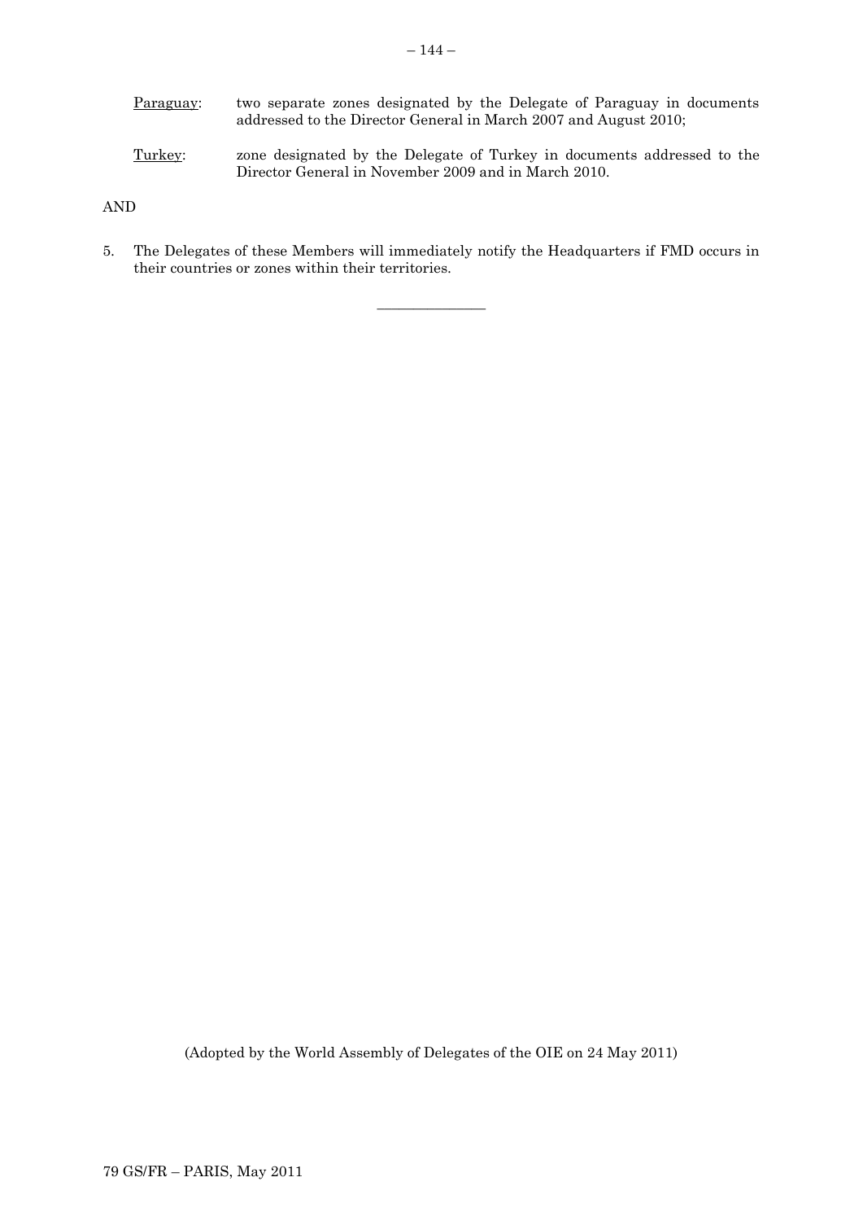Paraguay: two separate zones designated by the Delegate of Paraguay in documents addressed to the Director General in March 2007 and August 2010;

Turkey: zone designated by the Delegate of Turkey in documents addressed to the Director General in November 2009 and in March 2010.

AND

5. The Delegates of these Members will immediately notify the Headquarters if FMD occurs in their countries or zones within their territories.

---

(Adopted by the World Assembly of Delegates of the OIE on 24 May 2011)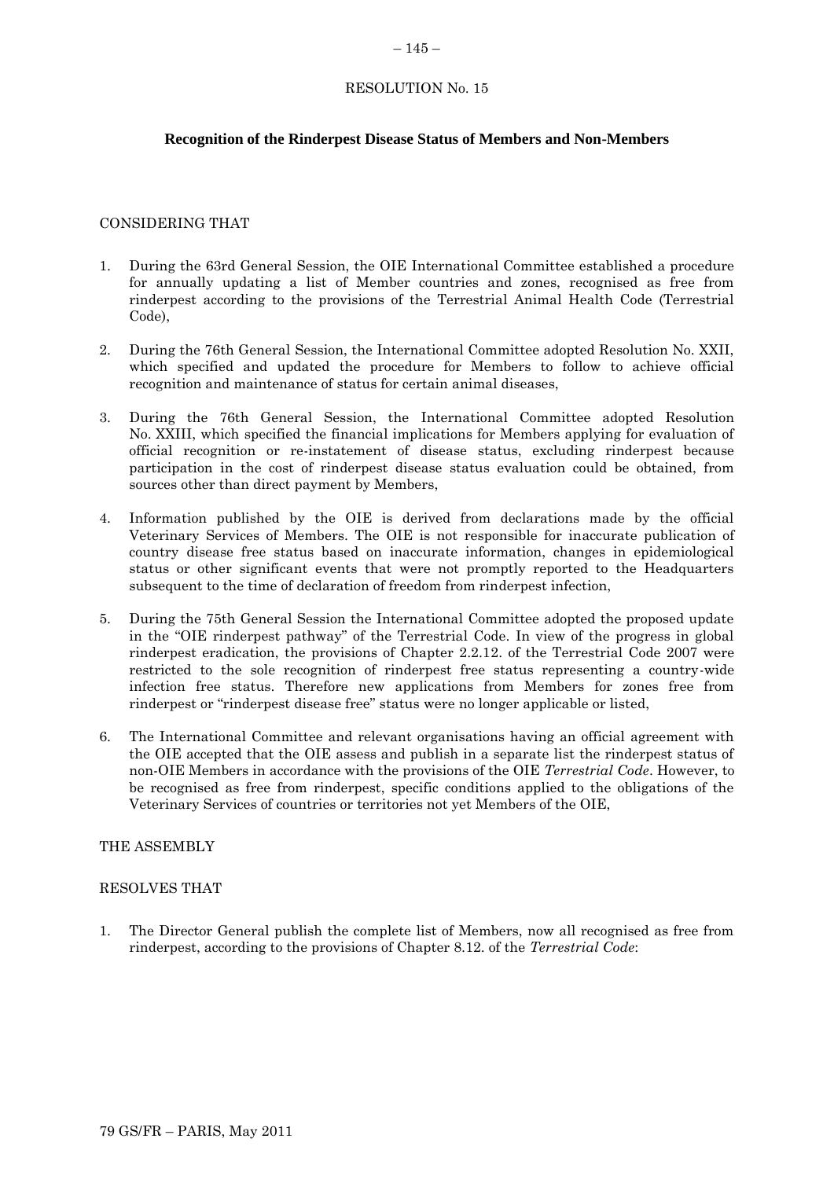RESOLUTION No. 15

**Recognition of the Rinderpest Disease Status of Members and Non-Members**

CONSIDERING THAT

1. During the 63rd General Session, the OIE International Committee established a procedure for annually updating a list of Member countries and zones, recognised as free from rinderpest according to the provisions of the Terrestrial Animal Health Code (Terrestrial Code),

2. During the 76th General Session, the International Committee adopted Resolution No. XXII, which specified and updated the procedure for Members to follow to achieve official recognition and maintenance of status for certain animal diseases,

3. During the 76th General Session, the International Committee adopted Resolution No. XXIII, which specified the financial implications for Members applying for evaluation of official recognition or re-instatement of disease status, excluding rinderpest because participation in the cost of rinderpest disease status evaluation could be obtained, from sources other than direct payment by Members,

4. Information published by the OIE is derived from declarations made by the official Veterinary Services of Members. The OIE is not responsible for inaccurate publication of country disease free status based on inaccurate information, changes in epidemiological status or other significant events that were not promptly reported to the Headquarters subsequent to the time of declaration of freedom from rinderpest infection,

5. During the 75th General Session the International Committee adopted the proposed update in the "OIE rinderpest pathway" of the Terrestrial Code. In view of the progress in global rinderpest eradication, the provisions of Chapter 2.2.12. of the Terrestrial Code 2007 were restricted to the sole recognition of rinderpest free status representing a country-wide infection free status. Therefore new applications from Members for zones free from rinderpest or "rinderpest disease free" status were no longer applicable or listed,

6. The International Committee and relevant organisations having an official agreement with the OIE accepted that the OIE assess and publish in a separate list the rinderpest status of non-OIE Members in accordance with the provisions of the OIE *Terrestrial Code*. However, to be recognised as free from rinderpest, specific conditions applied to the obligations of the Veterinary Services of countries or territories not yet Members of the OIE,

THE ASSEMBLY

RESOLVES THAT

1. The Director General publish the complete list of Members, now all recognised as free from rinderpest, according to the provisions of Chapter 8.12. of the *Terrestrial Code*: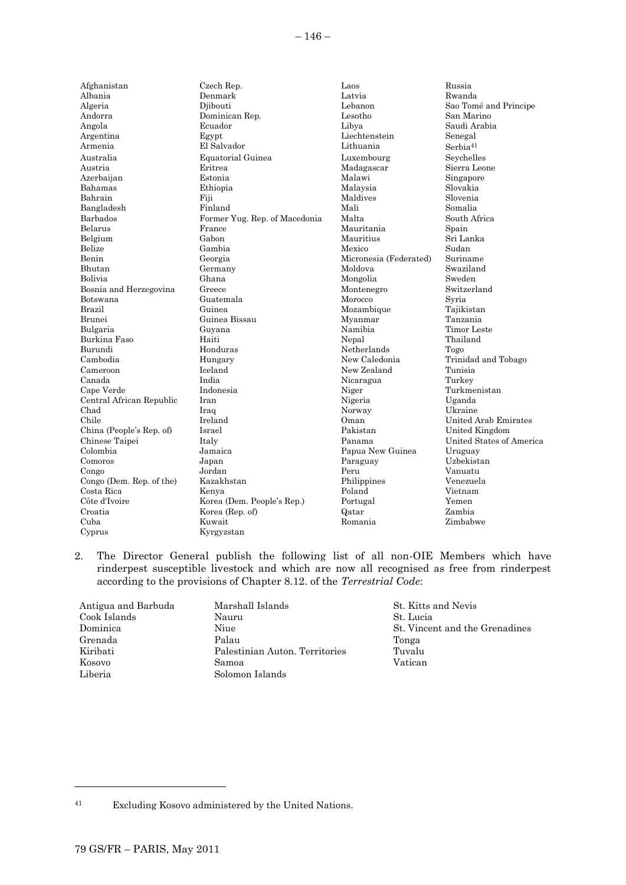Afghanistan
Albania
Algeria
Andorra
Angola
Argentina
Armenia
Australia
Austria
Azerbaijan
Bahamas
Bahrain
Bangladesh
Barbados
Belarus
Belgium
Belize
Benin
Bhutan
Bolivia
Bosnia and Herzegovina
Botswana
Brazil
Brunei
Bulgaria
Burkina Faso
Burundi
Cambodia
Cameroon
Canada
Cape Verde
Central African Republic
Chad
Chile
China (People's Rep. of)
Chinese Taipei
Colombia
Comoros
Congo
Congo (Dem. Rep. of the)
Costa Rica
Côte d'Ivoire
Croatia
Cuba
Cyprus
Czech Rep.
Denmark
Djibouti
Dominican Rep.
Ecuador
Egypt
El Salvador
Equatorial Guinea
Eritrea
Estonia
Ethiopia
Fiji
Finland
Former Yug. Rep. of Macedonia
France
Gabon
Gambia
Georgia
Germany
Ghana
Greece
Guatemala
Guinea
Guinea Bissau
Guyana
Haiti
Honduras
Hungary
Iceland
India
Indonesia
Iran
Iraq
Ireland
Israel
Italy
Jamaica
Japan
Jordan
Kazakhstan
Kenya
Korea (Dem. People's Rep.)
Korea (Rep. of)
Kuwait
Kyrgyzstan
Laos
Latvia
Lebanon
Lesotho
Libya
Liechtenstein
Lithuania
Luxembourg
Madagascar
Malawi
Malaysia
Maldives
Mali
Malta
Mauritania
Mauritius
Mexico
Micronesia (Federated)
Moldova
Mongolia
Montenegro
Morocco
Mozambique
Myanmar
Namibia
Nepal
Netherlands
New Caledonia
New Zealand
Nicaragua
Niger
Nigeria
Norway
Oman
Pakistan
Panama
Papua New Guinea
Paraguay
Peru
Philippines
Poland
Portugal
Qatar
Romania
Russia
Rwanda
Sao Tomé and Principe
San Marino
Saudi Arabia
Senegal
Serbia[41]
Seychelles
Sierra Leone
Singapore
Slovakia
Slovenia
Somalia
South Africa
Spain
Sri Lanka
Sudan
Suriname
Swaziland
Sweden
Switzerland
Syria
Tajikistan
Tanzania
Timor Leste
Thailand
Togo
Trinidad and Tobago
Tunisia
Turkey
Turkmenistan
Uganda
Ukraine
United Arab Emirates
United Kingdom
United States of America
Uruguay
Uzbekistan
Vanuatu
Venezuela
Vietnam
Yemen
Zambia
Zimbabwe

2. The Director General publish the following list of all non-OIE Members which have rinderpest susceptible livestock and which are now all recognised as free from rinderpest according to the provisions of Chapter 8.12. of the *Terrestrial Code*:

Antigua and Barbuda
Cook Islands
Dominica
Grenada
Kiribati
Kosovo
Liberia
Marshall Islands
Nauru
Niue
Palau
Palestinian Auton. Territories
Samoa
Solomon Islands
St. Kitts and Nevis
St. Lucia
St. Vincent and the Grenadines
Tonga
Tuvalu
Vatican

---

[41] Excluding Kosovo administered by the United Nations.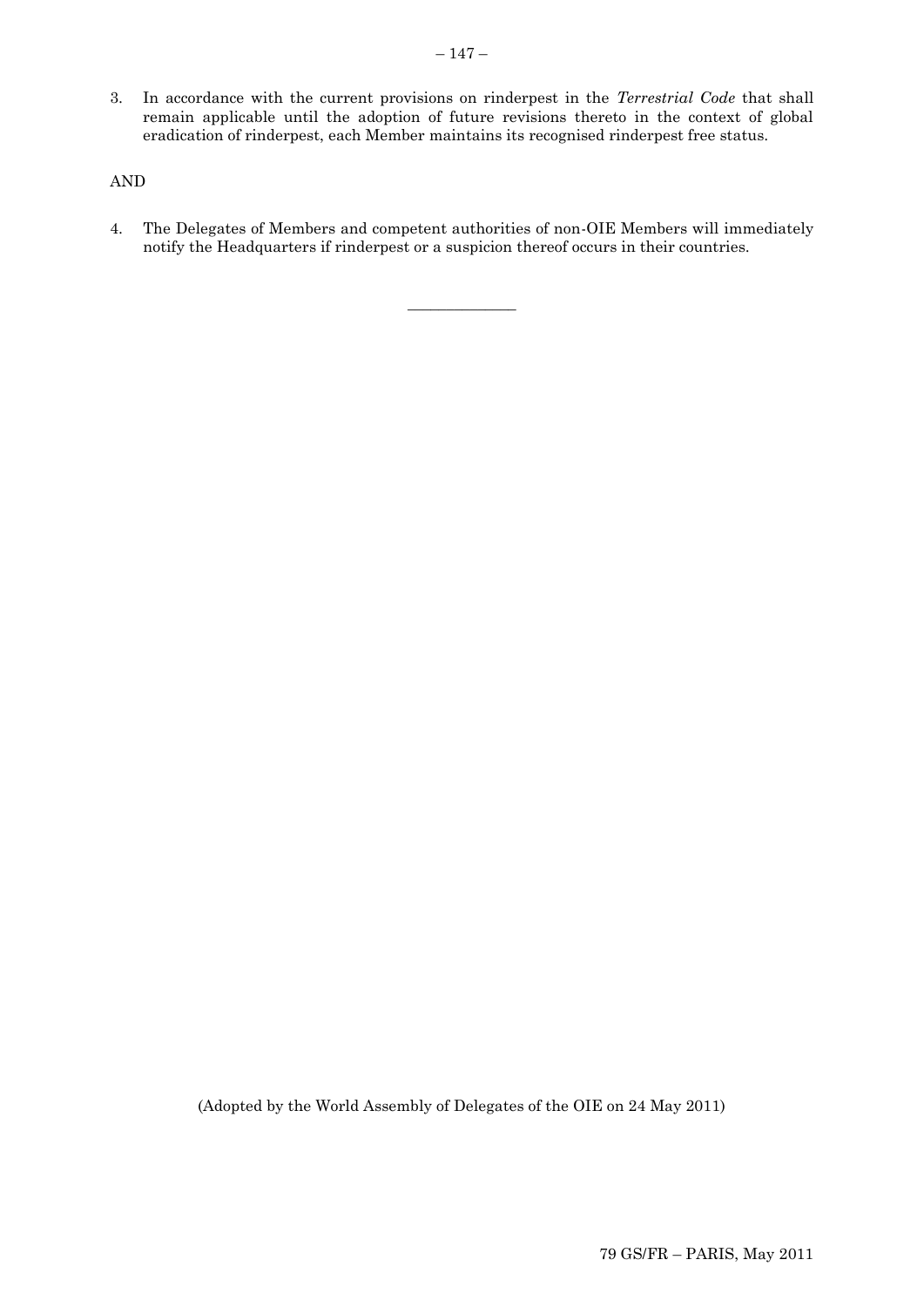3. In accordance with the current provisions on rinderpest in the *Terrestrial Code* that shall remain applicable until the adoption of future revisions thereto in the context of global eradication of rinderpest, each Member maintains its recognised rinderpest free status.

AND

4. The Delegates of Members and competent authorities of non-OIE Members will immediately notify the Headquarters if rinderpest or a suspicion thereof occurs in their countries.

_______________

(Adopted by the World Assembly of Delegates of the OIE on 24 May 2011)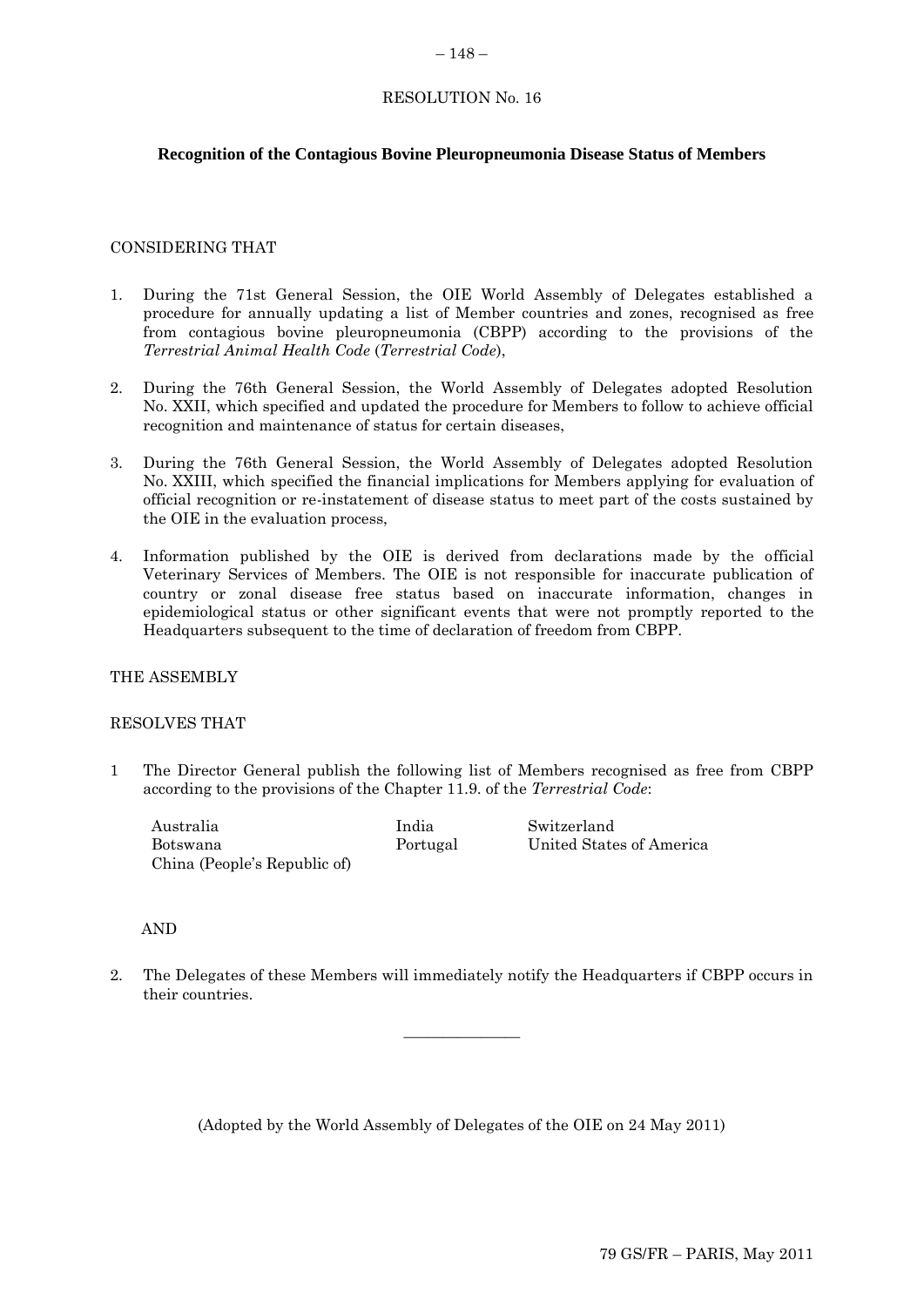RESOLUTION No. 16

## Recognition of the Contagious Bovine Pleuropneumonia Disease Status of Members

CONSIDERING THAT

1. During the 71st General Session, the OIE World Assembly of Delegates established a procedure for annually updating a list of Member countries and zones, recognised as free from contagious bovine pleuropneumonia (CBPP) according to the provisions of the *Terrestrial Animal Health Code* (*Terrestrial Code*),

2. During the 76th General Session, the World Assembly of Delegates adopted Resolution No. XXII, which specified and updated the procedure for Members to follow to achieve official recognition and maintenance of status for certain diseases,

3. During the 76th General Session, the World Assembly of Delegates adopted Resolution No. XXIII, which specified the financial implications for Members applying for evaluation of official recognition or re-instatement of disease status to meet part of the costs sustained by the OIE in the evaluation process,

4. Information published by the OIE is derived from declarations made by the official Veterinary Services of Members. The OIE is not responsible for inaccurate publication of country or zonal disease free status based on inaccurate information, changes in epidemiological status or other significant events that were not promptly reported to the Headquarters subsequent to the time of declaration of freedom from CBPP.

THE ASSEMBLY

RESOLVES THAT

1 The Director General publish the following list of Members recognised as free from CBPP according to the provisions of the Chapter 11.9. of the *Terrestrial Code*:

| | | |
|---|---|---|
| Australia | India | Switzerland |
| Botswana | Portugal | United States of America |
| China (People's Republic of) | | |

AND

2. The Delegates of these Members will immediately notify the Headquarters if CBPP occurs in their countries.

---

(Adopted by the World Assembly of Delegates of the OIE on 24 May 2011)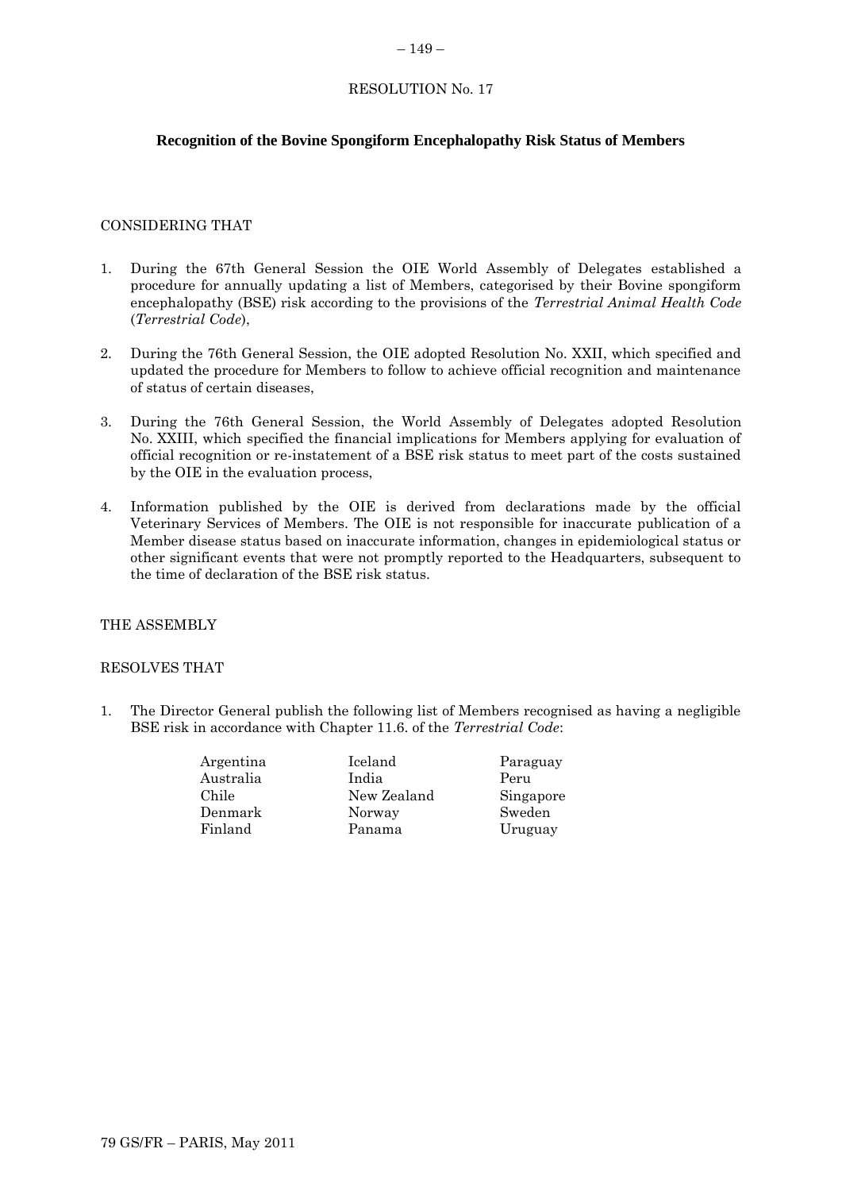RESOLUTION No. 17

## Recognition of the Bovine Spongiform Encephalopathy Risk Status of Members

CONSIDERING THAT

1. During the 67th General Session the OIE World Assembly of Delegates established a procedure for annually updating a list of Members, categorised by their Bovine spongiform encephalopathy (BSE) risk according to the provisions of the *Terrestrial Animal Health Code* (*Terrestrial Code*),

2. During the 76th General Session, the OIE adopted Resolution No. XXII, which specified and updated the procedure for Members to follow to achieve official recognition and maintenance of status of certain diseases,

3. During the 76th General Session, the World Assembly of Delegates adopted Resolution No. XXIII, which specified the financial implications for Members applying for evaluation of official recognition or re-instatement of a BSE risk status to meet part of the costs sustained by the OIE in the evaluation process,

4. Information published by the OIE is derived from declarations made by the official Veterinary Services of Members. The OIE is not responsible for inaccurate publication of a Member disease status based on inaccurate information, changes in epidemiological status or other significant events that were not promptly reported to the Headquarters, subsequent to the time of declaration of the BSE risk status.

THE ASSEMBLY

RESOLVES THAT

1. The Director General publish the following list of Members recognised as having a negligible BSE risk in accordance with Chapter 11.6. of the *Terrestrial Code*:

| | | |
|---|---|---|
| Argentina | Iceland | Paraguay |
| Australia | India | Peru |
| Chile | New Zealand | Singapore |
| Denmark | Norway | Sweden |
| Finland | Panama | Uruguay |

79 GS/FR – PARIS, May 2011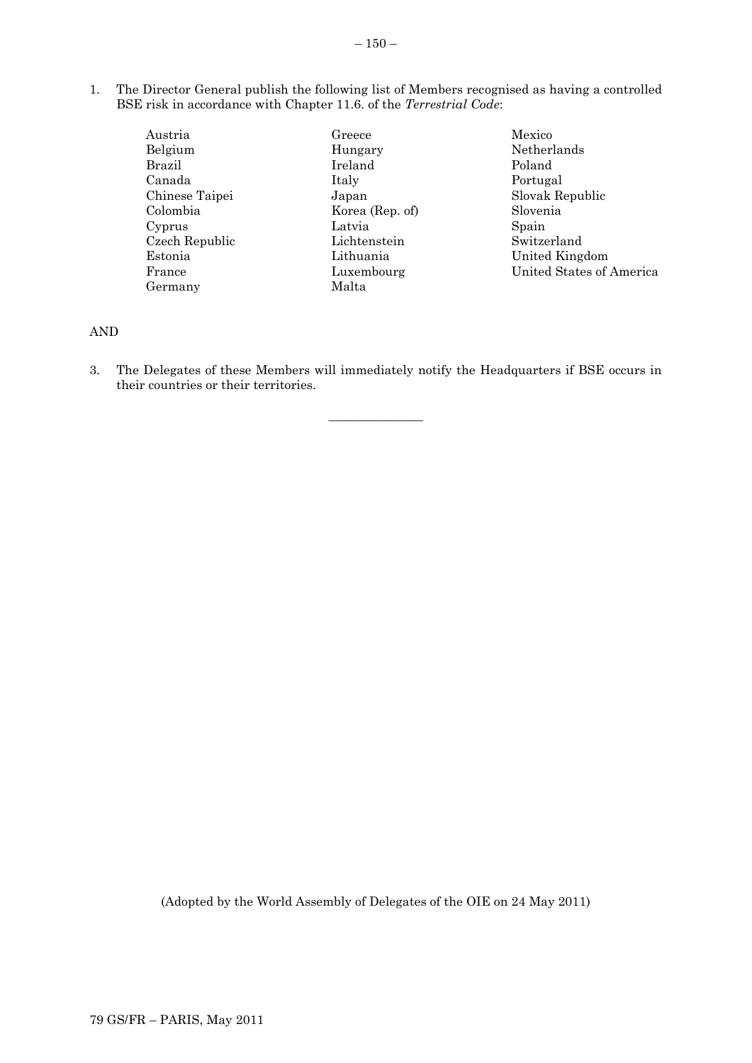1. The Director General publish the following list of Members recognised as having a controlled BSE risk in accordance with Chapter 11.6. of the *Terrestrial Code*:

| | | |
|---|---|---|
| Austria | Greece | Mexico |
| Belgium | Hungary | Netherlands |
| Brazil | Ireland | Poland |
| Canada | Italy | Portugal |
| Chinese Taipei | Japan | Slovak Republic |
| Colombia | Korea (Rep. of) | Slovenia |
| Cyprus | Latvia | Spain |
| Czech Republic | Lichtenstein | Switzerland |
| Estonia | Lithuania | United Kingdom |
| France | Luxembourg | United States of America |
| Germany | Malta | |

AND

3. The Delegates of these Members will immediately notify the Headquarters if BSE occurs in their countries or their territories.

_______________

(Adopted by the World Assembly of Delegates of the OIE on 24 May 2011)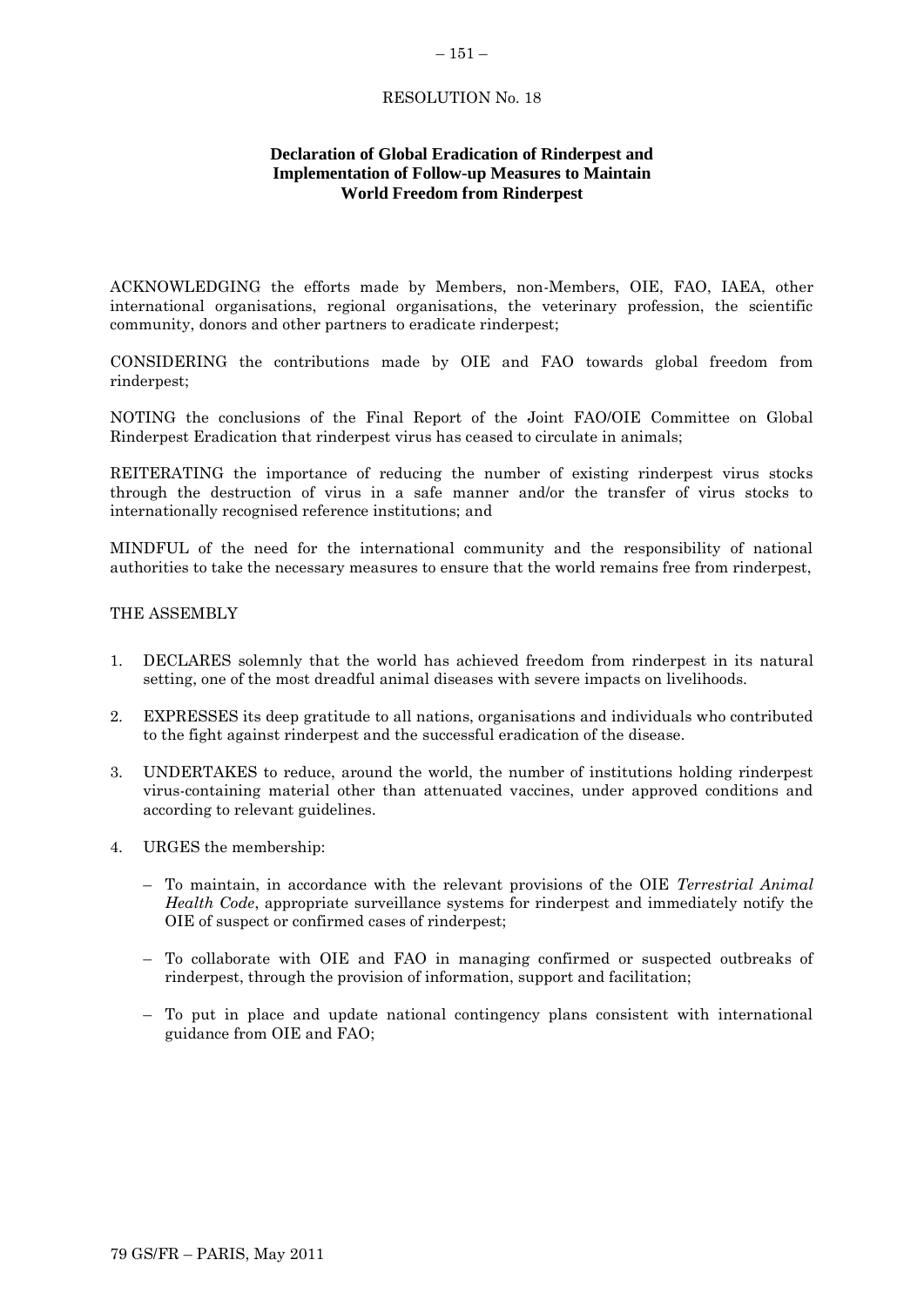RESOLUTION No. 18

## Declaration of Global Eradication of Rinderpest and Implementation of Follow-up Measures to Maintain World Freedom from Rinderpest

ACKNOWLEDGING the efforts made by Members, non-Members, OIE, FAO, IAEA, other international organisations, regional organisations, the veterinary profession, the scientific community, donors and other partners to eradicate rinderpest;

CONSIDERING the contributions made by OIE and FAO towards global freedom from rinderpest;

NOTING the conclusions of the Final Report of the Joint FAO/OIE Committee on Global Rinderpest Eradication that rinderpest virus has ceased to circulate in animals;

REITERATING the importance of reducing the number of existing rinderpest virus stocks through the destruction of virus in a safe manner and/or the transfer of virus stocks to internationally recognised reference institutions; and

MINDFUL of the need for the international community and the responsibility of national authorities to take the necessary measures to ensure that the world remains free from rinderpest,

THE ASSEMBLY

1. DECLARES solemnly that the world has achieved freedom from rinderpest in its natural setting, one of the most dreadful animal diseases with severe impacts on livelihoods.

2. EXPRESSES its deep gratitude to all nations, organisations and individuals who contributed to the fight against rinderpest and the successful eradication of the disease.

3. UNDERTAKES to reduce, around the world, the number of institutions holding rinderpest virus-containing material other than attenuated vaccines, under approved conditions and according to relevant guidelines.

4. URGES the membership:

   – To maintain, in accordance with the relevant provisions of the OIE *Terrestrial Animal Health Code*, appropriate surveillance systems for rinderpest and immediately notify the OIE of suspect or confirmed cases of rinderpest;

   – To collaborate with OIE and FAO in managing confirmed or suspected outbreaks of rinderpest, through the provision of information, support and facilitation;

   – To put in place and update national contingency plans consistent with international guidance from OIE and FAO;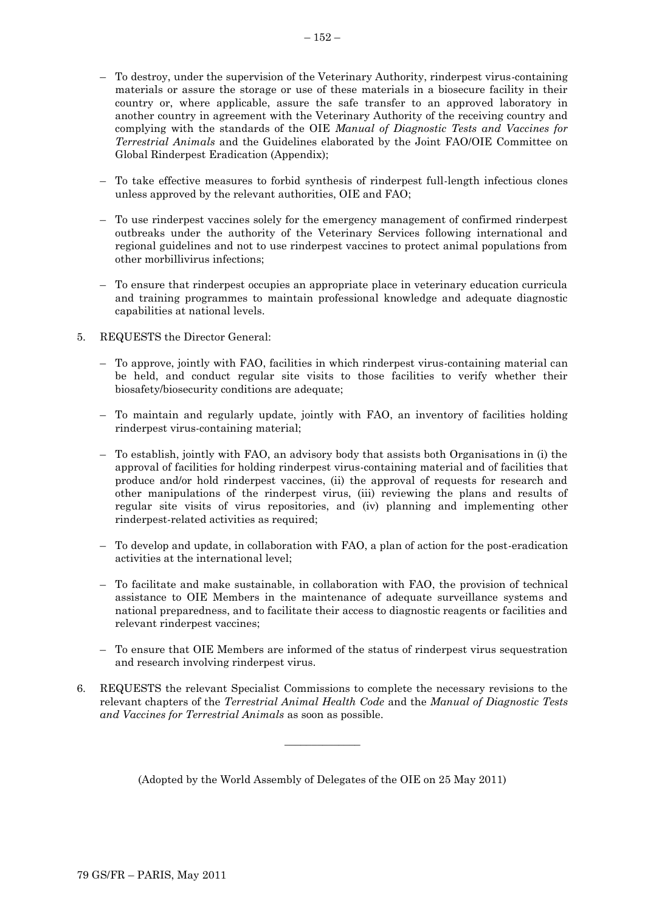- To destroy, under the supervision of the Veterinary Authority, rinderpest virus-containing materials or assure the storage or use of these materials in a biosecure facility in their country or, where applicable, assure the safe transfer to an approved laboratory in another country in agreement with the Veterinary Authority of the receiving country and complying with the standards of the OIE *Manual of Diagnostic Tests and Vaccines for Terrestrial Animals* and the Guidelines elaborated by the Joint FAO/OIE Committee on Global Rinderpest Eradication (Appendix);
- To take effective measures to forbid synthesis of rinderpest full-length infectious clones unless approved by the relevant authorities, OIE and FAO;
- To use rinderpest vaccines solely for the emergency management of confirmed rinderpest outbreaks under the authority of the Veterinary Services following international and regional guidelines and not to use rinderpest vaccines to protect animal populations from other morbillivirus infections;
- To ensure that rinderpest occupies an appropriate place in veterinary education curricula and training programmes to maintain professional knowledge and adequate diagnostic capabilities at national levels.

5. REQUESTS the Director General:

   - To approve, jointly with FAO, facilities in which rinderpest virus-containing material can be held, and conduct regular site visits to those facilities to verify whether their biosafety/biosecurity conditions are adequate;
   - To maintain and regularly update, jointly with FAO, an inventory of facilities holding rinderpest virus-containing material;
   - To establish, jointly with FAO, an advisory body that assists both Organisations in (i) the approval of facilities for holding rinderpest virus-containing material and of facilities that produce and/or hold rinderpest vaccines, (ii) the approval of requests for research and other manipulations of the rinderpest virus, (iii) reviewing the plans and results of regular site visits of virus repositories, and (iv) planning and implementing other rinderpest-related activities as required;
   - To develop and update, in collaboration with FAO, a plan of action for the post-eradication activities at the international level;
   - To facilitate and make sustainable, in collaboration with FAO, the provision of technical assistance to OIE Members in the maintenance of adequate surveillance systems and national preparedness, and to facilitate their access to diagnostic reagents or facilities and relevant rinderpest vaccines;
   - To ensure that OIE Members are informed of the status of rinderpest virus sequestration and research involving rinderpest virus.

6. REQUESTS the relevant Specialist Commissions to complete the necessary revisions to the relevant chapters of the *Terrestrial Animal Health Code* and the *Manual of Diagnostic Tests and Vaccines for Terrestrial Animals* as soon as possible.

---

(Adopted by the World Assembly of Delegates of the OIE on 25 May 2011)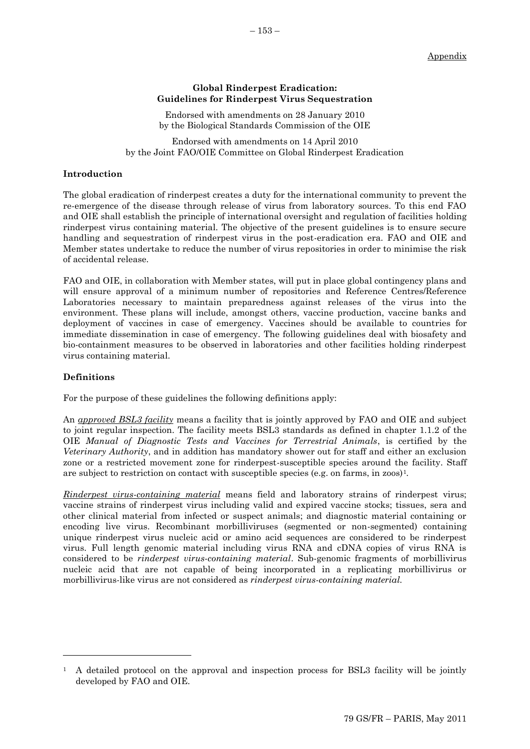Appendix

# Global Rinderpest Eradication: Guidelines for Rinderpest Virus Sequestration

Endorsed with amendments on 28 January 2010 by the Biological Standards Commission of the OIE

Endorsed with amendments on 14 April 2010 by the Joint FAO/OIE Committee on Global Rinderpest Eradication

## Introduction

The global eradication of rinderpest creates a duty for the international community to prevent the re-emergence of the disease through release of virus from laboratory sources. To this end FAO and OIE shall establish the principle of international oversight and regulation of facilities holding rinderpest virus containing material. The objective of the present guidelines is to ensure secure handling and sequestration of rinderpest virus in the post-eradication era. FAO and OIE and Member states undertake to reduce the number of virus repositories in order to minimise the risk of accidental release.

FAO and OIE, in collaboration with Member states, will put in place global contingency plans and will ensure approval of a minimum number of repositories and Reference Centres/Reference Laboratories necessary to maintain preparedness against releases of the virus into the environment. These plans will include, amongst others, vaccine production, vaccine banks and deployment of vaccines in case of emergency. Vaccines should be available to countries for immediate dissemination in case of emergency. The following guidelines deal with biosafety and bio-containment measures to be observed in laboratories and other facilities holding rinderpest virus containing material.

## Definitions

For the purpose of these guidelines the following definitions apply:

An ***approved BSL3 facility*** means a facility that is jointly approved by FAO and OIE and subject to joint regular inspection. The facility meets BSL3 standards as defined in chapter 1.1.2 of the OIE *Manual of Diagnostic Tests and Vaccines for Terrestrial Animals*, is certified by the *Veterinary Authority*, and in addition has mandatory shower out for staff and either an exclusion zone or a restricted movement zone for rinderpest-susceptible species around the facility. Staff are subject to restriction on contact with susceptible species (e.g. on farms, in zoos)[1].

***Rinderpest virus-containing material*** means field and laboratory strains of rinderpest virus; vaccine strains of rinderpest virus including valid and expired vaccine stocks; tissues, sera and other clinical material from infected or suspect animals; and diagnostic material containing or encoding live virus. Recombinant morbilliviruses (segmented or non-segmented) containing unique rinderpest virus nucleic acid or amino acid sequences are considered to be rinderpest virus. Full length genomic material including virus RNA and cDNA copies of virus RNA is considered to be *rinderpest virus-containing material*. Sub-genomic fragments of morbillivirus nucleic acid that are not capable of being incorporated in a replicating morbillivirus or morbillivirus-like virus are not considered as *rinderpest virus-containing material.*

---

[1] A detailed protocol on the approval and inspection process for BSL3 facility will be jointly developed by FAO and OIE.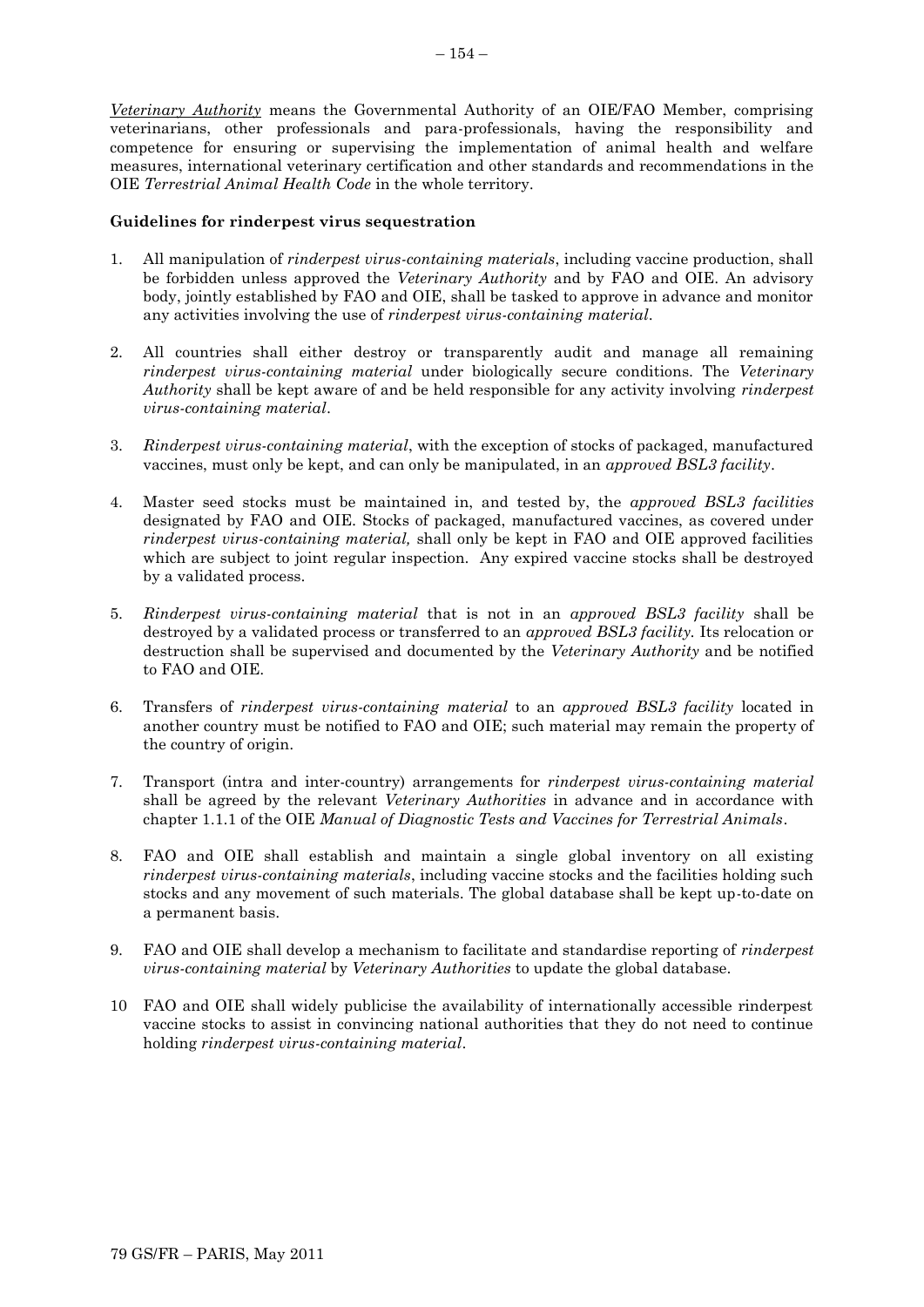*Veterinary Authority* means the Governmental Authority of an OIE/FAO Member, comprising veterinarians, other professionals and para-professionals, having the responsibility and competence for ensuring or supervising the implementation of animal health and welfare measures, international veterinary certification and other standards and recommendations in the OIE *Terrestrial Animal Health Code* in the whole territory.

**Guidelines for rinderpest virus sequestration**

1. All manipulation of *rinderpest virus-containing materials*, including vaccine production, shall be forbidden unless approved the *Veterinary Authority* and by FAO and OIE. An advisory body, jointly established by FAO and OIE, shall be tasked to approve in advance and monitor any activities involving the use of *rinderpest virus-containing material*.

2. All countries shall either destroy or transparently audit and manage all remaining *rinderpest virus-containing material* under biologically secure conditions. The *Veterinary Authority* shall be kept aware of and be held responsible for any activity involving *rinderpest virus-containing material*.

3. *Rinderpest virus-containing material*, with the exception of stocks of packaged, manufactured vaccines, must only be kept, and can only be manipulated, in an *approved BSL3 facility*.

4. Master seed stocks must be maintained in, and tested by, the *approved BSL3 facilities* designated by FAO and OIE. Stocks of packaged, manufactured vaccines, as covered under *rinderpest virus-containing material,* shall only be kept in FAO and OIE approved facilities which are subject to joint regular inspection. Any expired vaccine stocks shall be destroyed by a validated process.

5. *Rinderpest virus-containing material* that is not in an *approved BSL3 facility* shall be destroyed by a validated process or transferred to an *approved BSL3 facility.* Its relocation or destruction shall be supervised and documented by the *Veterinary Authority* and be notified to FAO and OIE.

6. Transfers of *rinderpest virus-containing material* to an *approved BSL3 facility* located in another country must be notified to FAO and OIE; such material may remain the property of the country of origin.

7. Transport (intra and inter-country) arrangements for *rinderpest virus-containing material* shall be agreed by the relevant *Veterinary Authorities* in advance and in accordance with chapter 1.1.1 of the OIE *Manual of Diagnostic Tests and Vaccines for Terrestrial Animals*.

8. FAO and OIE shall establish and maintain a single global inventory on all existing *rinderpest virus-containing materials*, including vaccine stocks and the facilities holding such stocks and any movement of such materials. The global database shall be kept up-to-date on a permanent basis.

9. FAO and OIE shall develop a mechanism to facilitate and standardise reporting of *rinderpest virus-containing material* by *Veterinary Authorities* to update the global database.

10 FAO and OIE shall widely publicise the availability of internationally accessible rinderpest vaccine stocks to assist in convincing national authorities that they do not need to continue holding *rinderpest virus-containing material*.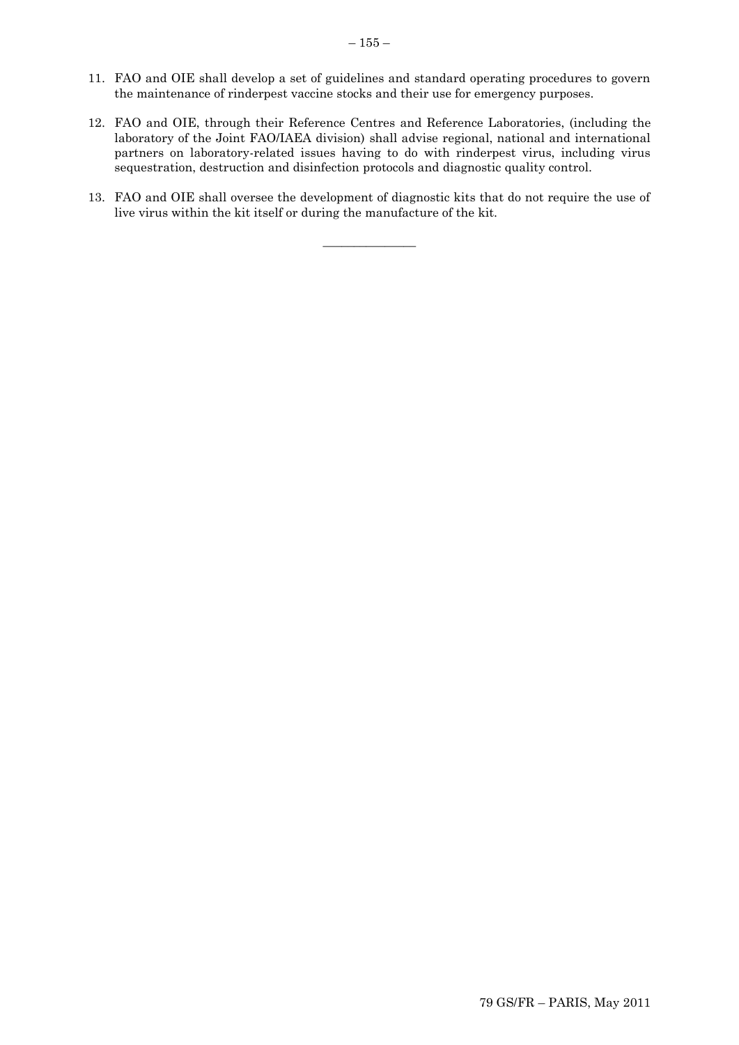11. FAO and OIE shall develop a set of guidelines and standard operating procedures to govern the maintenance of rinderpest vaccine stocks and their use for emergency purposes.

12. FAO and OIE, through their Reference Centres and Reference Laboratories, (including the laboratory of the Joint FAO/IAEA division) shall advise regional, national and international partners on laboratory-related issues having to do with rinderpest virus, including virus sequestration, destruction and disinfection protocols and diagnostic quality control.

13. FAO and OIE shall oversee the development of diagnostic kits that do not require the use of live virus within the kit itself or during the manufacture of the kit.

_______________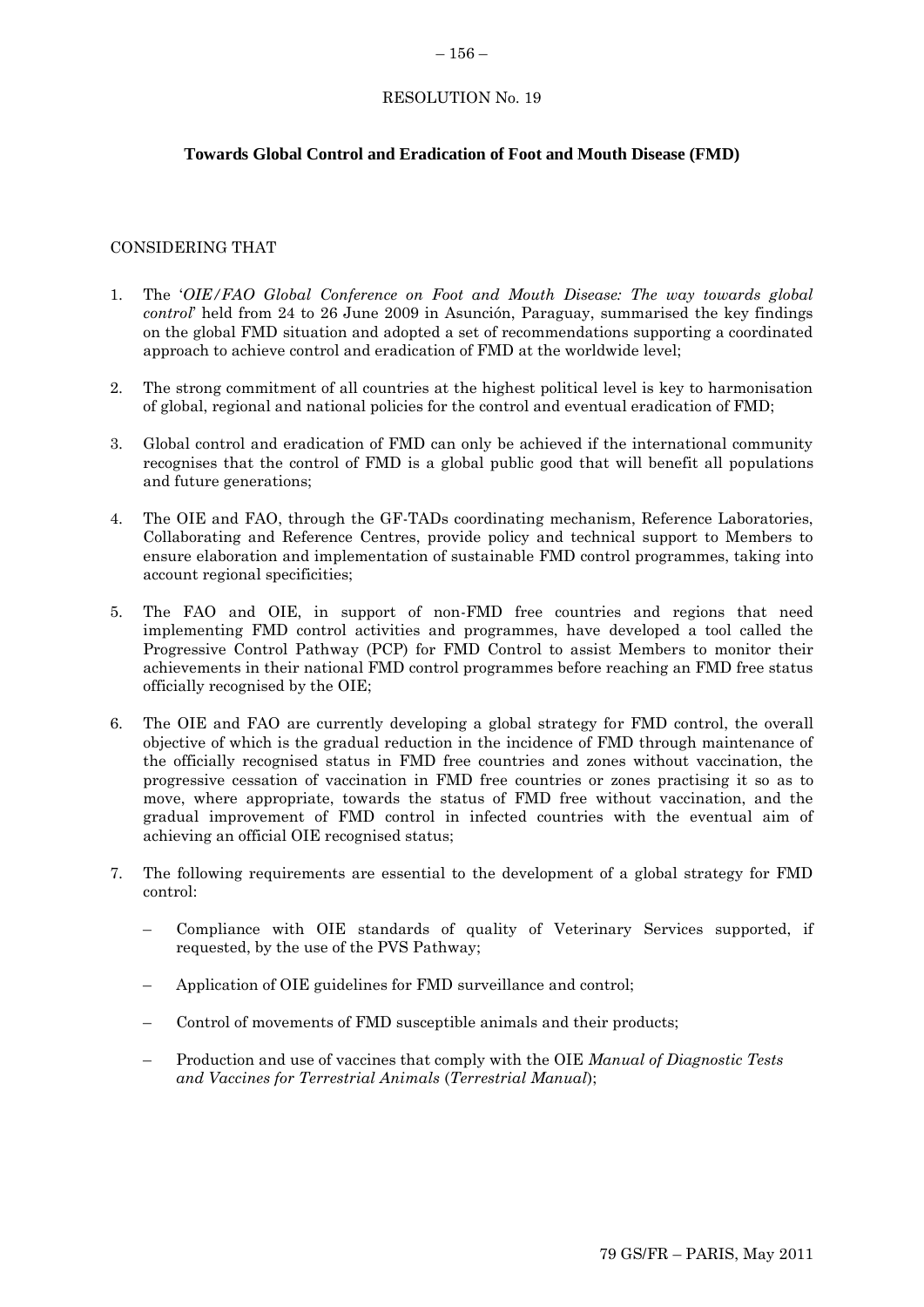# RESOLUTION No. 19

## Towards Global Control and Eradication of Foot and Mouth Disease (FMD)

CONSIDERING THAT

1. The '*OIE/FAO Global Conference on Foot and Mouth Disease: The way towards global control*' held from 24 to 26 June 2009 in Asunción, Paraguay, summarised the key findings on the global FMD situation and adopted a set of recommendations supporting a coordinated approach to achieve control and eradication of FMD at the worldwide level;

2. The strong commitment of all countries at the highest political level is key to harmonisation of global, regional and national policies for the control and eventual eradication of FMD;

3. Global control and eradication of FMD can only be achieved if the international community recognises that the control of FMD is a global public good that will benefit all populations and future generations;

4. The OIE and FAO, through the GF-TADs coordinating mechanism, Reference Laboratories, Collaborating and Reference Centres, provide policy and technical support to Members to ensure elaboration and implementation of sustainable FMD control programmes, taking into account regional specificities;

5. The FAO and OIE, in support of non-FMD free countries and regions that need implementing FMD control activities and programmes, have developed a tool called the Progressive Control Pathway (PCP) for FMD Control to assist Members to monitor their achievements in their national FMD control programmes before reaching an FMD free status officially recognised by the OIE;

6. The OIE and FAO are currently developing a global strategy for FMD control, the overall objective of which is the gradual reduction in the incidence of FMD through maintenance of the officially recognised status in FMD free countries and zones without vaccination, the progressive cessation of vaccination in FMD free countries or zones practising it so as to move, where appropriate, towards the status of FMD free without vaccination, and the gradual improvement of FMD control in infected countries with the eventual aim of achieving an official OIE recognised status;

7. The following requirements are essential to the development of a global strategy for FMD control:

   – Compliance with OIE standards of quality of Veterinary Services supported, if requested, by the use of the PVS Pathway;

   – Application of OIE guidelines for FMD surveillance and control;

   – Control of movements of FMD susceptible animals and their products;

   – Production and use of vaccines that comply with the OIE *Manual of Diagnostic Tests and Vaccines for Terrestrial Animals* (*Terrestrial Manual*);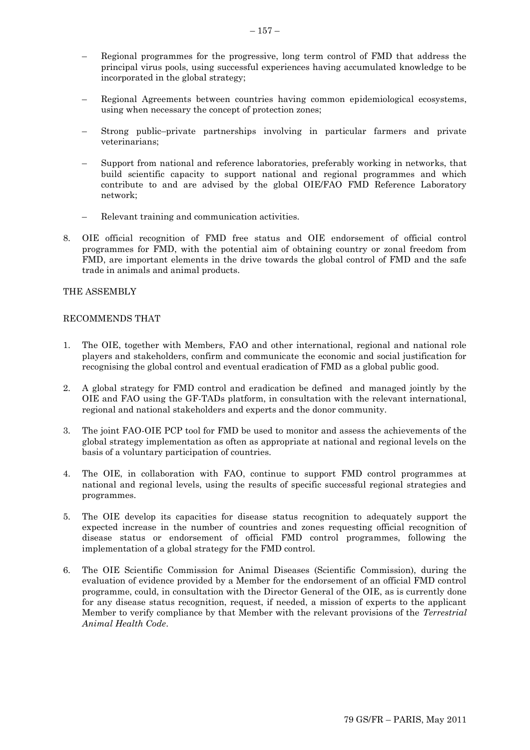– Regional programmes for the progressive, long term control of FMD that address the principal virus pools, using successful experiences having accumulated knowledge to be incorporated in the global strategy;

– Regional Agreements between countries having common epidemiological ecosystems, using when necessary the concept of protection zones;

– Strong public–private partnerships involving in particular farmers and private veterinarians;

– Support from national and reference laboratories, preferably working in networks, that build scientific capacity to support national and regional programmes and which contribute to and are advised by the global OIE/FAO FMD Reference Laboratory network;

– Relevant training and communication activities.

8. OIE official recognition of FMD free status and OIE endorsement of official control programmes for FMD, with the potential aim of obtaining country or zonal freedom from FMD, are important elements in the drive towards the global control of FMD and the safe trade in animals and animal products.

THE ASSEMBLY

RECOMMENDS THAT

1. The OIE, together with Members, FAO and other international, regional and national role players and stakeholders, confirm and communicate the economic and social justification for recognising the global control and eventual eradication of FMD as a global public good.

2. A global strategy for FMD control and eradication be defined and managed jointly by the OIE and FAO using the GF-TADs platform, in consultation with the relevant international, regional and national stakeholders and experts and the donor community.

3. The joint FAO-OIE PCP tool for FMD be used to monitor and assess the achievements of the global strategy implementation as often as appropriate at national and regional levels on the basis of a voluntary participation of countries.

4. The OIE, in collaboration with FAO, continue to support FMD control programmes at national and regional levels, using the results of specific successful regional strategies and programmes.

5. The OIE develop its capacities for disease status recognition to adequately support the expected increase in the number of countries and zones requesting official recognition of disease status or endorsement of official FMD control programmes, following the implementation of a global strategy for the FMD control.

6. The OIE Scientific Commission for Animal Diseases (Scientific Commission), during the evaluation of evidence provided by a Member for the endorsement of an official FMD control programme, could, in consultation with the Director General of the OIE, as is currently done for any disease status recognition, request, if needed, a mission of experts to the applicant Member to verify compliance by that Member with the relevant provisions of the *Terrestrial Animal Health Code*.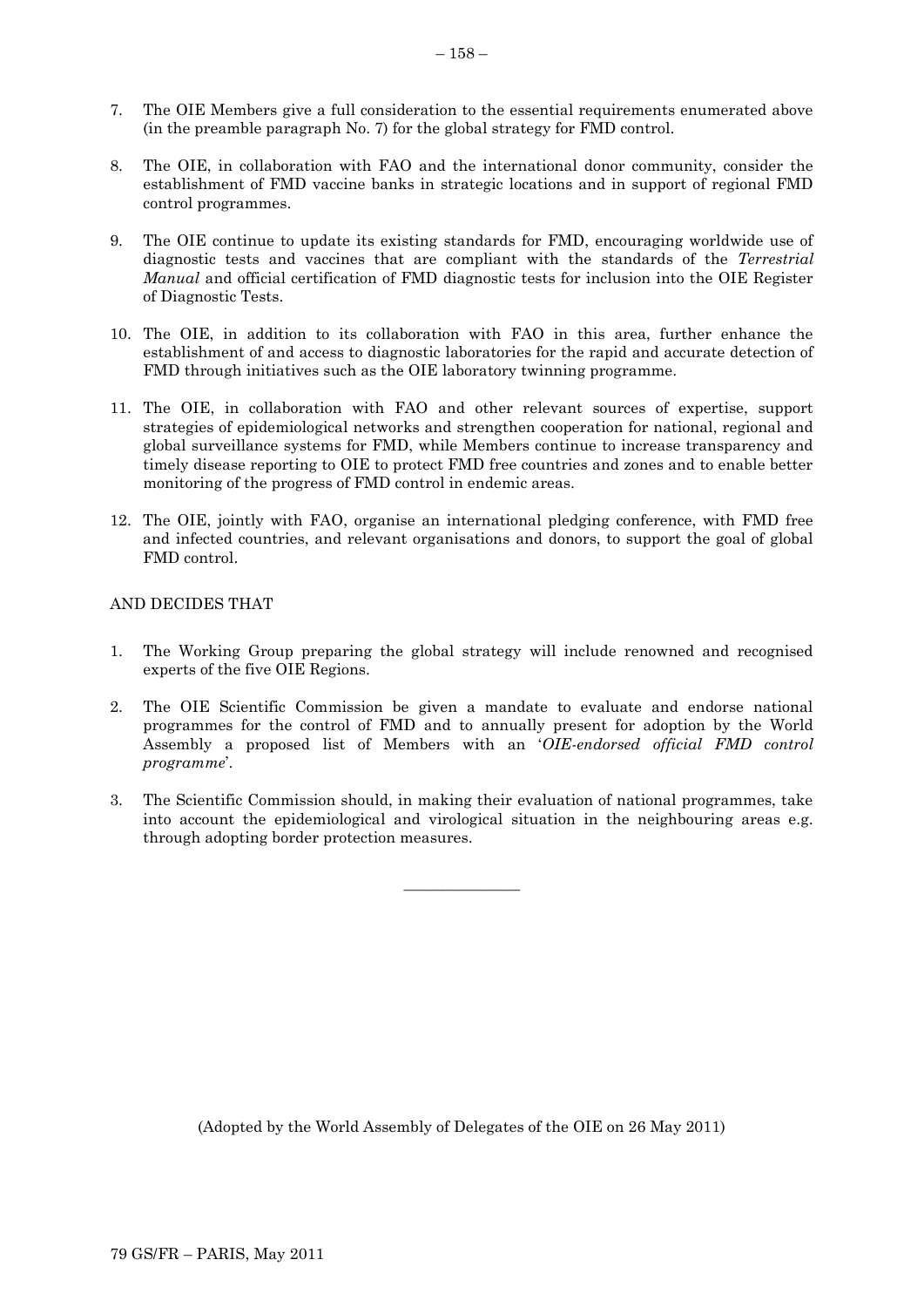7. The OIE Members give a full consideration to the essential requirements enumerated above (in the preamble paragraph No. 7) for the global strategy for FMD control.

8. The OIE, in collaboration with FAO and the international donor community, consider the establishment of FMD vaccine banks in strategic locations and in support of regional FMD control programmes.

9. The OIE continue to update its existing standards for FMD, encouraging worldwide use of diagnostic tests and vaccines that are compliant with the standards of the *Terrestrial Manual* and official certification of FMD diagnostic tests for inclusion into the OIE Register of Diagnostic Tests.

10. The OIE, in addition to its collaboration with FAO in this area, further enhance the establishment of and access to diagnostic laboratories for the rapid and accurate detection of FMD through initiatives such as the OIE laboratory twinning programme.

11. The OIE, in collaboration with FAO and other relevant sources of expertise, support strategies of epidemiological networks and strengthen cooperation for national, regional and global surveillance systems for FMD, while Members continue to increase transparency and timely disease reporting to OIE to protect FMD free countries and zones and to enable better monitoring of the progress of FMD control in endemic areas.

12. The OIE, jointly with FAO, organise an international pledging conference, with FMD free and infected countries, and relevant organisations and donors, to support the goal of global FMD control.

AND DECIDES THAT

1. The Working Group preparing the global strategy will include renowned and recognised experts of the five OIE Regions.

2. The OIE Scientific Commission be given a mandate to evaluate and endorse national programmes for the control of FMD and to annually present for adoption by the World Assembly a proposed list of Members with an '*OIE-endorsed official FMD control programme*'.

3. The Scientific Commission should, in making their evaluation of national programmes, take into account the epidemiological and virological situation in the neighbouring areas e.g. through adopting border protection measures.

---

(Adopted by the World Assembly of Delegates of the OIE on 26 May 2011)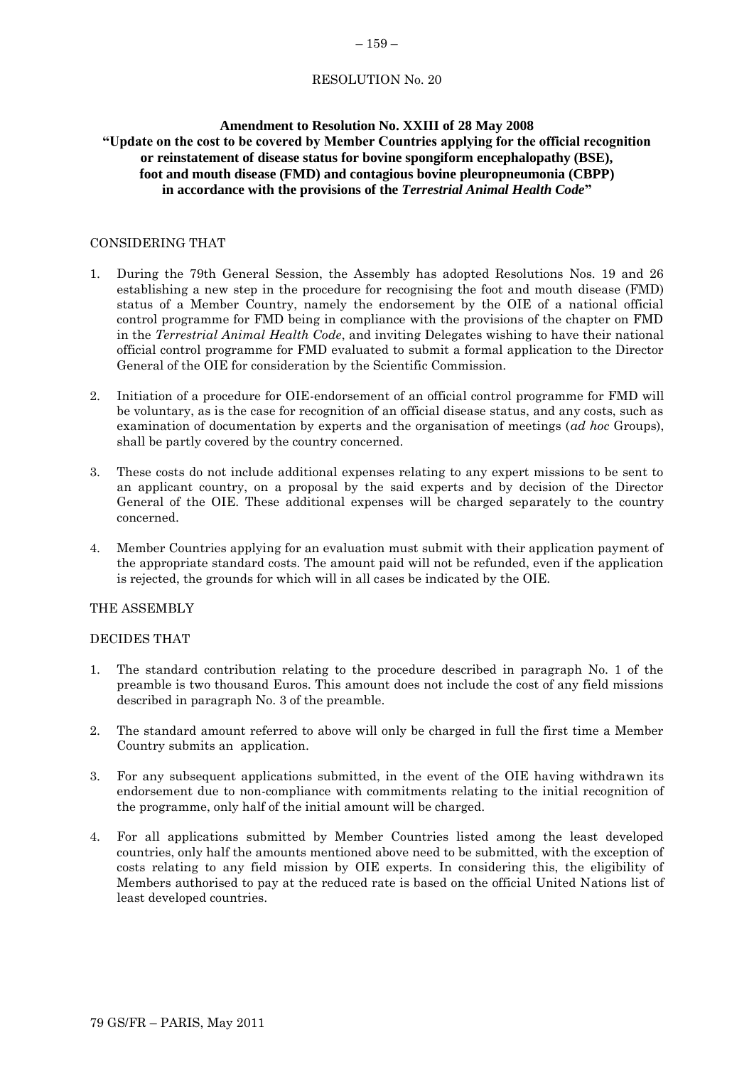RESOLUTION No. 20

**Amendment to Resolution No. XXIII of 28 May 2008**
**"Update on the cost to be covered by Member Countries applying for the official recognition or reinstatement of disease status for bovine spongiform encephalopathy (BSE), foot and mouth disease (FMD) and contagious bovine pleuropneumonia (CBPP) in accordance with the provisions of the *Terrestrial Animal Health Code*"**

CONSIDERING THAT

1. During the 79th General Session, the Assembly has adopted Resolutions Nos. 19 and 26 establishing a new step in the procedure for recognising the foot and mouth disease (FMD) status of a Member Country, namely the endorsement by the OIE of a national official control programme for FMD being in compliance with the provisions of the chapter on FMD in the *Terrestrial Animal Health Code*, and inviting Delegates wishing to have their national official control programme for FMD evaluated to submit a formal application to the Director General of the OIE for consideration by the Scientific Commission.

2. Initiation of a procedure for OIE-endorsement of an official control programme for FMD will be voluntary, as is the case for recognition of an official disease status, and any costs, such as examination of documentation by experts and the organisation of meetings (*ad hoc* Groups), shall be partly covered by the country concerned.

3. These costs do not include additional expenses relating to any expert missions to be sent to an applicant country, on a proposal by the said experts and by decision of the Director General of the OIE. These additional expenses will be charged separately to the country concerned.

4. Member Countries applying for an evaluation must submit with their application payment of the appropriate standard costs. The amount paid will not be refunded, even if the application is rejected, the grounds for which will in all cases be indicated by the OIE.

THE ASSEMBLY

DECIDES THAT

1. The standard contribution relating to the procedure described in paragraph No. 1 of the preamble is two thousand Euros. This amount does not include the cost of any field missions described in paragraph No. 3 of the preamble.

2. The standard amount referred to above will only be charged in full the first time a Member Country submits an application.

3. For any subsequent applications submitted, in the event of the OIE having withdrawn its endorsement due to non-compliance with commitments relating to the initial recognition of the programme, only half of the initial amount will be charged.

4. For all applications submitted by Member Countries listed among the least developed countries, only half the amounts mentioned above need to be submitted, with the exception of costs relating to any field mission by OIE experts. In considering this, the eligibility of Members authorised to pay at the reduced rate is based on the official United Nations list of least developed countries.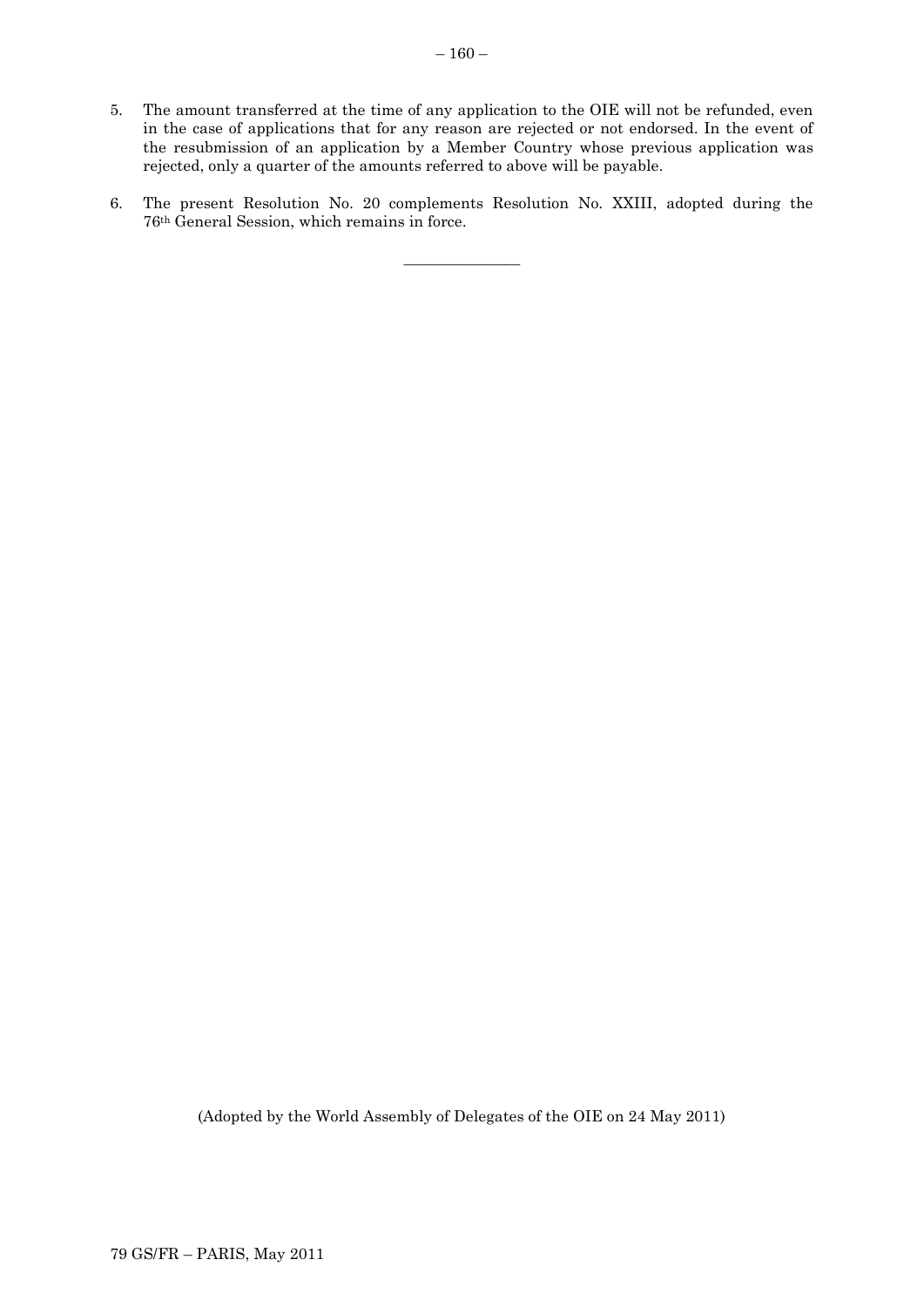5. The amount transferred at the time of any application to the OIE will not be refunded, even in the case of applications that for any reason are rejected or not endorsed. In the event of the resubmission of an application by a Member Country whose previous application was rejected, only a quarter of the amounts referred to above will be payable.

6. The present Resolution No. 20 complements Resolution No. XXIII, adopted during the 76th General Session, which remains in force.

_______________

(Adopted by the World Assembly of Delegates of the OIE on 24 May 2011)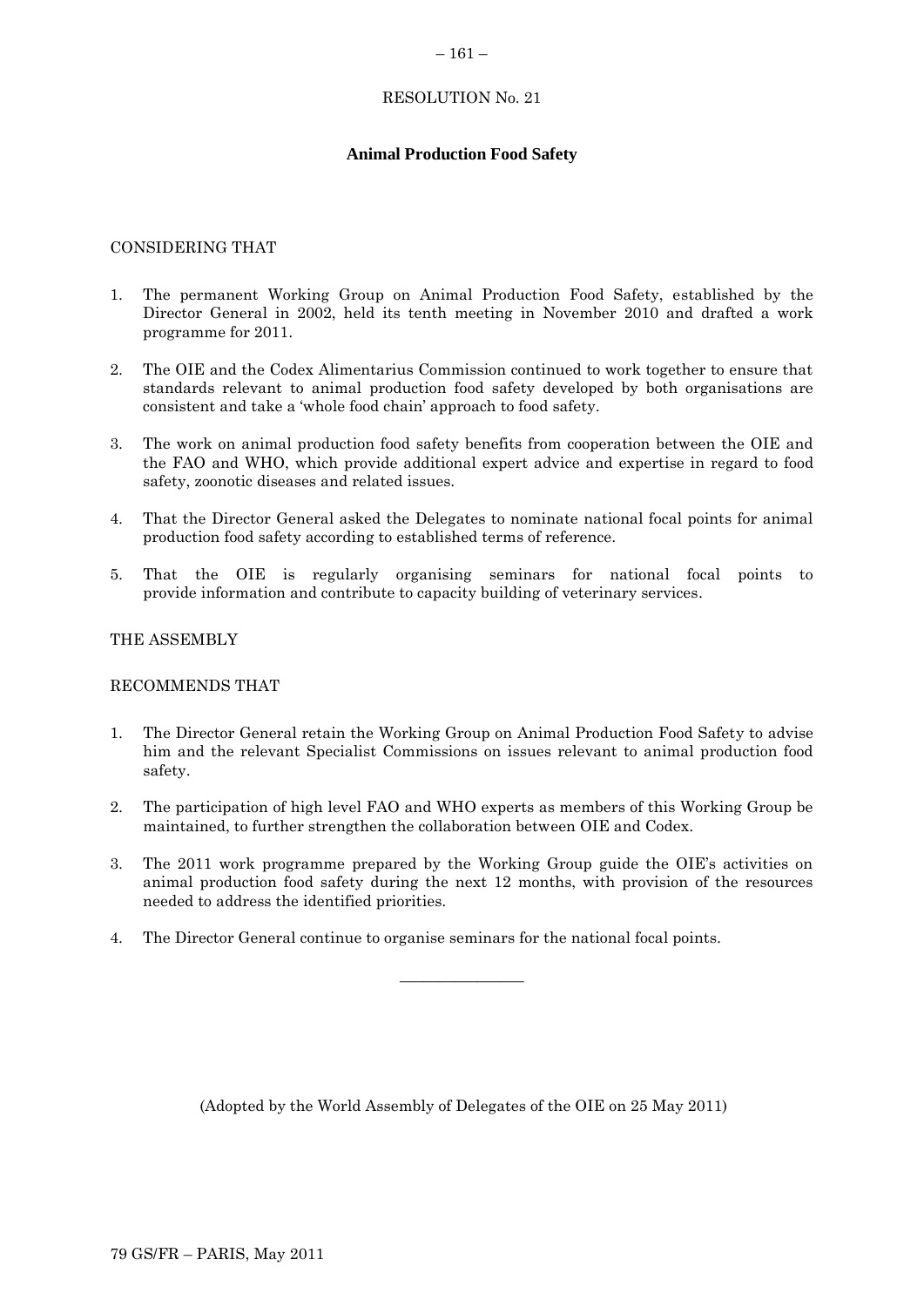# RESOLUTION No. 21

## Animal Production Food Safety

CONSIDERING THAT

1. The permanent Working Group on Animal Production Food Safety, established by the Director General in 2002, held its tenth meeting in November 2010 and drafted a work programme for 2011.

2. The OIE and the Codex Alimentarius Commission continued to work together to ensure that standards relevant to animal production food safety developed by both organisations are consistent and take a 'whole food chain' approach to food safety.

3. The work on animal production food safety benefits from cooperation between the OIE and the FAO and WHO, which provide additional expert advice and expertise in regard to food safety, zoonotic diseases and related issues.

4. That the Director General asked the Delegates to nominate national focal points for animal production food safety according to established terms of reference.

5. That the OIE is regularly organising seminars for national focal points to provide information and contribute to capacity building of veterinary services.

THE ASSEMBLY

RECOMMENDS THAT

1. The Director General retain the Working Group on Animal Production Food Safety to advise him and the relevant Specialist Commissions on issues relevant to animal production food safety.

2. The participation of high level FAO and WHO experts as members of this Working Group be maintained, to further strengthen the collaboration between OIE and Codex.

3. The 2011 work programme prepared by the Working Group guide the OIE's activities on animal production food safety during the next 12 months, with provision of the resources needed to address the identified priorities.

4. The Director General continue to organise seminars for the national focal points.

---

(Adopted by the World Assembly of Delegates of the OIE on 25 May 2011)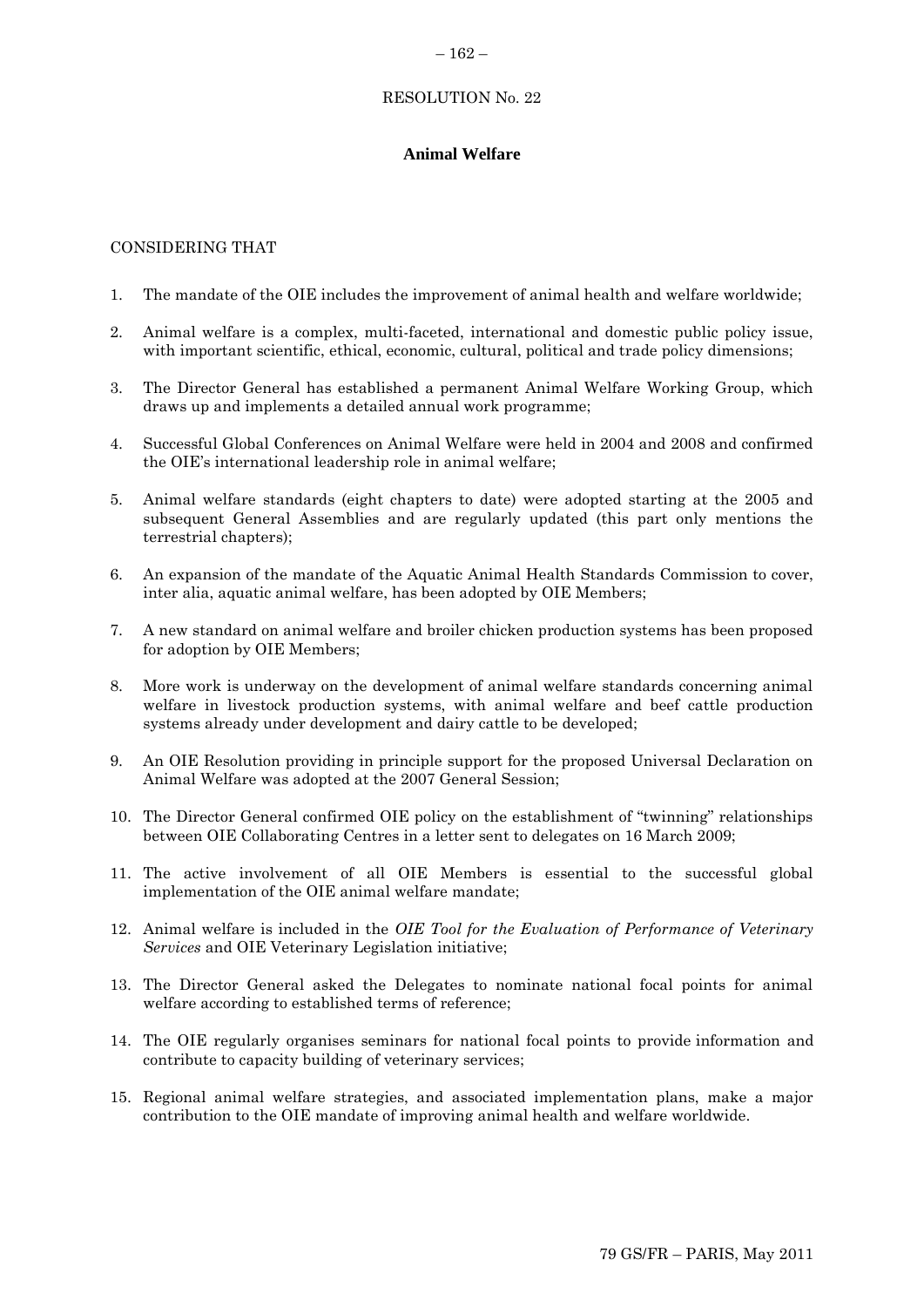RESOLUTION No. 22

## Animal Welfare

CONSIDERING THAT

1. The mandate of the OIE includes the improvement of animal health and welfare worldwide;

2. Animal welfare is a complex, multi-faceted, international and domestic public policy issue, with important scientific, ethical, economic, cultural, political and trade policy dimensions;

3. The Director General has established a permanent Animal Welfare Working Group, which draws up and implements a detailed annual work programme;

4. Successful Global Conferences on Animal Welfare were held in 2004 and 2008 and confirmed the OIE's international leadership role in animal welfare;

5. Animal welfare standards (eight chapters to date) were adopted starting at the 2005 and subsequent General Assemblies and are regularly updated (this part only mentions the terrestrial chapters);

6. An expansion of the mandate of the Aquatic Animal Health Standards Commission to cover, inter alia, aquatic animal welfare, has been adopted by OIE Members;

7. A new standard on animal welfare and broiler chicken production systems has been proposed for adoption by OIE Members;

8. More work is underway on the development of animal welfare standards concerning animal welfare in livestock production systems, with animal welfare and beef cattle production systems already under development and dairy cattle to be developed;

9. An OIE Resolution providing in principle support for the proposed Universal Declaration on Animal Welfare was adopted at the 2007 General Session;

10. The Director General confirmed OIE policy on the establishment of "twinning" relationships between OIE Collaborating Centres in a letter sent to delegates on 16 March 2009;

11. The active involvement of all OIE Members is essential to the successful global implementation of the OIE animal welfare mandate;

12. Animal welfare is included in the *OIE Tool for the Evaluation of Performance of Veterinary Services* and OIE Veterinary Legislation initiative;

13. The Director General asked the Delegates to nominate national focal points for animal welfare according to established terms of reference;

14. The OIE regularly organises seminars for national focal points to provide information and contribute to capacity building of veterinary services;

15. Regional animal welfare strategies, and associated implementation plans, make a major contribution to the OIE mandate of improving animal health and welfare worldwide.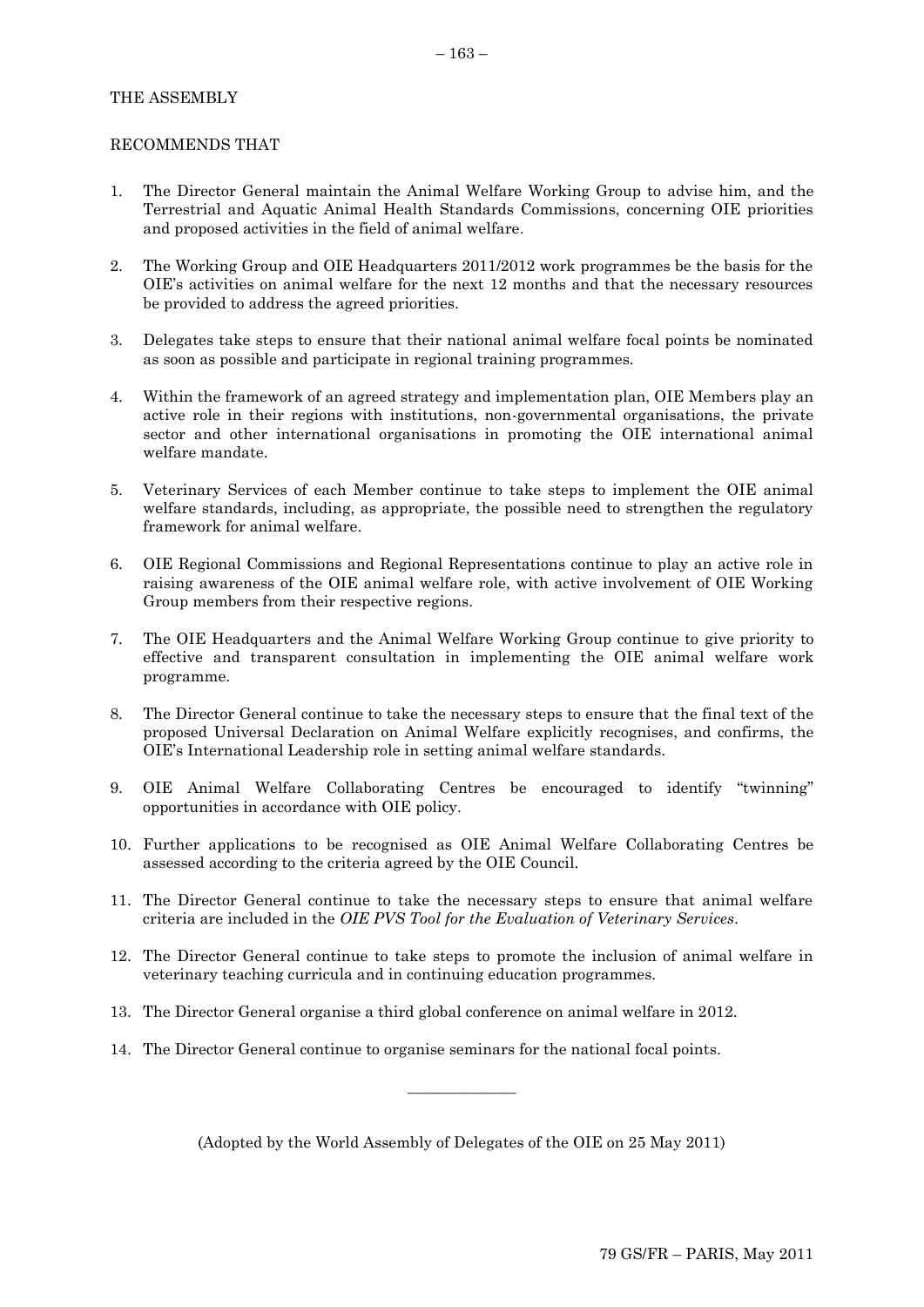THE ASSEMBLY

RECOMMENDS THAT

1. The Director General maintain the Animal Welfare Working Group to advise him, and the Terrestrial and Aquatic Animal Health Standards Commissions, concerning OIE priorities and proposed activities in the field of animal welfare.

2. The Working Group and OIE Headquarters 2011/2012 work programmes be the basis for the OIE's activities on animal welfare for the next 12 months and that the necessary resources be provided to address the agreed priorities.

3. Delegates take steps to ensure that their national animal welfare focal points be nominated as soon as possible and participate in regional training programmes.

4. Within the framework of an agreed strategy and implementation plan, OIE Members play an active role in their regions with institutions, non-governmental organisations, the private sector and other international organisations in promoting the OIE international animal welfare mandate.

5. Veterinary Services of each Member continue to take steps to implement the OIE animal welfare standards, including, as appropriate, the possible need to strengthen the regulatory framework for animal welfare.

6. OIE Regional Commissions and Regional Representations continue to play an active role in raising awareness of the OIE animal welfare role, with active involvement of OIE Working Group members from their respective regions.

7. The OIE Headquarters and the Animal Welfare Working Group continue to give priority to effective and transparent consultation in implementing the OIE animal welfare work programme.

8. The Director General continue to take the necessary steps to ensure that the final text of the proposed Universal Declaration on Animal Welfare explicitly recognises, and confirms, the OIE's International Leadership role in setting animal welfare standards.

9. OIE Animal Welfare Collaborating Centres be encouraged to identify "twinning" opportunities in accordance with OIE policy.

10. Further applications to be recognised as OIE Animal Welfare Collaborating Centres be assessed according to the criteria agreed by the OIE Council.

11. The Director General continue to take the necessary steps to ensure that animal welfare criteria are included in the *OIE PVS Tool for the Evaluation of Veterinary Services*.

12. The Director General continue to take steps to promote the inclusion of animal welfare in veterinary teaching curricula and in continuing education programmes.

13. The Director General organise a third global conference on animal welfare in 2012.

14. The Director General continue to organise seminars for the national focal points.

---

(Adopted by the World Assembly of Delegates of the OIE on 25 May 2011)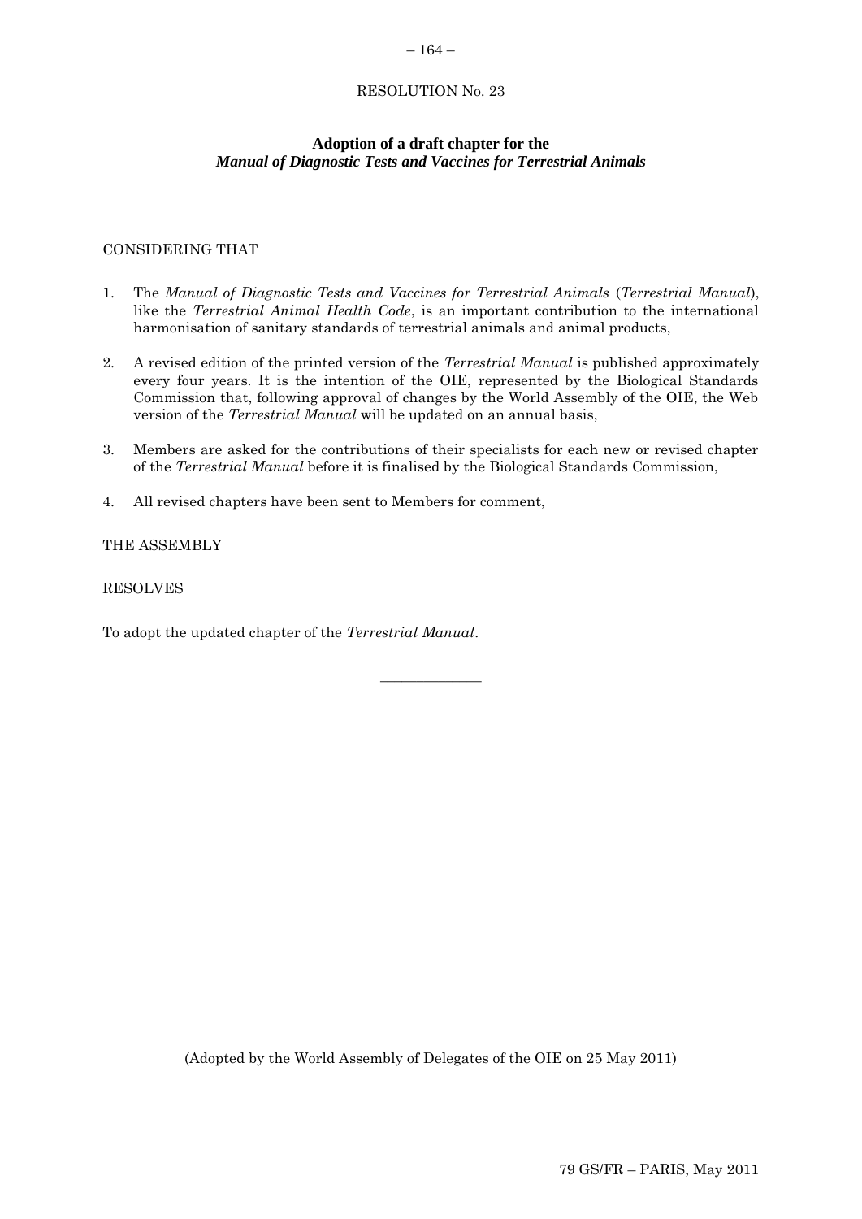RESOLUTION No. 23

**Adoption of a draft chapter for the**
***Manual of Diagnostic Tests and Vaccines for Terrestrial Animals***

CONSIDERING THAT

1. The *Manual of Diagnostic Tests and Vaccines for Terrestrial Animals* (*Terrestrial Manual*), like the *Terrestrial Animal Health Code*, is an important contribution to the international harmonisation of sanitary standards of terrestrial animals and animal products,

2. A revised edition of the printed version of the *Terrestrial Manual* is published approximately every four years. It is the intention of the OIE, represented by the Biological Standards Commission that, following approval of changes by the World Assembly of the OIE, the Web version of the *Terrestrial Manual* will be updated on an annual basis,

3. Members are asked for the contributions of their specialists for each new or revised chapter of the *Terrestrial Manual* before it is finalised by the Biological Standards Commission,

4. All revised chapters have been sent to Members for comment,

THE ASSEMBLY

RESOLVES

To adopt the updated chapter of the *Terrestrial Manual*.

---

(Adopted by the World Assembly of Delegates of the OIE on 25 May 2011)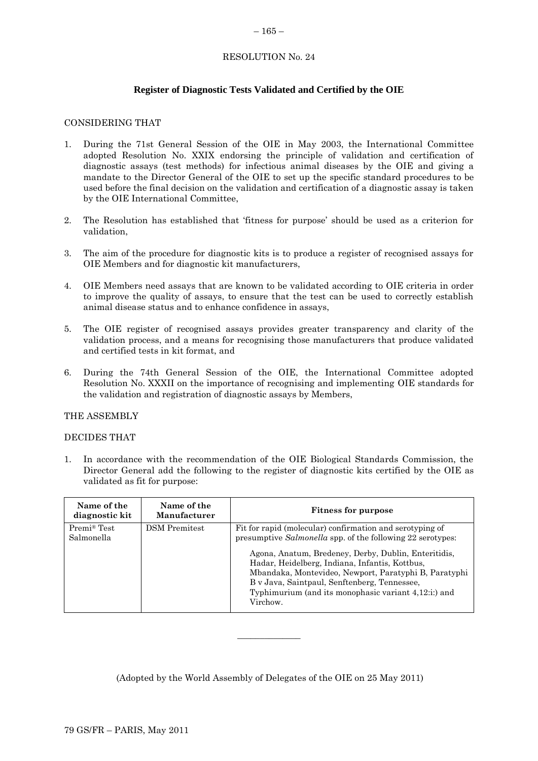RESOLUTION No. 24

## Register of Diagnostic Tests Validated and Certified by the OIE

CONSIDERING THAT

1. During the 71st General Session of the OIE in May 2003, the International Committee adopted Resolution No. XXIX endorsing the principle of validation and certification of diagnostic assays (test methods) for infectious animal diseases by the OIE and giving a mandate to the Director General of the OIE to set up the specific standard procedures to be used before the final decision on the validation and certification of a diagnostic assay is taken by the OIE International Committee,

2. The Resolution has established that 'fitness for purpose' should be used as a criterion for validation,

3. The aim of the procedure for diagnostic kits is to produce a register of recognised assays for OIE Members and for diagnostic kit manufacturers,

4. OIE Members need assays that are known to be validated according to OIE criteria in order to improve the quality of assays, to ensure that the test can be used to correctly establish animal disease status and to enhance confidence in assays,

5. The OIE register of recognised assays provides greater transparency and clarity of the validation process, and a means for recognising those manufacturers that produce validated and certified tests in kit format, and

6. During the 74th General Session of the OIE, the International Committee adopted Resolution No. XXXII on the importance of recognising and implementing OIE standards for the validation and registration of diagnostic assays by Members,

THE ASSEMBLY

DECIDES THAT

1. In accordance with the recommendation of the OIE Biological Standards Commission, the Director General add the following to the register of diagnostic kits certified by the OIE as validated as fit for purpose:

| Name of the diagnostic kit | Name of the Manufacturer | Fitness for purpose |
|---|---|---|
| Premi® Test Salmonella | DSM Premitest | Fit for rapid (molecular) confirmation and serotyping of presumptive *Salmonella* spp. of the following 22 serotypes: Agona, Anatum, Bredeney, Derby, Dublin, Enteritidis, Hadar, Heidelberg, Indiana, Infantis, Kottbus, Mbandaka, Montevideo, Newport, Paratyphi B, Paratyphi B v Java, Saintpaul, Senftenberg, Tennessee, Typhimurium (and its monophasic variant 4,12:i:) and Virchow. |

_______________

(Adopted by the World Assembly of Delegates of the OIE on 25 May 2011)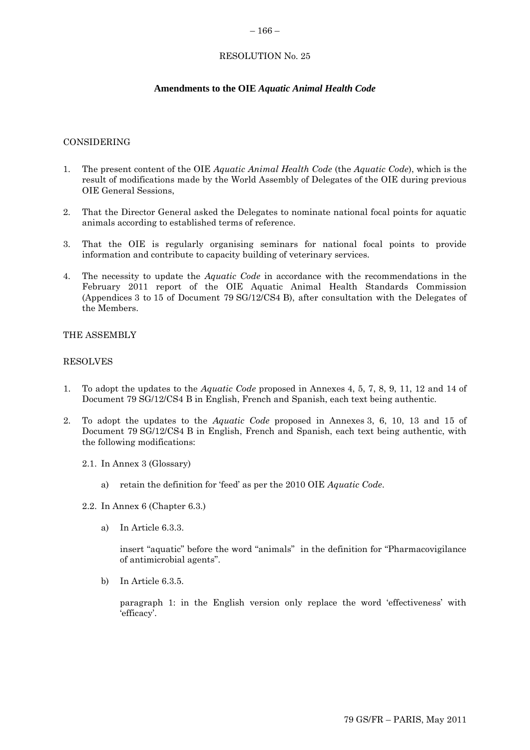RESOLUTION No. 25

## Amendments to the OIE *Aquatic Animal Health Code*

CONSIDERING

1. The present content of the OIE *Aquatic Animal Health Code* (the *Aquatic Code*), which is the result of modifications made by the World Assembly of Delegates of the OIE during previous OIE General Sessions,

2. That the Director General asked the Delegates to nominate national focal points for aquatic animals according to established terms of reference.

3. That the OIE is regularly organising seminars for national focal points to provide information and contribute to capacity building of veterinary services.

4. The necessity to update the *Aquatic Code* in accordance with the recommendations in the February 2011 report of the OIE Aquatic Animal Health Standards Commission (Appendices 3 to 15 of Document 79 SG/12/CS4 B), after consultation with the Delegates of the Members.

THE ASSEMBLY

RESOLVES

1. To adopt the updates to the *Aquatic Code* proposed in Annexes 4, 5, 7, 8, 9, 11, 12 and 14 of Document 79 SG/12/CS4 B in English, French and Spanish, each text being authentic.

2. To adopt the updates to the *Aquatic Code* proposed in Annexes 3, 6, 10, 13 and 15 of Document 79 SG/12/CS4 B in English, French and Spanish, each text being authentic, with the following modifications:

   2.1. In Annex 3 (Glossary)

      a) retain the definition for 'feed' as per the 2010 OIE *Aquatic Code*.

   2.2. In Annex 6 (Chapter 6.3.)

      a) In Article 6.3.3.

         insert "aquatic" before the word "animals" in the definition for "Pharmacovigilance of antimicrobial agents".

      b) In Article 6.3.5.

         paragraph 1: in the English version only replace the word 'effectiveness' with 'efficacy'.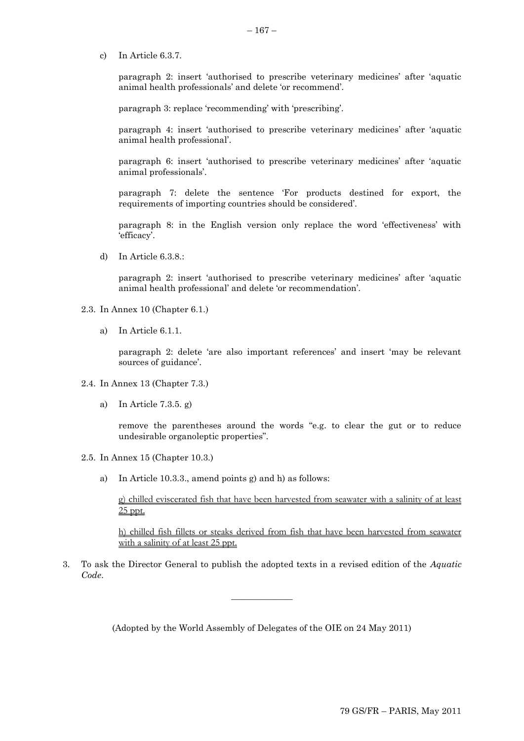c) In Article 6.3.7.

   paragraph 2: insert 'authorised to prescribe veterinary medicines' after 'aquatic animal health professionals' and delete 'or recommend'.

   paragraph 3: replace 'recommending' with 'prescribing'.

   paragraph 4: insert 'authorised to prescribe veterinary medicines' after 'aquatic animal health professional'.

   paragraph 6: insert 'authorised to prescribe veterinary medicines' after 'aquatic animal professionals'.

   paragraph 7: delete the sentence 'For products destined for export, the requirements of importing countries should be considered'.

   paragraph 8: in the English version only replace the word 'effectiveness' with 'efficacy'.

d) In Article 6.3.8.:

   paragraph 2: insert 'authorised to prescribe veterinary medicines' after 'aquatic animal health professional' and delete 'or recommendation'.

2.3. In Annex 10 (Chapter 6.1.)

   a) In Article 6.1.1.

      paragraph 2: delete 'are also important references' and insert 'may be relevant sources of guidance'.

2.4. In Annex 13 (Chapter 7.3.)

   a) In Article 7.3.5. g)

      remove the parentheses around the words "e.g. to clear the gut or to reduce undesirable organoleptic properties".

2.5. In Annex 15 (Chapter 10.3.)

   a) In Article 10.3.3., amend points g) and h) as follows:

      <u>g) chilled eviscerated fish that have been harvested from seawater with a salinity of at least 25 ppt.</u>

      <u>h) chilled fish fillets or steaks derived from fish that have been harvested from seawater with a salinity of at least 25 ppt.</u>

3. To ask the Director General to publish the adopted texts in a revised edition of the *Aquatic Code*.

---

(Adopted by the World Assembly of Delegates of the OIE on 24 May 2011)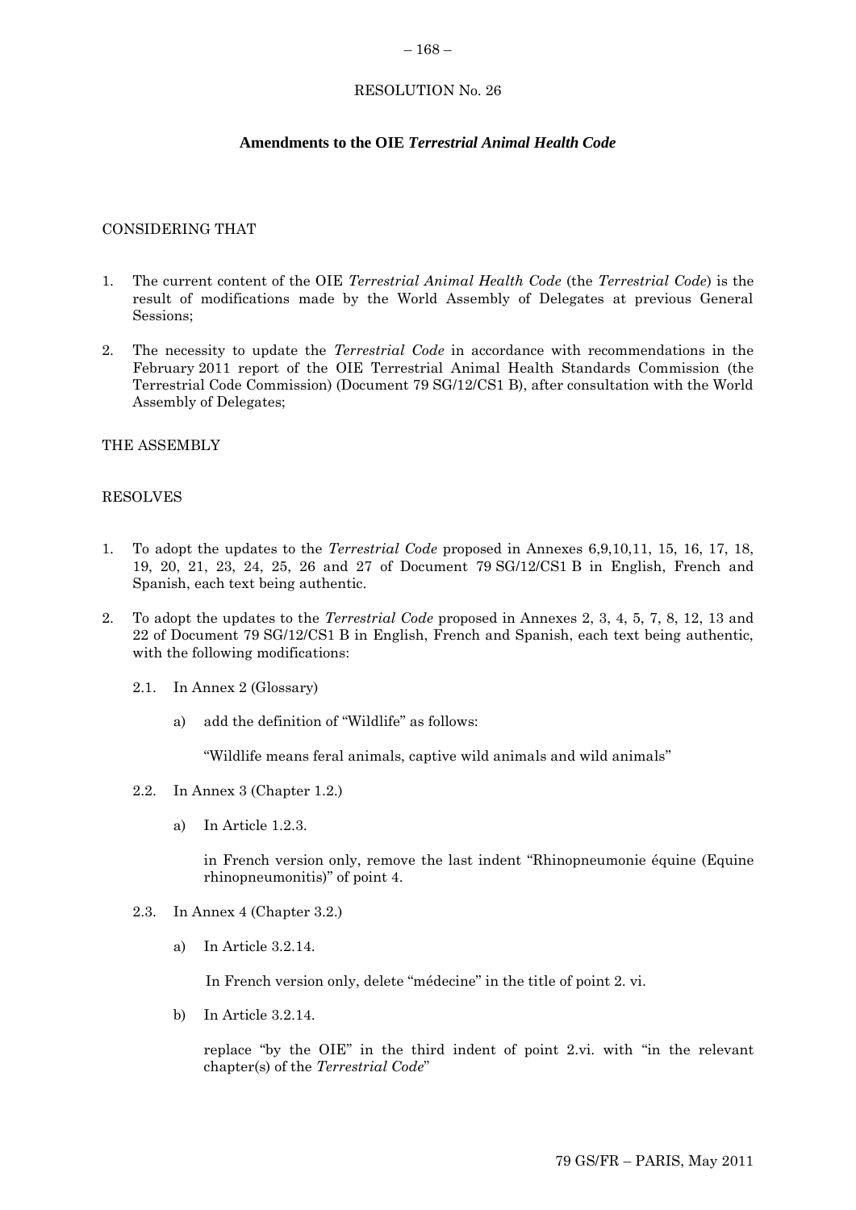RESOLUTION No. 26

**Amendments to the OIE *Terrestrial Animal Health Code***

CONSIDERING THAT

1. The current content of the OIE *Terrestrial Animal Health Code* (the *Terrestrial Code*) is the result of modifications made by the World Assembly of Delegates at previous General Sessions;

2. The necessity to update the *Terrestrial Code* in accordance with recommendations in the February 2011 report of the OIE Terrestrial Animal Health Standards Commission (the Terrestrial Code Commission) (Document 79 SG/12/CS1 B), after consultation with the World Assembly of Delegates;

THE ASSEMBLY

RESOLVES

1. To adopt the updates to the *Terrestrial Code* proposed in Annexes 6,9,10,11, 15, 16, 17, 18, 19, 20, 21, 23, 24, 25, 26 and 27 of Document 79 SG/12/CS1 B in English, French and Spanish, each text being authentic.

2. To adopt the updates to the *Terrestrial Code* proposed in Annexes 2, 3, 4, 5, 7, 8, 12, 13 and 22 of Document 79 SG/12/CS1 B in English, French and Spanish, each text being authentic, with the following modifications:

   2.1. In Annex 2 (Glossary)

      a) add the definition of "Wildlife" as follows:

         "Wildlife means feral animals, captive wild animals and wild animals"

   2.2. In Annex 3 (Chapter 1.2.)

      a) In Article 1.2.3.

         in French version only, remove the last indent "Rhinopneumonie équine (Equine rhinopneumonitis)" of point 4.

   2.3. In Annex 4 (Chapter 3.2.)

      a) In Article 3.2.14.

         In French version only, delete "médecine" in the title of point 2. vi.

      b) In Article 3.2.14.

         replace "by the OIE" in the third indent of point 2.vi. with "in the relevant chapter(s) of the *Terrestrial Code*"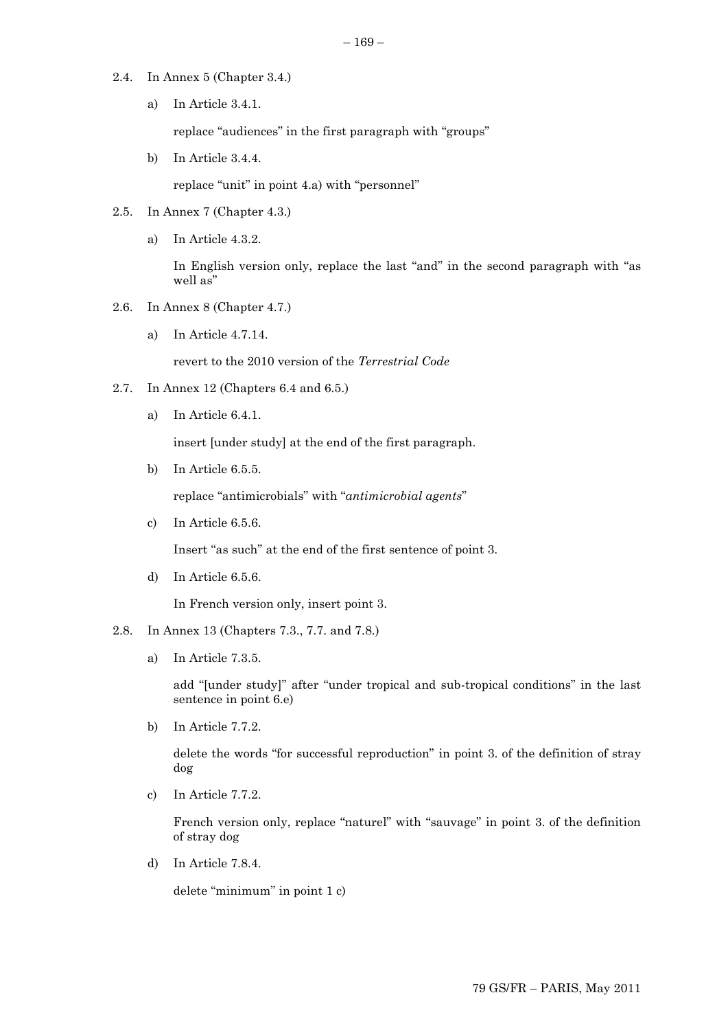2.4. In Annex 5 (Chapter 3.4.)

a) In Article 3.4.1.

replace "audiences" in the first paragraph with "groups"

b) In Article 3.4.4.

replace "unit" in point 4.a) with "personnel"

2.5. In Annex 7 (Chapter 4.3.)

a) In Article 4.3.2.

In English version only, replace the last "and" in the second paragraph with "as well as"

2.6. In Annex 8 (Chapter 4.7.)

a) In Article 4.7.14.

revert to the 2010 version of the *Terrestrial Code*

2.7. In Annex 12 (Chapters 6.4 and 6.5.)

a) In Article 6.4.1.

insert [under study] at the end of the first paragraph.

b) In Article 6.5.5.

replace "antimicrobials" with "*antimicrobial agents*"

c) In Article 6.5.6.

Insert "as such" at the end of the first sentence of point 3.

d) In Article 6.5.6.

In French version only, insert point 3.

2.8. In Annex 13 (Chapters 7.3., 7.7. and 7.8.)

a) In Article 7.3.5.

add "[under study]" after "under tropical and sub-tropical conditions" in the last sentence in point 6.e)

b) In Article 7.7.2.

delete the words "for successful reproduction" in point 3. of the definition of stray dog

c) In Article 7.7.2.

French version only, replace "naturel" with "sauvage" in point 3. of the definition of stray dog

d) In Article 7.8.4.

delete "minimum" in point 1 c)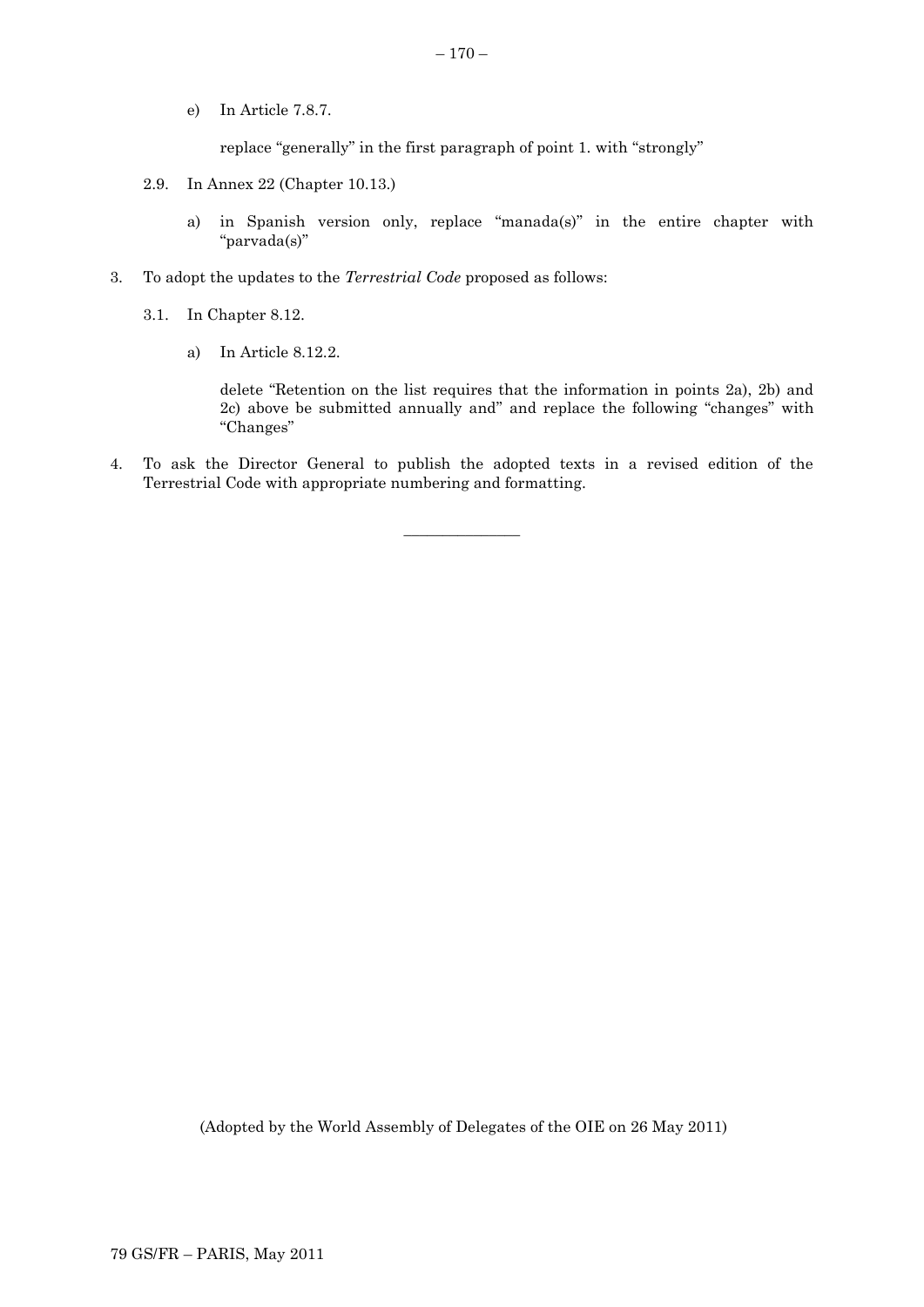e) In Article 7.8.7.

replace "generally" in the first paragraph of point 1. with "strongly"

2.9. In Annex 22 (Chapter 10.13.)

a) in Spanish version only, replace "manada(s)" in the entire chapter with "parvada(s)"

3. To adopt the updates to the *Terrestrial Code* proposed as follows:

3.1. In Chapter 8.12.

a) In Article 8.12.2.

delete "Retention on the list requires that the information in points 2a), 2b) and 2c) above be submitted annually and" and replace the following "changes" with "Changes"

4. To ask the Director General to publish the adopted texts in a revised edition of the Terrestrial Code with appropriate numbering and formatting.

---

(Adopted by the World Assembly of Delegates of the OIE on 26 May 2011)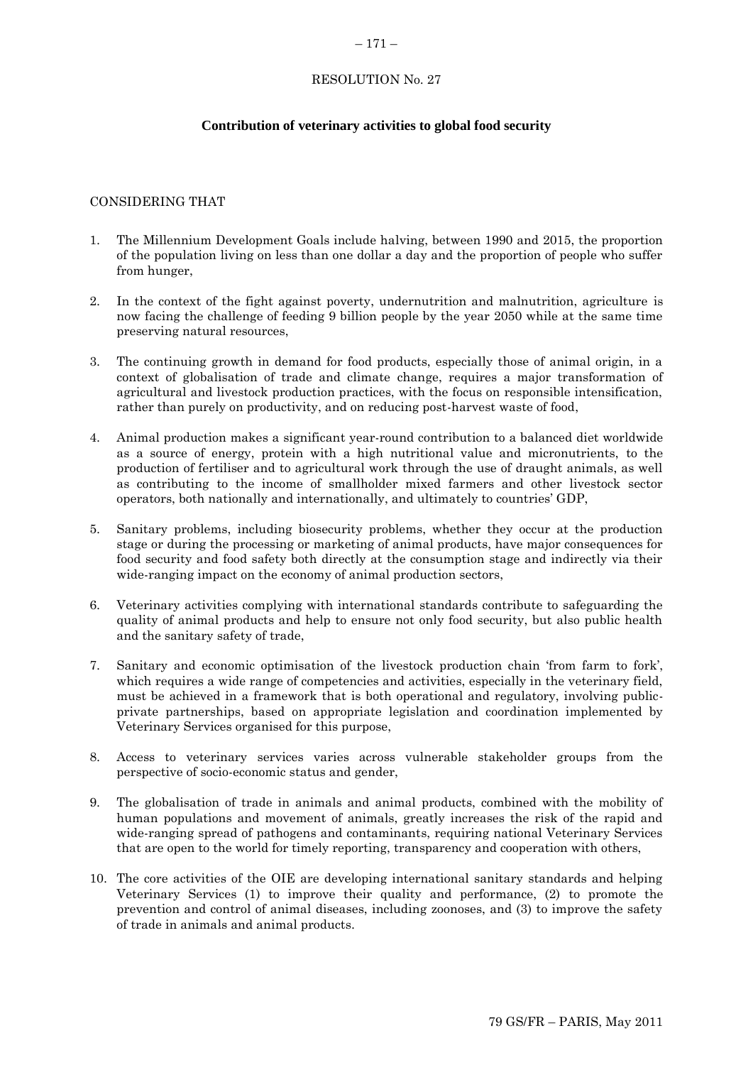# RESOLUTION No. 27

## Contribution of veterinary activities to global food security

CONSIDERING THAT

1. The Millennium Development Goals include halving, between 1990 and 2015, the proportion of the population living on less than one dollar a day and the proportion of people who suffer from hunger,

2. In the context of the fight against poverty, undernutrition and malnutrition, agriculture is now facing the challenge of feeding 9 billion people by the year 2050 while at the same time preserving natural resources,

3. The continuing growth in demand for food products, especially those of animal origin, in a context of globalisation of trade and climate change, requires a major transformation of agricultural and livestock production practices, with the focus on responsible intensification, rather than purely on productivity, and on reducing post-harvest waste of food,

4. Animal production makes a significant year-round contribution to a balanced diet worldwide as a source of energy, protein with a high nutritional value and micronutrients, to the production of fertiliser and to agricultural work through the use of draught animals, as well as contributing to the income of smallholder mixed farmers and other livestock sector operators, both nationally and internationally, and ultimately to countries' GDP,

5. Sanitary problems, including biosecurity problems, whether they occur at the production stage or during the processing or marketing of animal products, have major consequences for food security and food safety both directly at the consumption stage and indirectly via their wide-ranging impact on the economy of animal production sectors,

6. Veterinary activities complying with international standards contribute to safeguarding the quality of animal products and help to ensure not only food security, but also public health and the sanitary safety of trade,

7. Sanitary and economic optimisation of the livestock production chain 'from farm to fork', which requires a wide range of competencies and activities, especially in the veterinary field, must be achieved in a framework that is both operational and regulatory, involving public-private partnerships, based on appropriate legislation and coordination implemented by Veterinary Services organised for this purpose,

8. Access to veterinary services varies across vulnerable stakeholder groups from the perspective of socio-economic status and gender,

9. The globalisation of trade in animals and animal products, combined with the mobility of human populations and movement of animals, greatly increases the risk of the rapid and wide-ranging spread of pathogens and contaminants, requiring national Veterinary Services that are open to the world for timely reporting, transparency and cooperation with others,

10. The core activities of the OIE are developing international sanitary standards and helping Veterinary Services (1) to improve their quality and performance, (2) to promote the prevention and control of animal diseases, including zoonoses, and (3) to improve the safety of trade in animals and animal products.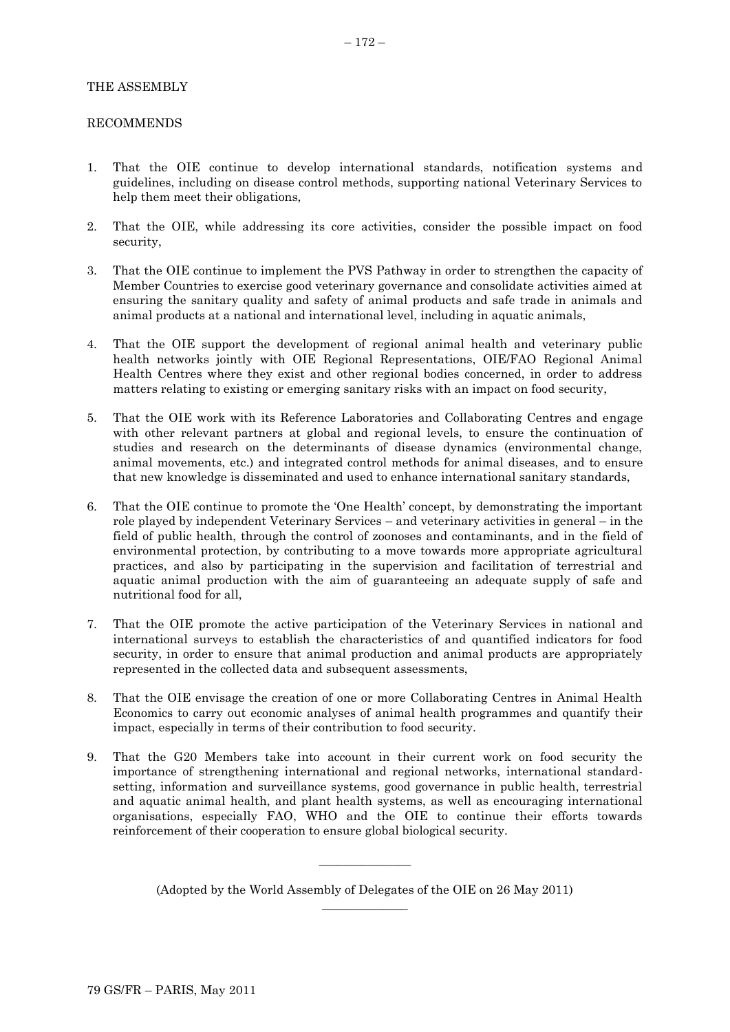THE ASSEMBLY

RECOMMENDS

1. That the OIE continue to develop international standards, notification systems and guidelines, including on disease control methods, supporting national Veterinary Services to help them meet their obligations,

2. That the OIE, while addressing its core activities, consider the possible impact on food security,

3. That the OIE continue to implement the PVS Pathway in order to strengthen the capacity of Member Countries to exercise good veterinary governance and consolidate activities aimed at ensuring the sanitary quality and safety of animal products and safe trade in animals and animal products at a national and international level, including in aquatic animals,

4. That the OIE support the development of regional animal health and veterinary public health networks jointly with OIE Regional Representations, OIE/FAO Regional Animal Health Centres where they exist and other regional bodies concerned, in order to address matters relating to existing or emerging sanitary risks with an impact on food security,

5. That the OIE work with its Reference Laboratories and Collaborating Centres and engage with other relevant partners at global and regional levels, to ensure the continuation of studies and research on the determinants of disease dynamics (environmental change, animal movements, etc.) and integrated control methods for animal diseases, and to ensure that new knowledge is disseminated and used to enhance international sanitary standards,

6. That the OIE continue to promote the 'One Health' concept, by demonstrating the important role played by independent Veterinary Services – and veterinary activities in general – in the field of public health, through the control of zoonoses and contaminants, and in the field of environmental protection, by contributing to a move towards more appropriate agricultural practices, and also by participating in the supervision and facilitation of terrestrial and aquatic animal production with the aim of guaranteeing an adequate supply of safe and nutritional food for all,

7. That the OIE promote the active participation of the Veterinary Services in national and international surveys to establish the characteristics of and quantified indicators for food security, in order to ensure that animal production and animal products are appropriately represented in the collected data and subsequent assessments,

8. That the OIE envisage the creation of one or more Collaborating Centres in Animal Health Economics to carry out economic analyses of animal health programmes and quantify their impact, especially in terms of their contribution to food security.

9. That the G20 Members take into account in their current work on food security the importance of strengthening international and regional networks, international standard-setting, information and surveillance systems, good governance in public health, terrestrial and aquatic animal health, and plant health systems, as well as encouraging international organisations, especially FAO, WHO and the OIE to continue their efforts towards reinforcement of their cooperation to ensure global biological security.

---

(Adopted by the World Assembly of Delegates of the OIE on 26 May 2011)

---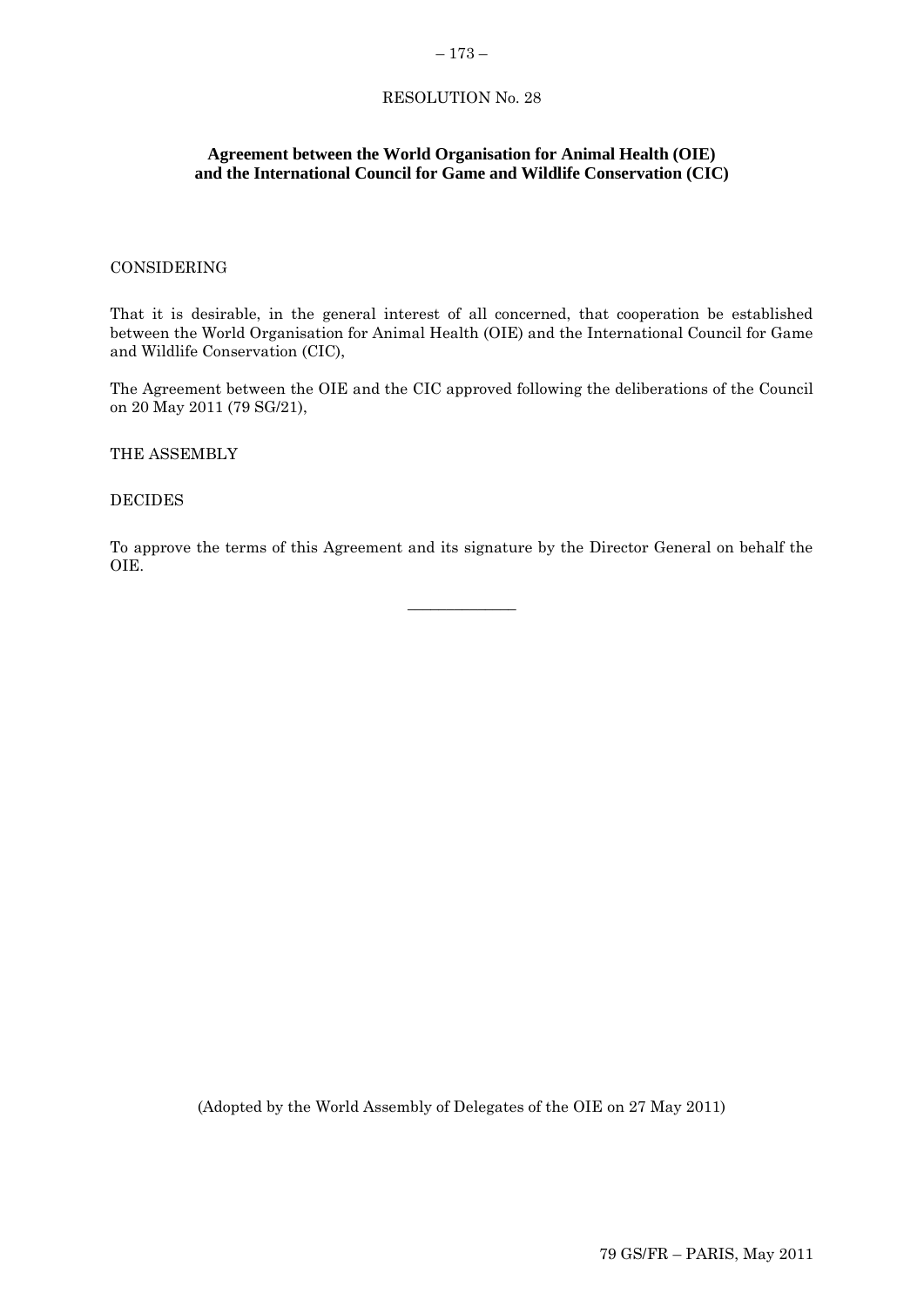RESOLUTION No. 28

**Agreement between the World Organisation for Animal Health (OIE) and the International Council for Game and Wildlife Conservation (CIC)**

CONSIDERING

That it is desirable, in the general interest of all concerned, that cooperation be established between the World Organisation for Animal Health (OIE) and the International Council for Game and Wildlife Conservation (CIC),

The Agreement between the OIE and the CIC approved following the deliberations of the Council on 20 May 2011 (79 SG/21),

THE ASSEMBLY

DECIDES

To approve the terms of this Agreement and its signature by the Director General on behalf the OIE.

---

(Adopted by the World Assembly of Delegates of the OIE on 27 May 2011)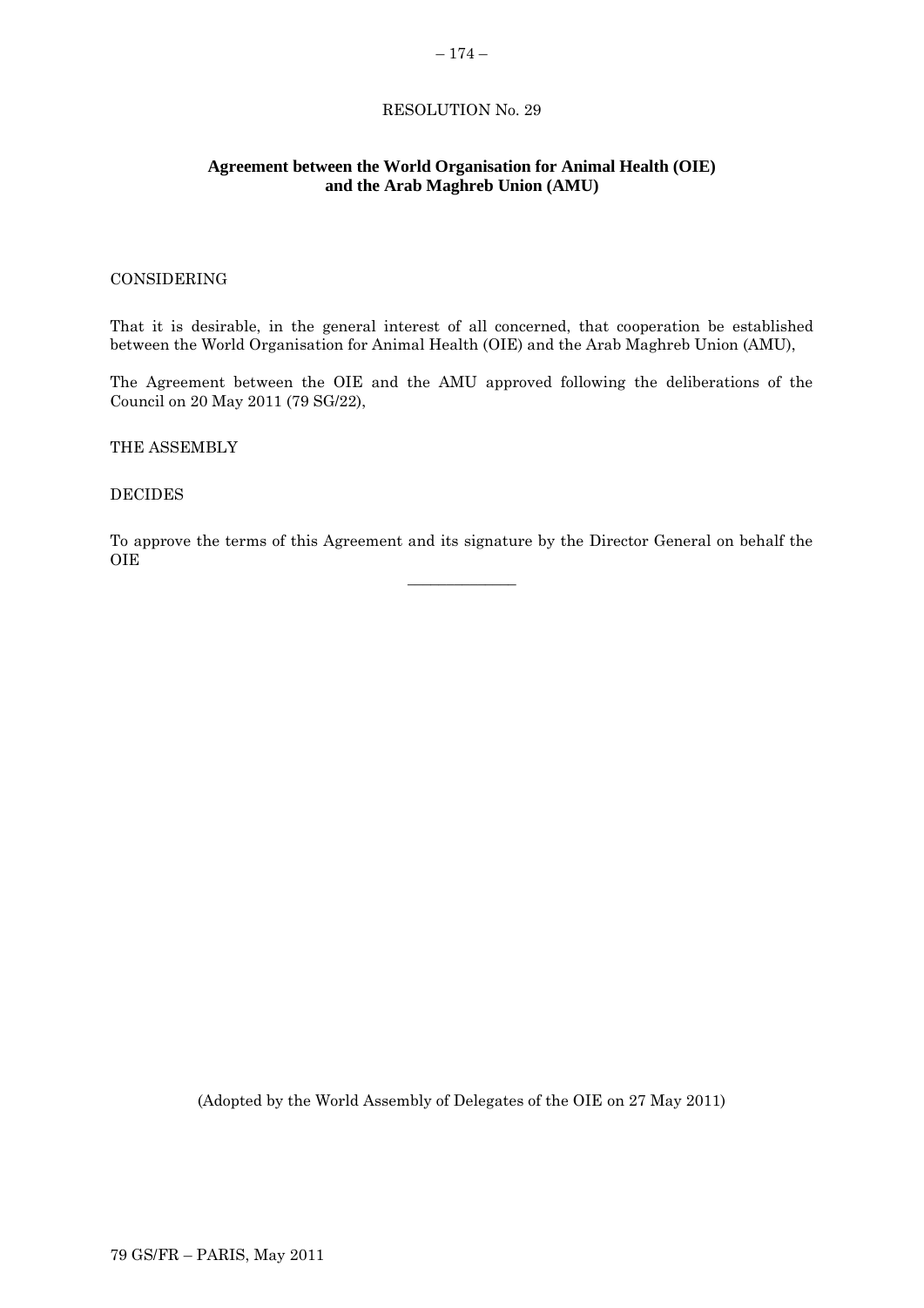RESOLUTION No. 29

**Agreement between the World Organisation for Animal Health (OIE) and the Arab Maghreb Union (AMU)**

CONSIDERING

That it is desirable, in the general interest of all concerned, that cooperation be established between the World Organisation for Animal Health (OIE) and the Arab Maghreb Union (AMU),

The Agreement between the OIE and the AMU approved following the deliberations of the Council on 20 May 2011 (79 SG/22),

THE ASSEMBLY

DECIDES

To approve the terms of this Agreement and its signature by the Director General on behalf the OIE

_____________

(Adopted by the World Assembly of Delegates of the OIE on 27 May 2011)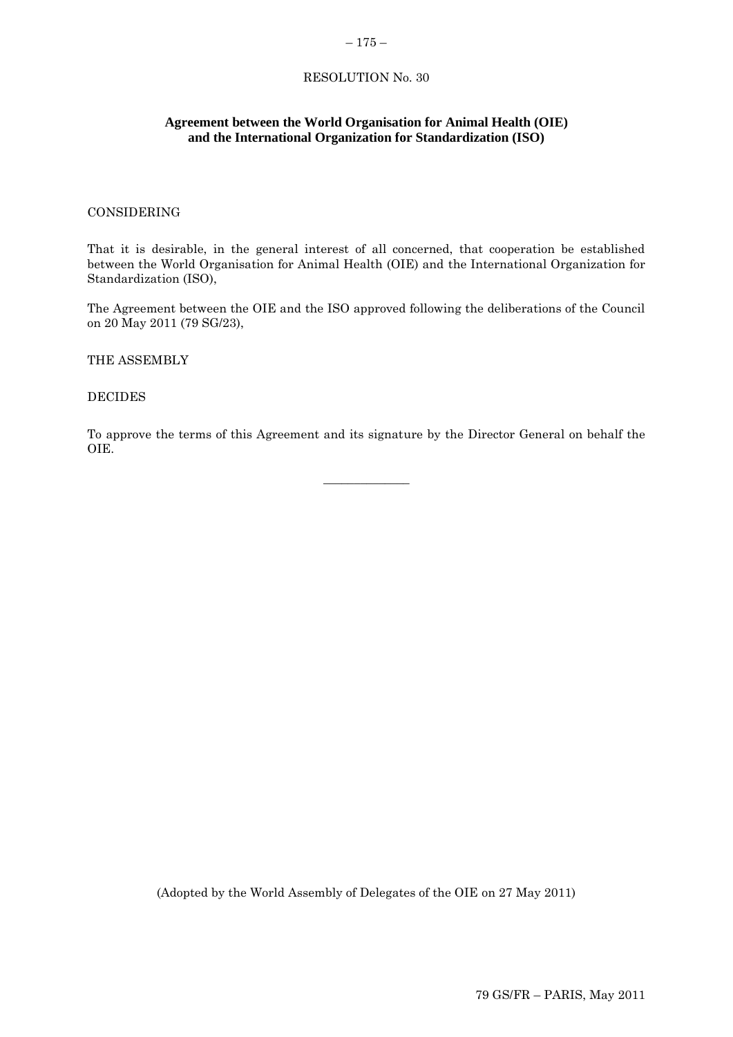RESOLUTION No. 30

**Agreement between the World Organisation for Animal Health (OIE) and the International Organization for Standardization (ISO)**

CONSIDERING

That it is desirable, in the general interest of all concerned, that cooperation be established between the World Organisation for Animal Health (OIE) and the International Organization for Standardization (ISO),

The Agreement between the OIE and the ISO approved following the deliberations of the Council on 20 May 2011 (79 SG/23),

THE ASSEMBLY

DECIDES

To approve the terms of this Agreement and its signature by the Director General on behalf the OIE.

---

(Adopted by the World Assembly of Delegates of the OIE on 27 May 2011)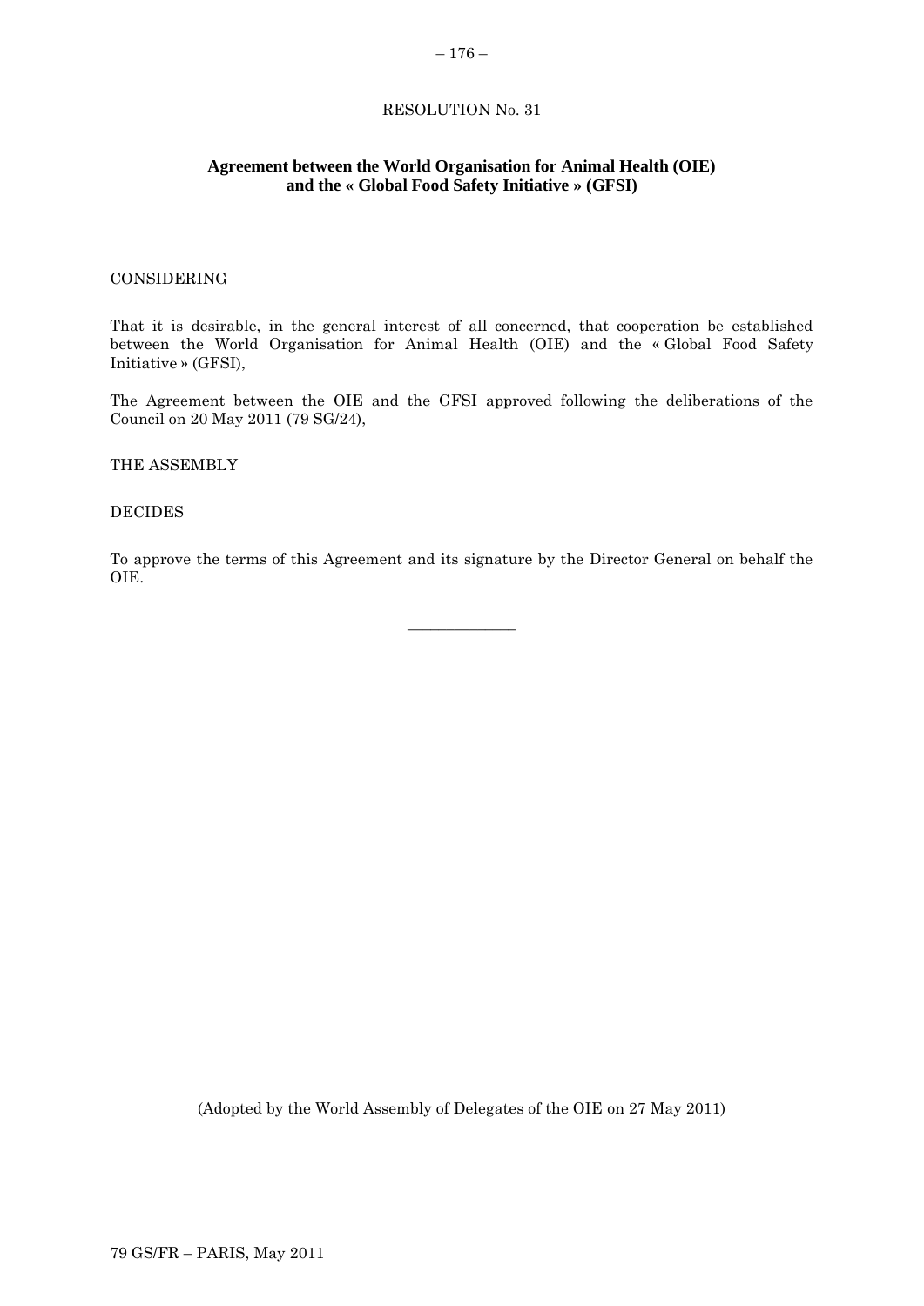RESOLUTION No. 31

**Agreement between the World Organisation for Animal Health (OIE) and the « Global Food Safety Initiative » (GFSI)**

CONSIDERING

That it is desirable, in the general interest of all concerned, that cooperation be established between the World Organisation for Animal Health (OIE) and the « Global Food Safety Initiative » (GFSI),

The Agreement between the OIE and the GFSI approved following the deliberations of the Council on 20 May 2011 (79 SG/24),

THE ASSEMBLY

DECIDES

To approve the terms of this Agreement and its signature by the Director General on behalf the OIE.

---

(Adopted by the World Assembly of Delegates of the OIE on 27 May 2011)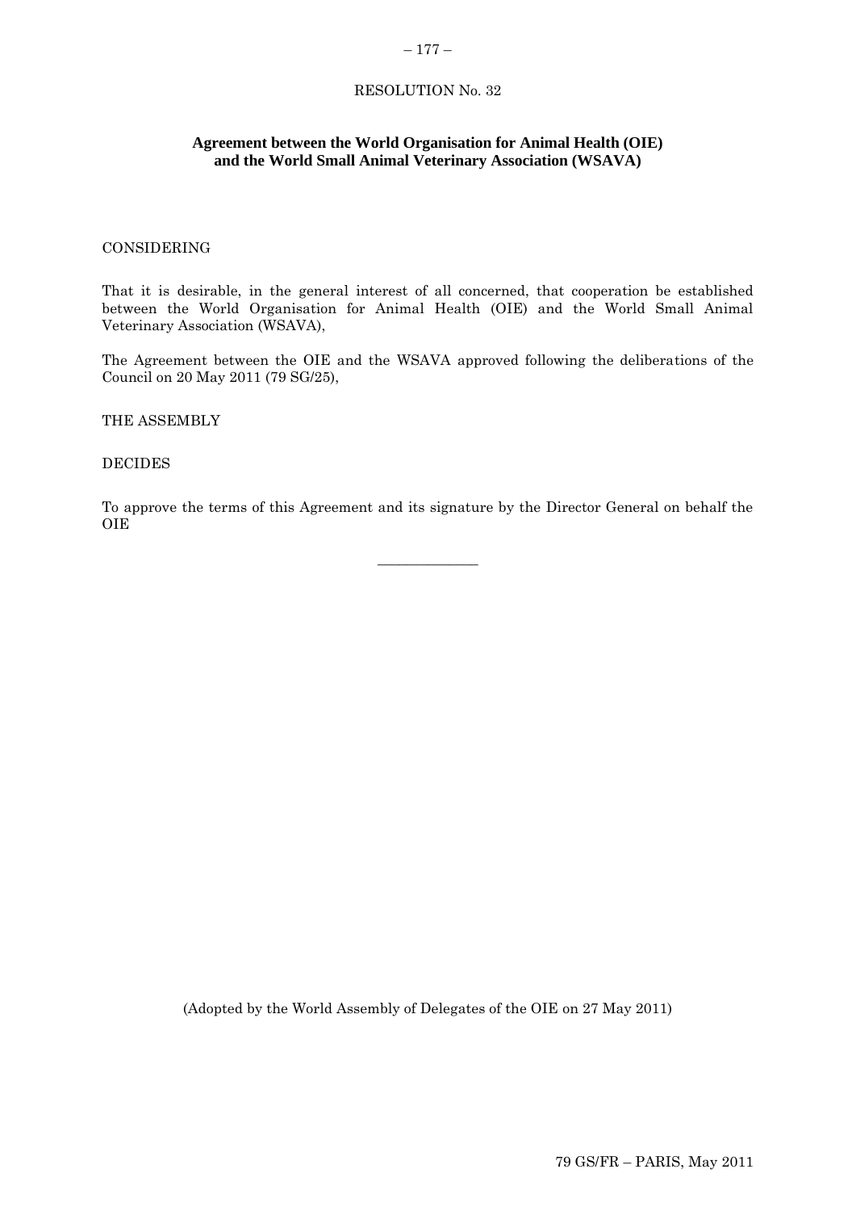RESOLUTION No. 32

## Agreement between the World Organisation for Animal Health (OIE) and the World Small Animal Veterinary Association (WSAVA)

CONSIDERING

That it is desirable, in the general interest of all concerned, that cooperation be established between the World Organisation for Animal Health (OIE) and the World Small Animal Veterinary Association (WSAVA),

The Agreement between the OIE and the WSAVA approved following the deliberations of the Council on 20 May 2011 (79 SG/25),

THE ASSEMBLY

DECIDES

To approve the terms of this Agreement and its signature by the Director General on behalf the OIE

---

(Adopted by the World Assembly of Delegates of the OIE on 27 May 2011)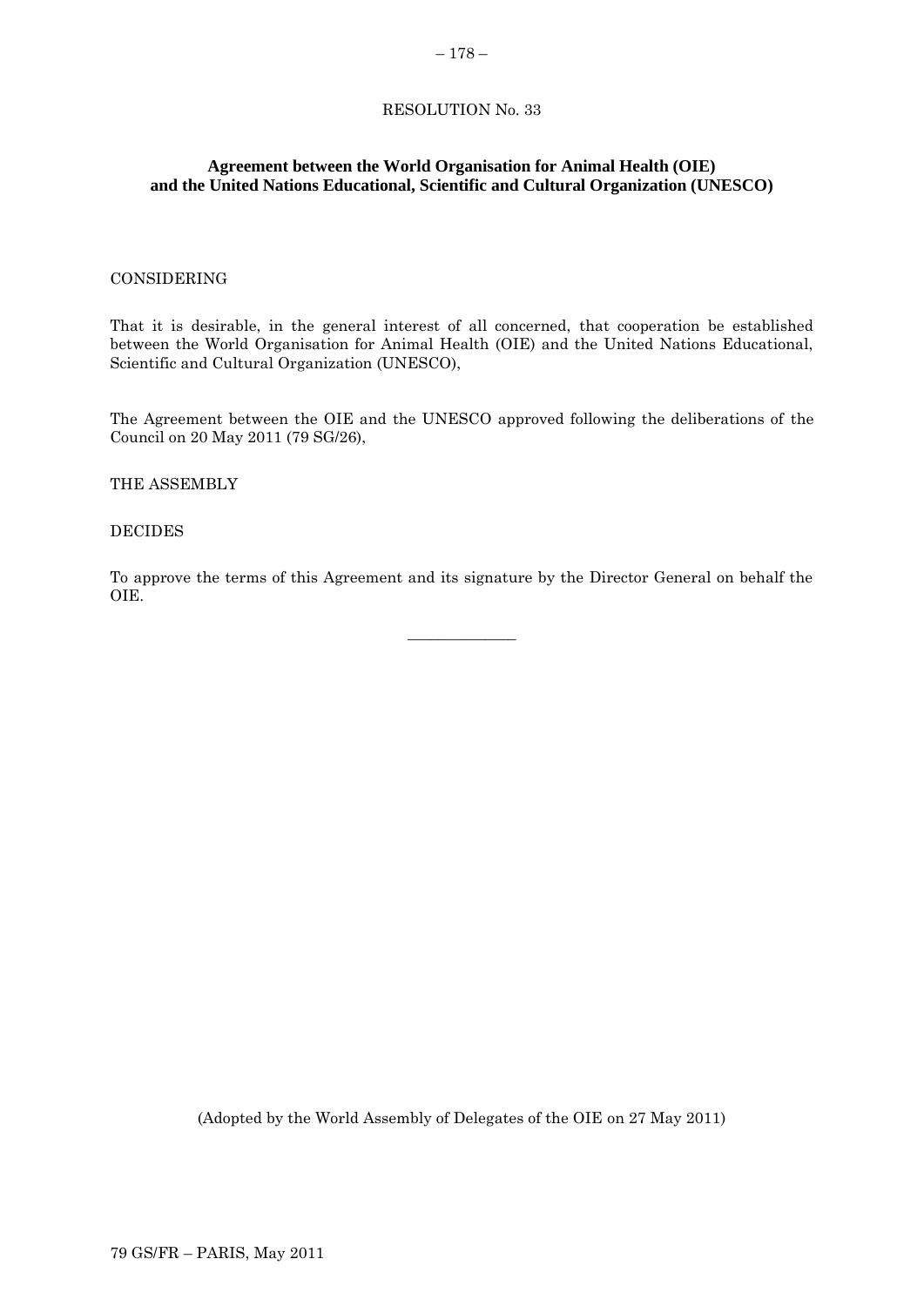RESOLUTION No. 33

**Agreement between the World Organisation for Animal Health (OIE) and the United Nations Educational, Scientific and Cultural Organization (UNESCO)**

CONSIDERING

That it is desirable, in the general interest of all concerned, that cooperation be established between the World Organisation for Animal Health (OIE) and the United Nations Educational, Scientific and Cultural Organization (UNESCO),

The Agreement between the OIE and the UNESCO approved following the deliberations of the Council on 20 May 2011 (79 SG/26),

THE ASSEMBLY

DECIDES

To approve the terms of this Agreement and its signature by the Director General on behalf the OIE.

_____________

(Adopted by the World Assembly of Delegates of the OIE on 27 May 2011)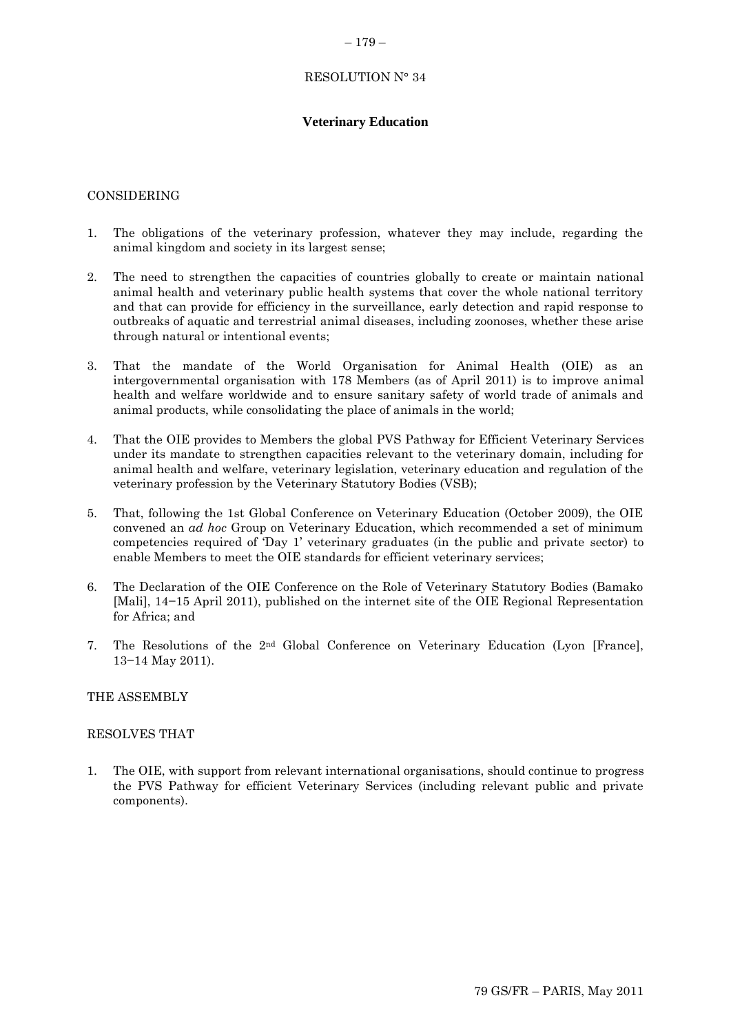RESOLUTION N° 34

## Veterinary Education

CONSIDERING

1. The obligations of the veterinary profession, whatever they may include, regarding the animal kingdom and society in its largest sense;

2. The need to strengthen the capacities of countries globally to create or maintain national animal health and veterinary public health systems that cover the whole national territory and that can provide for efficiency in the surveillance, early detection and rapid response to outbreaks of aquatic and terrestrial animal diseases, including zoonoses, whether these arise through natural or intentional events;

3. That the mandate of the World Organisation for Animal Health (OIE) as an intergovernmental organisation with 178 Members (as of April 2011) is to improve animal health and welfare worldwide and to ensure sanitary safety of world trade of animals and animal products, while consolidating the place of animals in the world;

4. That the OIE provides to Members the global PVS Pathway for Efficient Veterinary Services under its mandate to strengthen capacities relevant to the veterinary domain, including for animal health and welfare, veterinary legislation, veterinary education and regulation of the veterinary profession by the Veterinary Statutory Bodies (VSB);

5. That, following the 1st Global Conference on Veterinary Education (October 2009), the OIE convened an *ad hoc* Group on Veterinary Education, which recommended a set of minimum competencies required of 'Day 1' veterinary graduates (in the public and private sector) to enable Members to meet the OIE standards for efficient veterinary services;

6. The Declaration of the OIE Conference on the Role of Veterinary Statutory Bodies (Bamako [Mali], 14−15 April 2011), published on the internet site of the OIE Regional Representation for Africa; and

7. The Resolutions of the 2nd Global Conference on Veterinary Education (Lyon [France], 13−14 May 2011).

THE ASSEMBLY

RESOLVES THAT

1. The OIE, with support from relevant international organisations, should continue to progress the PVS Pathway for efficient Veterinary Services (including relevant public and private components).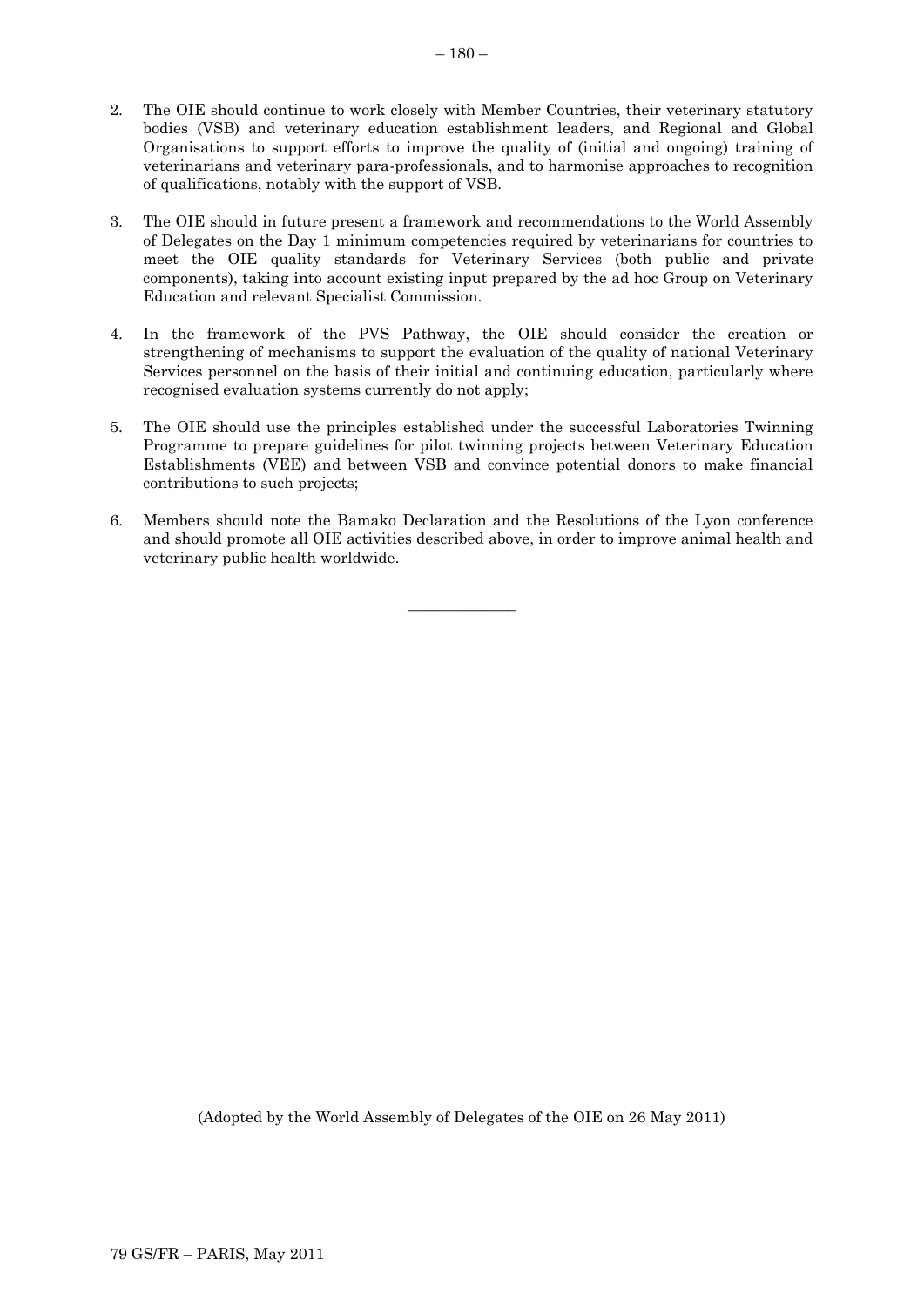2. The OIE should continue to work closely with Member Countries, their veterinary statutory bodies (VSB) and veterinary education establishment leaders, and Regional and Global Organisations to support efforts to improve the quality of (initial and ongoing) training of veterinarians and veterinary para-professionals, and to harmonise approaches to recognition of qualifications, notably with the support of VSB.

3. The OIE should in future present a framework and recommendations to the World Assembly of Delegates on the Day 1 minimum competencies required by veterinarians for countries to meet the OIE quality standards for Veterinary Services (both public and private components), taking into account existing input prepared by the ad hoc Group on Veterinary Education and relevant Specialist Commission.

4. In the framework of the PVS Pathway, the OIE should consider the creation or strengthening of mechanisms to support the evaluation of the quality of national Veterinary Services personnel on the basis of their initial and continuing education, particularly where recognised evaluation systems currently do not apply;

5. The OIE should use the principles established under the successful Laboratories Twinning Programme to prepare guidelines for pilot twinning projects between Veterinary Education Establishments (VEE) and between VSB and convince potential donors to make financial contributions to such projects;

6. Members should note the Bamako Declaration and the Resolutions of the Lyon conference and should promote all OIE activities described above, in order to improve animal health and veterinary public health worldwide.

---

(Adopted by the World Assembly of Delegates of the OIE on 26 May 2011)